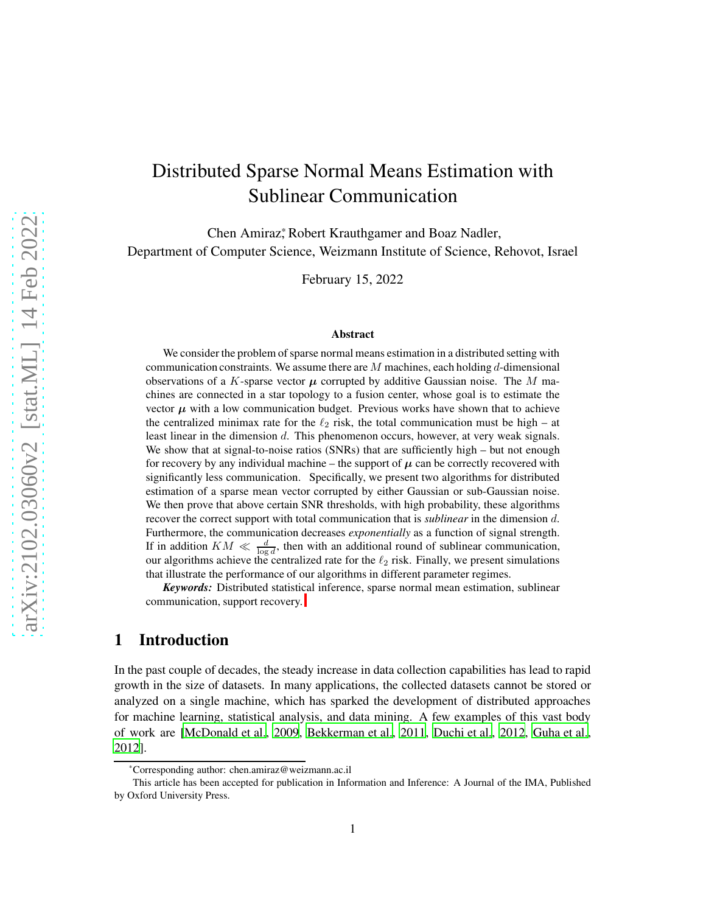# Distributed Sparse Normal Means Estimation with Sublinear Communication

Chen Amiraz[*], Robert Krauthgamer and Boaz Nadler,
Department of Computer Science, Weizmann Institute of Science, Rehovot, Israel

February 15, 2022

### Abstract

We consider the problem of sparse normal means estimation in a distributed setting with communication constraints. We assume there are $M$ machines, each holding $d$-dimensional observations of a $K$-sparse vector $\boldsymbol{\mu}$ corrupted by additive Gaussian noise. The $M$ machines are connected in a star topology to a fusion center, whose goal is to estimate the vector $\boldsymbol{\mu}$ with a low communication budget. Previous works have shown that to achieve the centralized minimax rate for the $\ell_2$ risk, the total communication must be high – at least linear in the dimension $d$. This phenomenon occurs, however, at very weak signals. We show that at signal-to-noise ratios (SNRs) that are sufficiently high – but not enough for recovery by any individual machine – the support of $\boldsymbol{\mu}$ can be correctly recovered with significantly less communication. Specifically, we present two algorithms for distributed estimation of a sparse mean vector corrupted by either Gaussian or sub-Gaussian noise. We then prove that above certain SNR thresholds, with high probability, these algorithms recover the correct support with total communication that is *sublinear* in the dimension $d$. Furthermore, the communication decreases *exponentially* as a function of signal strength. If in addition $KM \ll \frac{d}{\log d}$, then with an additional round of sublinear communication, our algorithms achieve the centralized rate for the $\ell_2$ risk. Finally, we present simulations that illustrate the performance of our algorithms in different parameter regimes.

***Keywords:*** Distributed statistical inference, sparse normal mean estimation, sublinear communication, support recovery.

## 1 Introduction

In the past couple of decades, the steady increase in data collection capabilities has lead to rapid growth in the size of datasets. In many applications, the collected datasets cannot be stored or analyzed on a single machine, which has sparked the development of distributed approaches for machine learning, statistical analysis, and data mining. A few examples of this vast body of work are [McDonald et al., 2009, Bekkerman et al., 2011, Duchi et al., 2012, Guha et al., 2012].

[*]Corresponding author: chen.amiraz@weizmann.ac.il

This article has been accepted for publication in Information and Inference: A Journal of the IMA, Published by Oxford University Press.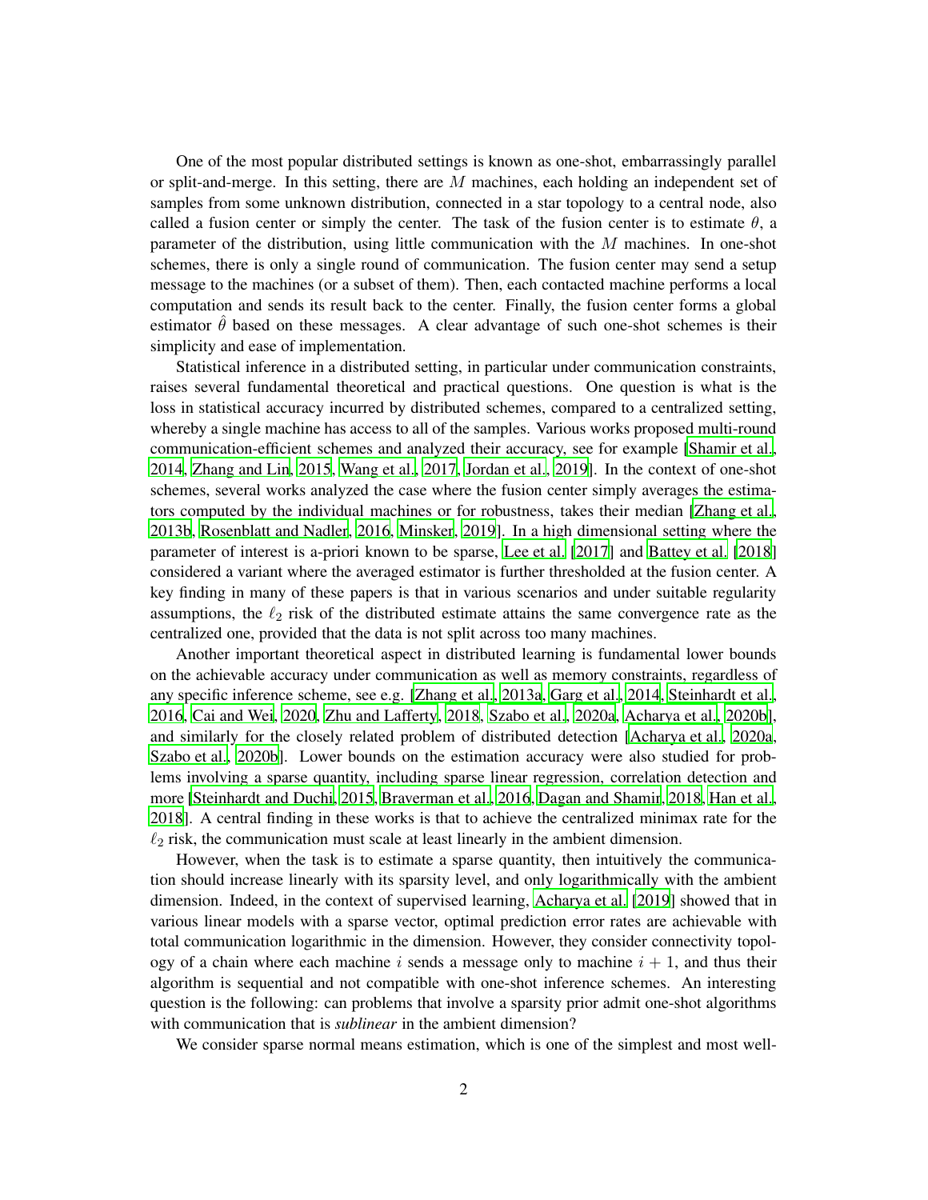One of the most popular distributed settings is known as one-shot, embarrassingly parallel or split-and-merge. In this setting, there are $M$ machines, each holding an independent set of samples from some unknown distribution, connected in a star topology to a central node, also called a fusion center or simply the center. The task of the fusion center is to estimate $\theta$, a parameter of the distribution, using little communication with the $M$ machines. In one-shot schemes, there is only a single round of communication. The fusion center may send a setup message to the machines (or a subset of them). Then, each contacted machine performs a local computation and sends its result back to the center. Finally, the fusion center forms a global estimator $\hat{\theta}$ based on these messages. A clear advantage of such one-shot schemes is their simplicity and ease of implementation.

Statistical inference in a distributed setting, in particular under communication constraints, raises several fundamental theoretical and practical questions. One question is what is the loss in statistical accuracy incurred by distributed schemes, compared to a centralized setting, whereby a single machine has access to all of the samples. Various works proposed multi-round communication-efficient schemes and analyzed their accuracy, see for example [Shamir et al., 2014, Zhang and Lin, 2015, Wang et al., 2017, Jordan et al., 2019]. In the context of one-shot schemes, several works analyzed the case where the fusion center simply averages the estimators computed by the individual machines or for robustness, takes their median [Zhang et al., 2013b, Rosenblatt and Nadler, 2016, Minsker, 2019]. In a high dimensional setting where the parameter of interest is a-priori known to be sparse, Lee et al. [2017] and Battey et al. [2018] considered a variant where the averaged estimator is further thresholded at the fusion center. A key finding in many of these papers is that in various scenarios and under suitable regularity assumptions, the $\ell_2$ risk of the distributed estimate attains the same convergence rate as the centralized one, provided that the data is not split across too many machines.

Another important theoretical aspect in distributed learning is fundamental lower bounds on the achievable accuracy under communication as well as memory constraints, regardless of any specific inference scheme, see e.g. [Zhang et al., 2013a, Garg et al., 2014, Steinhardt et al., 2016, Cai and Wei, 2020, Zhu and Lafferty, 2018, Szabo et al., 2020a, Acharya et al., 2020b], and similarly for the closely related problem of distributed detection [Acharya et al., 2020a, Szabo et al., 2020b]. Lower bounds on the estimation accuracy were also studied for problems involving a sparse quantity, including sparse linear regression, correlation detection and more [Steinhardt and Duchi, 2015, Braverman et al., 2016, Dagan and Shamir, 2018, Han et al., 2018]. A central finding in these works is that to achieve the centralized minimax rate for the $\ell_2$ risk, the communication must scale at least linearly in the ambient dimension.

However, when the task is to estimate a sparse quantity, then intuitively the communication should increase linearly with its sparsity level, and only logarithmically with the ambient dimension. Indeed, in the context of supervised learning, Acharya et al. [2019] showed that in various linear models with a sparse vector, optimal prediction error rates are achievable with total communication logarithmic in the dimension. However, they consider connectivity topology of a chain where each machine $i$ sends a message only to machine $i + 1$, and thus their algorithm is sequential and not compatible with one-shot inference schemes. An interesting question is the following: can problems that involve a sparsity prior admit one-shot algorithms with communication that is *sublinear* in the ambient dimension?

We consider sparse normal means estimation, which is one of the simplest and most well-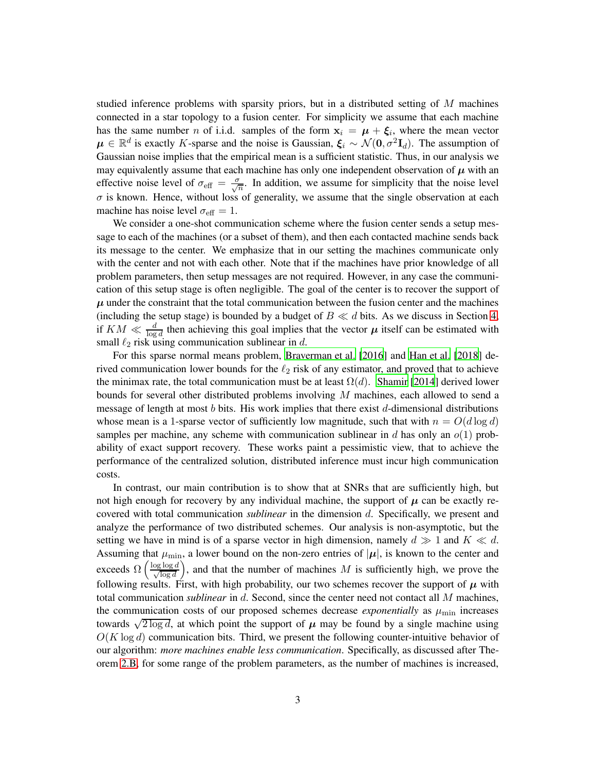studied inference problems with sparsity priors, but in a distributed setting of $M$ machines connected in a star topology to a fusion center. For simplicity we assume that each machine has the same number $n$ of i.i.d. samples of the form $\mathbf{x}_i = \boldsymbol{\mu} + \boldsymbol{\xi}_i$, where the mean vector $\boldsymbol{\mu} \in \mathbb{R}^d$ is exactly $K$-sparse and the noise is Gaussian, $\boldsymbol{\xi}_i \sim \mathcal{N}(\mathbf{0}, \sigma^2 \mathbf{I}_d)$. The assumption of Gaussian noise implies that the empirical mean is a sufficient statistic. Thus, in our analysis we may equivalently assume that each machine has only one independent observation of $\boldsymbol{\mu}$ with an effective noise level of $\sigma_{\text{eff}} = \frac{\sigma}{\sqrt{n}}$. In addition, we assume for simplicity that the noise level $\sigma$ is known. Hence, without loss of generality, we assume that the single observation at each machine has noise level $\sigma_{\text{eff}} = 1$.

We consider a one-shot communication scheme where the fusion center sends a setup message to each of the machines (or a subset of them), and then each contacted machine sends back its message to the center. We emphasize that in our setting the machines communicate only with the center and not with each other. Note that if the machines have prior knowledge of all problem parameters, then setup messages are not required. However, in any case the communication of this setup stage is often negligible. The goal of the center is to recover the support of $\boldsymbol{\mu}$ under the constraint that the total communication between the fusion center and the machines (including the setup stage) is bounded by a budget of $B \ll d$ bits. As we discuss in Section 4, if $KM \ll \frac{d}{\log d}$ then achieving this goal implies that the vector $\boldsymbol{\mu}$ itself can be estimated with small $\ell_2$ risk using communication sublinear in $d$.

For this sparse normal means problem, Braverman et al. [2016] and Han et al. [2018] derived communication lower bounds for the $\ell_2$ risk of any estimator, and proved that to achieve the minimax rate, the total communication must be at least $\Omega(d)$. Shamir [2014] derived lower bounds for several other distributed problems involving $M$ machines, each allowed to send a message of length at most $b$ bits. His work implies that there exist $d$-dimensional distributions whose mean is a 1-sparse vector of sufficiently low magnitude, such that with $n = O(d \log d)$ samples per machine, any scheme with communication sublinear in $d$ has only an $o(1)$ probability of exact support recovery. These works paint a pessimistic view, that to achieve the performance of the centralized solution, distributed inference must incur high communication costs.

In contrast, our main contribution is to show that at SNRs that are sufficiently high, but not high enough for recovery by any individual machine, the support of $\boldsymbol{\mu}$ can be exactly recovered with total communication *sublinear* in the dimension $d$. Specifically, we present and analyze the performance of two distributed schemes. Our analysis is non-asymptotic, but the setting we have in mind is of a sparse vector in high dimension, namely $d \gg 1$ and $K \ll d$. Assuming that $\mu_{\min}$, a lower bound on the non-zero entries of $|\boldsymbol{\mu}|$, is known to the center and exceeds $\Omega\left(\frac{\log \log d}{\sqrt{\log d}}\right)$, and that the number of machines $M$ is sufficiently high, we prove the following results. First, with high probability, our two schemes recover the support of $\boldsymbol{\mu}$ with total communication *sublinear* in $d$. Second, since the center need not contact all $M$ machines, the communication costs of our proposed schemes decrease *exponentially* as $\mu_{\min}$ increases towards $\sqrt{2 \log d}$, at which point the support of $\boldsymbol{\mu}$ may be found by a single machine using $O(K \log d)$ communication bits. Third, we present the following counter-intuitive behavior of our algorithm: *more machines enable less communication*. Specifically, as discussed after Theorem 2.B, for some range of the problem parameters, as the number of machines is increased,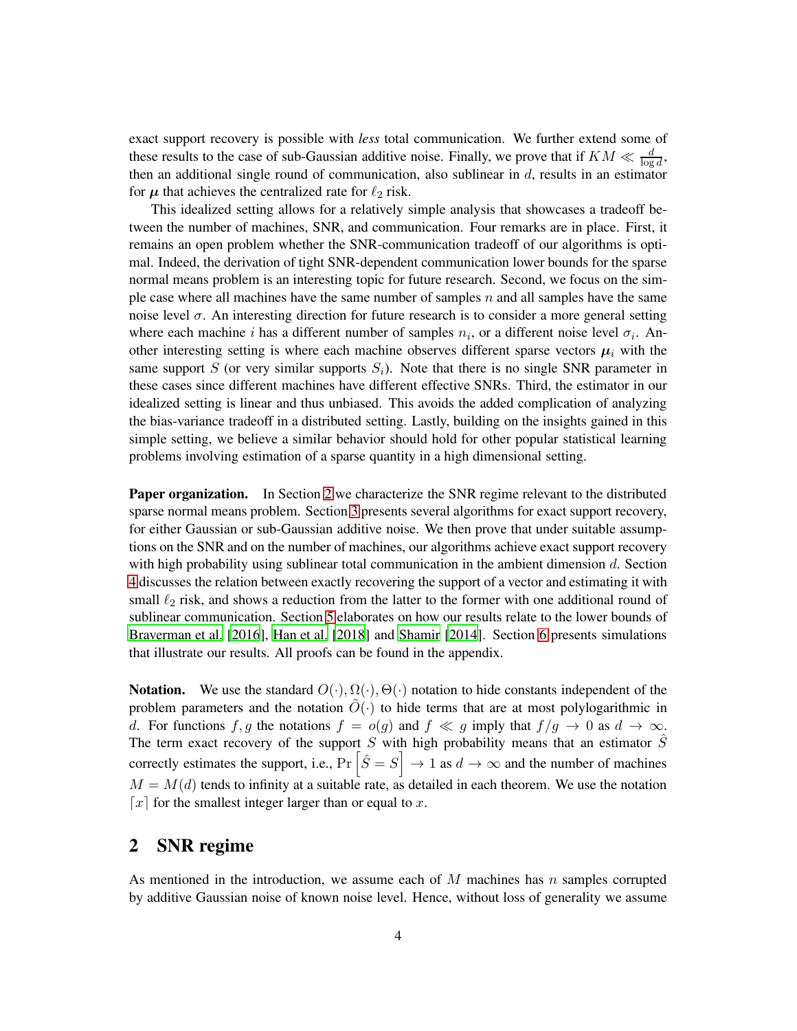exact support recovery is possible with *less* total communication. We further extend some of these results to the case of sub-Gaussian additive noise. Finally, we prove that if $KM \ll \frac{d}{\log d}$, then an additional single round of communication, also sublinear in $d$, results in an estimator for $\boldsymbol{\mu}$ that achieves the centralized rate for $\ell_2$ risk.

This idealized setting allows for a relatively simple analysis that showcases a tradeoff between the number of machines, SNR, and communication. Four remarks are in place. First, it remains an open problem whether the SNR-communication tradeoff of our algorithms is optimal. Indeed, the derivation of tight SNR-dependent communication lower bounds for the sparse normal means problem is an interesting topic for future research. Second, we focus on the simple case where all machines have the same number of samples $n$ and all samples have the same noise level $\sigma$. An interesting direction for future research is to consider a more general setting where each machine $i$ has a different number of samples $n_i$, or a different noise level $\sigma_i$. Another interesting setting is where each machine observes different sparse vectors $\boldsymbol{\mu}_i$ with the same support $S$ (or very similar supports $S_i$). Note that there is no single SNR parameter in these cases since different machines have different effective SNRs. Third, the estimator in our idealized setting is linear and thus unbiased. This avoids the added complication of analyzing the bias-variance tradeoff in a distributed setting. Lastly, building on the insights gained in this simple setting, we believe a similar behavior should hold for other popular statistical learning problems involving estimation of a sparse quantity in a high dimensional setting.

**Paper organization.** In Section 2 we characterize the SNR regime relevant to the distributed sparse normal means problem. Section 3 presents several algorithms for exact support recovery, for either Gaussian or sub-Gaussian additive noise. We then prove that under suitable assumptions on the SNR and on the number of machines, our algorithms achieve exact support recovery with high probability using sublinear total communication in the ambient dimension $d$. Section 4 discusses the relation between exactly recovering the support of a vector and estimating it with small $\ell_2$ risk, and shows a reduction from the latter to the former with one additional round of sublinear communication. Section 5 elaborates on how our results relate to the lower bounds of Braverman et al. [2016], Han et al. [2018] and Shamir [2014]. Section 6 presents simulations that illustrate our results. All proofs can be found in the appendix.

**Notation.** We use the standard $O(\cdot), \Omega(\cdot), \Theta(\cdot)$ notation to hide constants independent of the problem parameters and the notation $\tilde{O}(\cdot)$ to hide terms that are at most polylogarithmic in $d$. For functions $f, g$ the notations $f = o(g)$ and $f \ll g$ imply that $f/g \to 0$ as $d \to \infty$. The term exact recovery of the support $S$ with high probability means that an estimator $\hat{S}$ correctly estimates the support, i.e., $\Pr\left[\hat{S} = S\right] \to 1$ as $d \to \infty$ and the number of machines $M = M(d)$ tends to infinity at a suitable rate, as detailed in each theorem. We use the notation $\lceil x \rceil$ for the smallest integer larger than or equal to $x$.

## 2 SNR regime

As mentioned in the introduction, we assume each of $M$ machines has $n$ samples corrupted by additive Gaussian noise of known noise level. Hence, without loss of generality we assume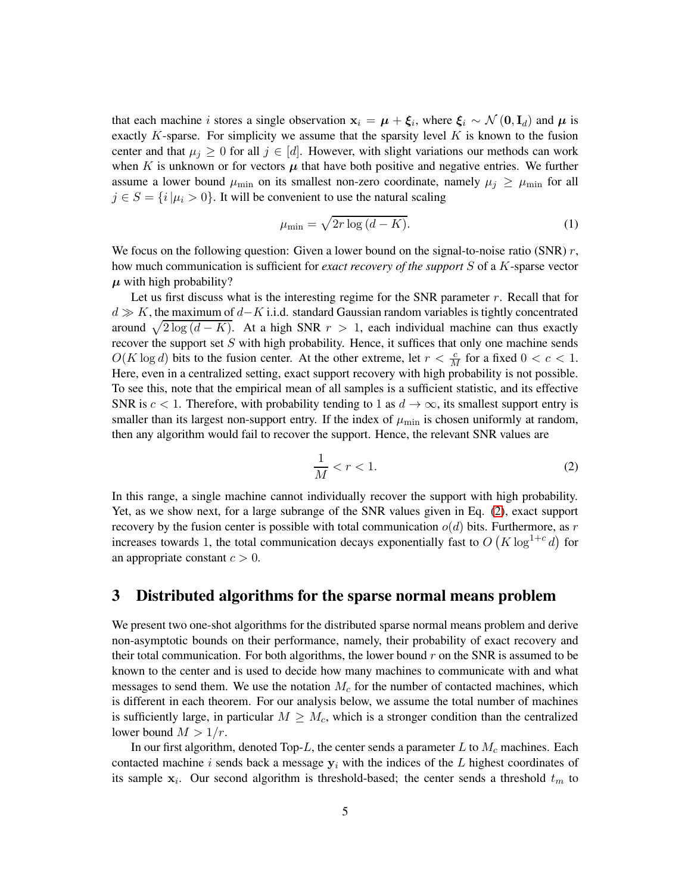that each machine $i$ stores a single observation $\mathbf{x}_i = \boldsymbol{\mu} + \boldsymbol{\xi}_i$, where $\boldsymbol{\xi}_i \sim \mathcal{N}(\mathbf{0}, \mathbf{I}_d)$ and $\boldsymbol{\mu}$ is exactly $K$-sparse. For simplicity we assume that the sparsity level $K$ is known to the fusion center and that $\mu_j \geq 0$ for all $j \in [d]$. However, with slight variations our methods can work when $K$ is unknown or for vectors $\boldsymbol{\mu}$ that have both positive and negative entries. We further assume a lower bound $\mu_{\min}$ on its smallest non-zero coordinate, namely $\mu_j \geq \mu_{\min}$ for all $j \in S = \{i \,|\mu_i > 0\}$. It will be convenient to use the natural scaling

$$\mu_{\min} = \sqrt{2r \log(d-K)}. \tag{1}$$

We focus on the following question: Given a lower bound on the signal-to-noise ratio (SNR) $r$, how much communication is sufficient for *exact recovery of the support* $S$ of a $K$-sparse vector $\boldsymbol{\mu}$ with high probability?

Let us first discuss what is the interesting regime for the SNR parameter $r$. Recall that for $d \gg K$, the maximum of $d-K$ i.i.d. standard Gaussian random variables is tightly concentrated around $\sqrt{2\log(d-K)}$. At a high SNR $r > 1$, each individual machine can thus exactly recover the support set $S$ with high probability. Hence, it suffices that only one machine sends $O(K \log d)$ bits to the fusion center. At the other extreme, let $r < \frac{c}{M}$ for a fixed $0 < c < 1$. Here, even in a centralized setting, exact support recovery with high probability is not possible. To see this, note that the empirical mean of all samples is a sufficient statistic, and its effective SNR is $c < 1$. Therefore, with probability tending to 1 as $d \to \infty$, its smallest support entry is smaller than its largest non-support entry. If the index of $\mu_{\min}$ is chosen uniformly at random, then any algorithm would fail to recover the support. Hence, the relevant SNR values are

$$\frac{1}{M} < r < 1. \tag{2}$$

In this range, a single machine cannot individually recover the support with high probability. Yet, as we show next, for a large subrange of the SNR values given in Eq. (2), exact support recovery by the fusion center is possible with total communication $o(d)$ bits. Furthermore, as $r$ increases towards 1, the total communication decays exponentially fast to $O\left(K \log^{1+c} d\right)$ for an appropriate constant $c > 0$.

## 3 Distributed algorithms for the sparse normal means problem

We present two one-shot algorithms for the distributed sparse normal means problem and derive non-asymptotic bounds on their performance, namely, their probability of exact recovery and their total communication. For both algorithms, the lower bound $r$ on the SNR is assumed to be known to the center and is used to decide how many machines to communicate with and what messages to send them. We use the notation $M_c$ for the number of contacted machines, which is different in each theorem. For our analysis below, we assume the total number of machines is sufficiently large, in particular $M \geq M_c$, which is a stronger condition than the centralized lower bound $M > 1/r$.

In our first algorithm, denoted Top-$L$, the center sends a parameter $L$ to $M_c$ machines. Each contacted machine $i$ sends back a message $\mathbf{y}_i$ with the indices of the $L$ highest coordinates of its sample $\mathbf{x}_i$. Our second algorithm is threshold-based; the center sends a threshold $t_m$ to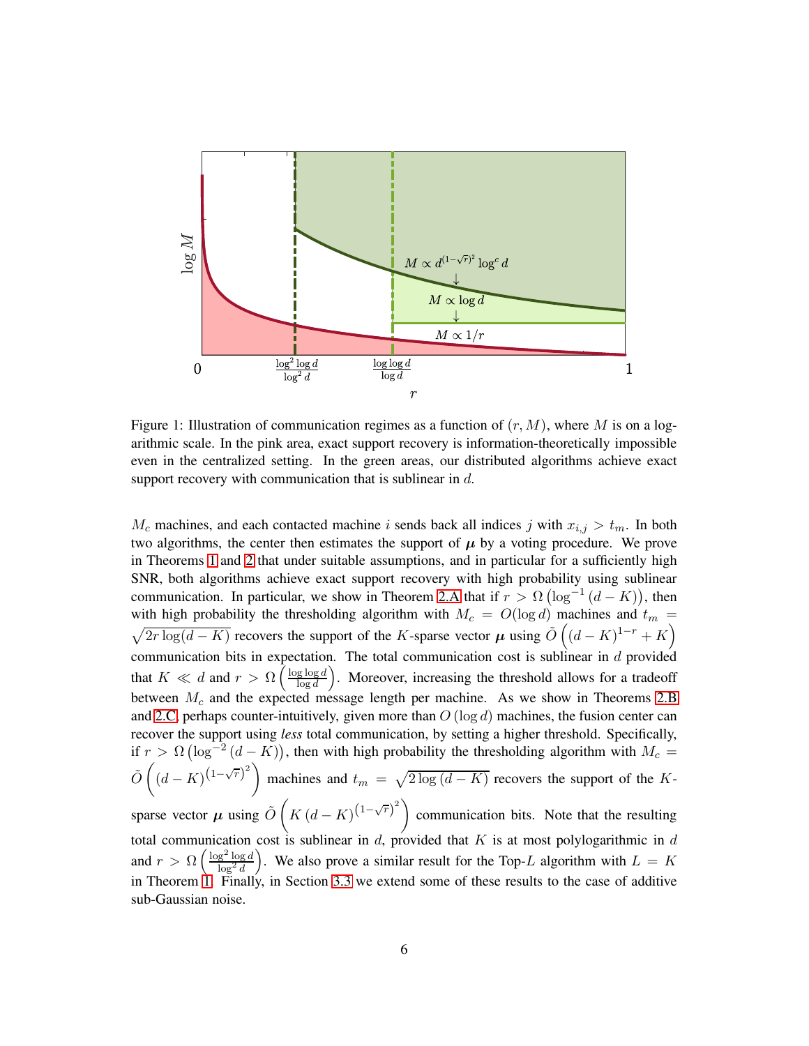Figure 1: Illustration of communication regimes as a function of $(r, M)$, where $M$ is on a logarithmic scale. In the pink area, exact support recovery is information-theoretically impossible even in the centralized setting. In the green areas, our distributed algorithms achieve exact support recovery with communication that is sublinear in $d$.

$M_c$ machines, and each contacted machine $i$ sends back all indices $j$ with $x_{i,j} > t_m$. In both two algorithms, the center then estimates the support of $\boldsymbol{\mu}$ by a voting procedure. We prove in Theorems 1 and 2 that under suitable assumptions, and in particular for a sufficiently high SNR, both algorithms achieve exact support recovery with high probability using sublinear communication. In particular, we show in Theorem 2.A that if $r > \Omega\left(\log^{-1}(d-K)\right)$, then with high probability the thresholding algorithm with $M_c = O(\log d)$ machines and $t_m = \sqrt{2r\log(d-K)}$ recovers the support of the $K$-sparse vector $\boldsymbol{\mu}$ using $\tilde{O}\left((d-K)^{1-r} + K\right)$ communication bits in expectation. The total communication cost is sublinear in $d$ provided that $K \ll d$ and $r > \Omega\left(\frac{\log\log d}{\log d}\right)$. Moreover, increasing the threshold allows for a tradeoff between $M_c$ and the expected message length per machine. As we show in Theorems 2.B and 2.C, perhaps counter-intuitively, given more than $O(\log d)$ machines, the fusion center can recover the support using *less* total communication, by setting a higher threshold. Specifically, if $r > \Omega\left(\log^{-2}(d-K)\right)$, then with high probability the thresholding algorithm with $M_c = \tilde{O}\left((d-K)^{(1-\sqrt{r})^2}\right)$ machines and $t_m = \sqrt{2\log(d-K)}$ recovers the support of the $K$-sparse vector $\boldsymbol{\mu}$ using $\tilde{O}\left(K(d-K)^{(1-\sqrt{r})^2}\right)$ communication bits. Note that the resulting total communication cost is sublinear in $d$, provided that $K$ is at most polylogarithmic in $d$ and $r > \Omega\left(\frac{\log^2\log d}{\log^2 d}\right)$. We also prove a similar result for the Top-$L$ algorithm with $L = K$ in Theorem 1. Finally, in Section 3.3 we extend some of these results to the case of additive sub-Gaussian noise.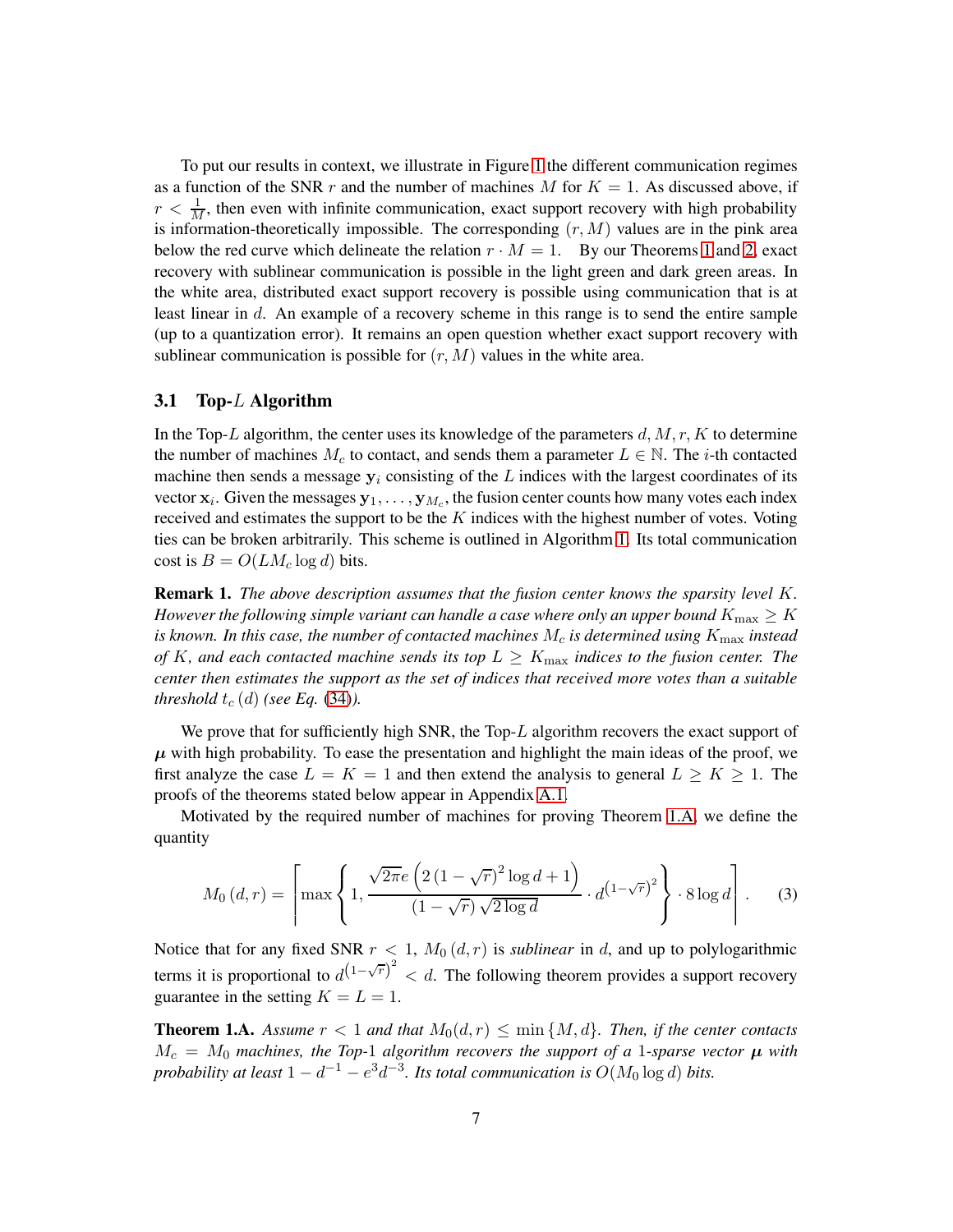To put our results in context, we illustrate in Figure 1 the different communication regimes as a function of the SNR $r$ and the number of machines $M$ for $K = 1$. As discussed above, if $r < \frac{1}{M}$, then even with infinite communication, exact support recovery with high probability is information-theoretically impossible. The corresponding $(r, M)$ values are in the pink area below the red curve which delineate the relation $r \cdot M = 1$. By our Theorems 1 and 2, exact recovery with sublinear communication is possible in the light green and dark green areas. In the white area, distributed exact support recovery is possible using communication that is at least linear in $d$. An example of a recovery scheme in this range is to send the entire sample (up to a quantization error). It remains an open question whether exact support recovery with sublinear communication is possible for $(r, M)$ values in the white area.

### 3.1 Top-$L$ Algorithm

In the Top-$L$ algorithm, the center uses its knowledge of the parameters $d, M, r, K$ to determine the number of machines $M_c$ to contact, and sends them a parameter $L \in \mathbb{N}$. The $i$-th contacted machine then sends a message $\mathbf{y}_i$ consisting of the $L$ indices with the largest coordinates of its vector $\mathbf{x}_i$. Given the messages $\mathbf{y}_1, \ldots, \mathbf{y}_{M_c}$, the fusion center counts how many votes each index received and estimates the support to be the $K$ indices with the highest number of votes. Voting ties can be broken arbitrarily. This scheme is outlined in Algorithm 1. Its total communication cost is $B = O(LM_c \log d)$ bits.

**Remark 1.** *The above description assumes that the fusion center knows the sparsity level $K$. However the following simple variant can handle a case where only an upper bound $K_{\max} \geq K$ is known. In this case, the number of contacted machines $M_c$ is determined using $K_{\max}$ instead of $K$, and each contacted machine sends its top $L \geq K_{\max}$ indices to the fusion center. The center then estimates the support as the set of indices that received more votes than a suitable threshold $t_c(d)$ (see Eq. (34)).*

We prove that for sufficiently high SNR, the Top-$L$ algorithm recovers the exact support of $\boldsymbol{\mu}$ with high probability. To ease the presentation and highlight the main ideas of the proof, we first analyze the case $L = K = 1$ and then extend the analysis to general $L \geq K \geq 1$. The proofs of the theorems stated below appear in Appendix A.1.

Motivated by the required number of machines for proving Theorem 1.A, we define the quantity

$$M_0(d, r) = \left\lceil \max\left\{1, \frac{\sqrt{2\pi}e\left(2\left(1-\sqrt{r}\right)^2 \log d + 1\right)}{\left(1-\sqrt{r}\right)\sqrt{2\log d}} \cdot d^{\left(1-\sqrt{r}\right)^2}\right\} \cdot 8 \log d \right\rceil. \quad (3)$$

Notice that for any fixed SNR $r < 1$, $M_0(d, r)$ is *sublinear* in $d$, and up to polylogarithmic terms it is proportional to $d^{\left(1-\sqrt{r}\right)^2} < d$. The following theorem provides a support recovery guarantee in the setting $K = L = 1$.

**Theorem 1.A.** *Assume $r < 1$ and that $M_0(d, r) \leq \min\{M, d\}$. Then, if the center contacts $M_c = M_0$ machines, the Top-1 algorithm recovers the support of a 1-sparse vector $\boldsymbol{\mu}$ with probability at least $1 - d^{-1} - e^3 d^{-3}$. Its total communication is $O(M_0 \log d)$ bits.*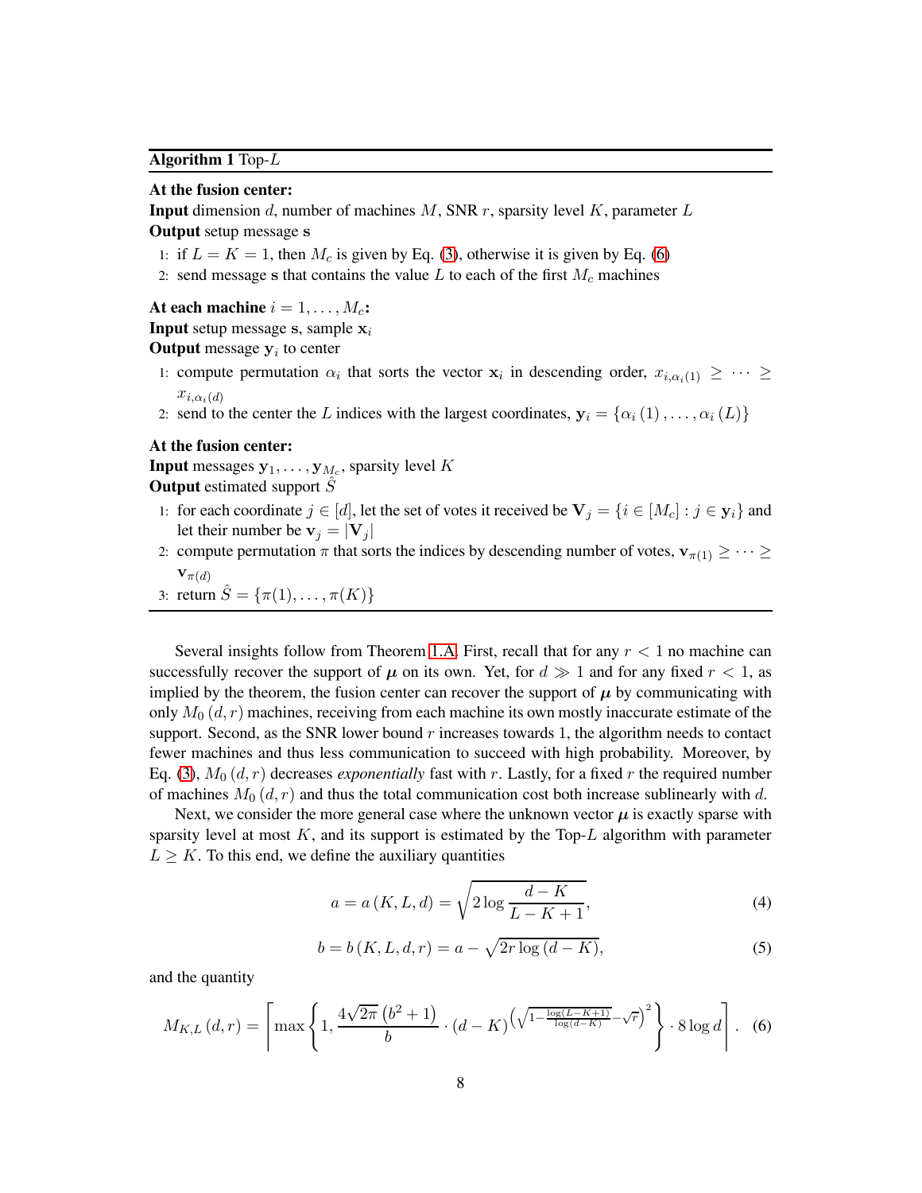**Algorithm 1** Top-$L$

**At the fusion center:**
**Input** dimension $d$, number of machines $M$, SNR $r$, sparsity level $K$, parameter $L$
**Output** setup message $\mathbf{s}$

1: if $L = K = 1$, then $M_c$ is given by Eq. (3), otherwise it is given by Eq. (6)
2: send message $\mathbf{s}$ that contains the value $L$ to each of the first $M_c$ machines

**At each machine** $i = 1, \ldots, M_c$**:**
**Input** setup message $\mathbf{s}$, sample $\mathbf{x}_i$
**Output** message $\mathbf{y}_i$ to center

1: compute permutation $\alpha_i$ that sorts the vector $\mathbf{x}_i$ in descending order, $x_{i,\alpha_i(1)} \geq \cdots \geq x_{i,\alpha_i(d)}$
2: send to the center the $L$ indices with the largest coordinates, $\mathbf{y}_i = \{\alpha_i(1), \ldots, \alpha_i(L)\}$

**At the fusion center:**
**Input** messages $\mathbf{y}_1, \ldots, \mathbf{y}_{M_c}$, sparsity level $K$
**Output** estimated support $\hat{S}$

1: for each coordinate $j \in [d]$, let the set of votes it received be $\mathbf{V}_j = \{i \in [M_c] : j \in \mathbf{y}_i\}$ and let their number be $\mathbf{v}_j = |\mathbf{V}_j|$
2: compute permutation $\pi$ that sorts the indices by descending number of votes, $\mathbf{v}_{\pi(1)} \geq \cdots \geq \mathbf{v}_{\pi(d)}$
3: return $\hat{S} = \{\pi(1), \ldots, \pi(K)\}$

Several insights follow from Theorem 1.A. First, recall that for any $r < 1$ no machine can successfully recover the support of $\boldsymbol{\mu}$ on its own. Yet, for $d \gg 1$ and for any fixed $r < 1$, as implied by the theorem, the fusion center can recover the support of $\boldsymbol{\mu}$ by communicating with only $M_0(d, r)$ machines, receiving from each machine its own mostly inaccurate estimate of the support. Second, as the SNR lower bound $r$ increases towards 1, the algorithm needs to contact fewer machines and thus less communication to succeed with high probability. Moreover, by Eq. (3), $M_0(d, r)$ decreases *exponentially* fast with $r$. Lastly, for a fixed $r$ the required number of machines $M_0(d, r)$ and thus the total communication cost both increase sublinearly with $d$.

Next, we consider the more general case where the unknown vector $\boldsymbol{\mu}$ is exactly sparse with sparsity level at most $K$, and its support is estimated by the Top-$L$ algorithm with parameter $L \geq K$. To this end, we define the auxiliary quantities

$$a = a(K, L, d) = \sqrt{2 \log \frac{d - K}{L - K + 1}}, \tag{4}$$

$$b = b(K, L, d, r) = a - \sqrt{2r \log(d - K)}, \tag{5}$$

and the quantity

$$M_{K,L}(d, r) = \left\lceil \max\left\{1, \frac{4\sqrt{2\pi}\left(b^2 + 1\right)}{b} \cdot (d - K)^{\left(\sqrt{1 - \frac{\log(L-K+1)}{\log(d-K)}} - \sqrt{r}\right)^2}\right\} \cdot 8 \log d \right\rceil. \tag{6}$$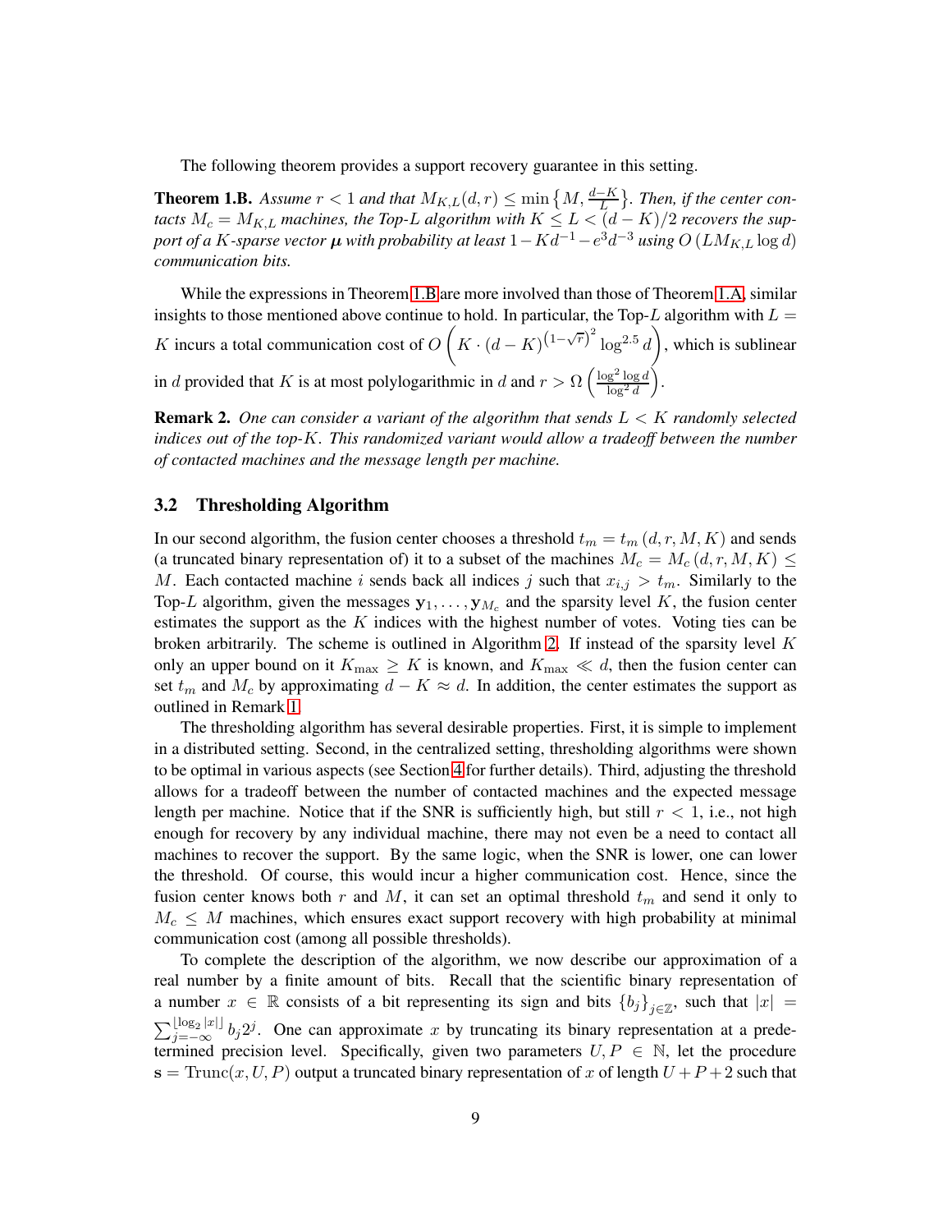The following theorem provides a support recovery guarantee in this setting.

**Theorem 1.B.** *Assume $r < 1$ and that $M_{K,L}(d, r) \leq \min\left\{M, \frac{d-K}{L}\right\}$. Then, if the center contacts $M_c = M_{K,L}$ machines, the Top-$L$ algorithm with $K \leq L < (d-K)/2$ recovers the support of a $K$-sparse vector $\boldsymbol{\mu}$ with probability at least $1 - Kd^{-1} - e^3 d^{-3}$ using $O\left(LM_{K,L} \log d\right)$ communication bits.*

While the expressions in Theorem 1.B are more involved than those of Theorem 1.A, similar insights to those mentioned above continue to hold. In particular, the Top-$L$ algorithm with $L = K$ incurs a total communication cost of $O\left(K \cdot (d-K)^{\left(1-\sqrt{r}\right)^2} \log^{2.5} d\right)$, which is sublinear in $d$ provided that $K$ is at most polylogarithmic in $d$ and $r > \Omega\left(\frac{\log^2 \log d}{\log^2 d}\right)$.

**Remark 2.** *One can consider a variant of the algorithm that sends $L < K$ randomly selected indices out of the top-$K$. This randomized variant would allow a tradeoff between the number of contacted machines and the message length per machine.*

### 3.2 Thresholding Algorithm

In our second algorithm, the fusion center chooses a threshold $t_m = t_m(d, r, M, K)$ and sends (a truncated binary representation of) it to a subset of the machines $M_c = M_c(d, r, M, K) \leq M$. Each contacted machine $i$ sends back all indices $j$ such that $x_{i,j} > t_m$. Similarly to the Top-$L$ algorithm, given the messages $\mathbf{y}_1, \ldots, \mathbf{y}_{M_c}$ and the sparsity level $K$, the fusion center estimates the support as the $K$ indices with the highest number of votes. Voting ties can be broken arbitrarily. The scheme is outlined in Algorithm 2. If instead of the sparsity level $K$ only an upper bound on it $K_{\max} \geq K$ is known, and $K_{\max} \ll d$, then the fusion center can set $t_m$ and $M_c$ by approximating $d - K \approx d$. In addition, the center estimates the support as outlined in Remark 1.

The thresholding algorithm has several desirable properties. First, it is simple to implement in a distributed setting. Second, in the centralized setting, thresholding algorithms were shown to be optimal in various aspects (see Section 4 for further details). Third, adjusting the threshold allows for a tradeoff between the number of contacted machines and the expected message length per machine. Notice that if the SNR is sufficiently high, but still $r < 1$, i.e., not high enough for recovery by any individual machine, there may not even be a need to contact all machines to recover the support. By the same logic, when the SNR is lower, one can lower the threshold. Of course, this would incur a higher communication cost. Hence, since the fusion center knows both $r$ and $M$, it can set an optimal threshold $t_m$ and send it only to $M_c \leq M$ machines, which ensures exact support recovery with high probability at minimal communication cost (among all possible thresholds).

To complete the description of the algorithm, we now describe our approximation of a real number by a finite amount of bits. Recall that the scientific binary representation of a number $x \in \mathbb{R}$ consists of a bit representing its sign and bits $\{b_j\}_{j \in \mathbb{Z}}$, such that $|x| = \sum_{j=-\infty}^{\lfloor \log_2 |x| \rfloor} b_j 2^j$. One can approximate $x$ by truncating its binary representation at a predetermined precision level. Specifically, given two parameters $U, P \in \mathbb{N}$, let the procedure $\mathbf{s} = \mathrm{Trunc}(x, U, P)$ output a truncated binary representation of $x$ of length $U + P + 2$ such that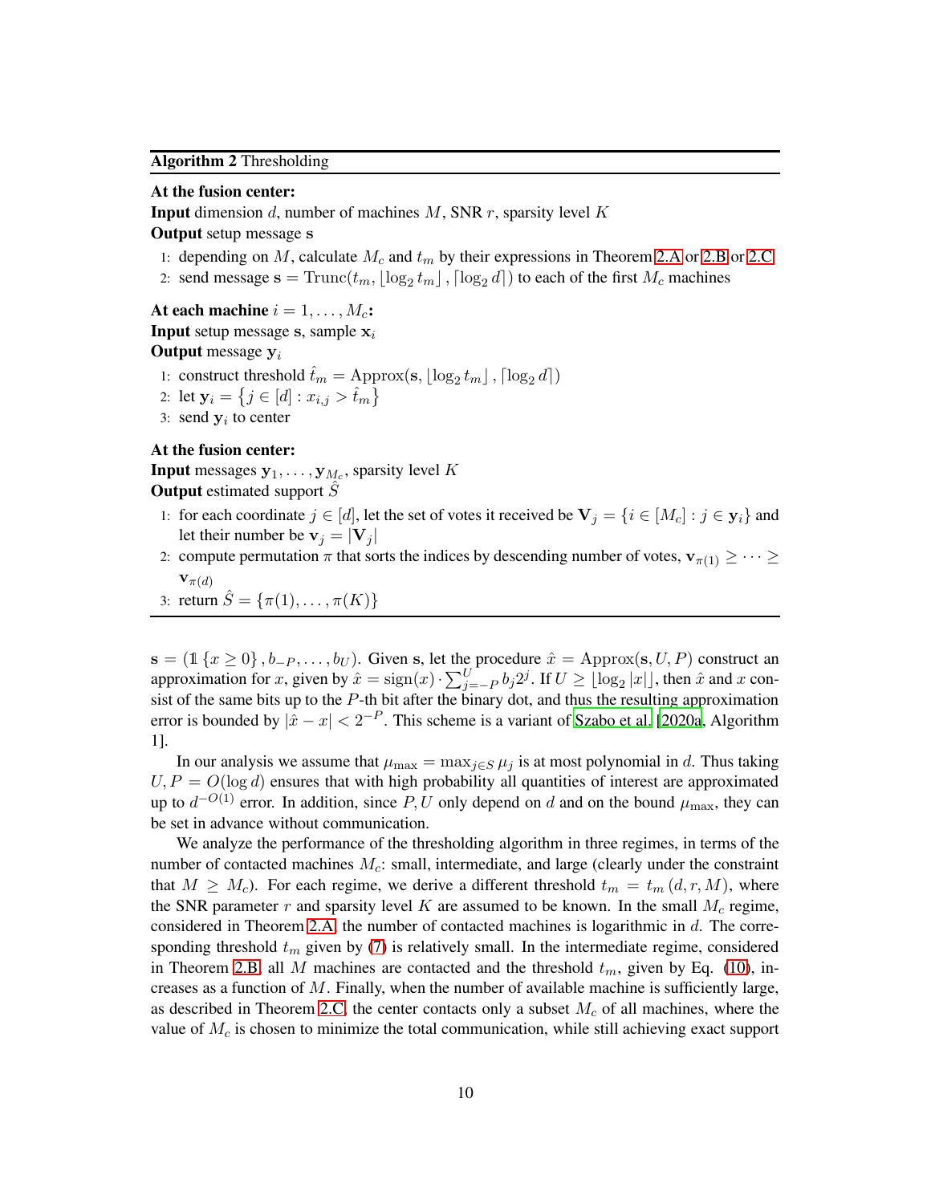**Algorithm 2** Thresholding

**At the fusion center:**
**Input** dimension $d$, number of machines $M$, SNR $r$, sparsity level $K$
**Output** setup message $\mathbf{s}$

1: depending on $M$, calculate $M_c$ and $t_m$ by their expressions in Theorem 2.A or 2.B or 2.C
2: send message $\mathbf{s} = \text{Trunc}(t_m, \lfloor \log_2 t_m \rfloor, \lceil \log_2 d \rceil)$ to each of the first $M_c$ machines

**At each machine** $i = 1, \dots, M_c$**:**
**Input** setup message $\mathbf{s}$, sample $\mathbf{x}_i$
**Output** message $\mathbf{y}_i$

1: construct threshold $\hat{t}_m = \text{Approx}(\mathbf{s}, \lfloor \log_2 t_m \rfloor, \lceil \log_2 d \rceil)$
2: let $\mathbf{y}_i = \{ j \in [d] : x_{i,j} > \hat{t}_m \}$
3: send $\mathbf{y}_i$ to center

**At the fusion center:**
**Input** messages $\mathbf{y}_1, \dots, \mathbf{y}_{M_c}$, sparsity level $K$
**Output** estimated support $\hat{S}$

1: for each coordinate $j \in [d]$, let the set of votes it received be $\mathbf{V}_j = \{ i \in [M_c] : j \in \mathbf{y}_i \}$ and let their number be $\mathbf{v}_j = |\mathbf{V}_j|$
2: compute permutation $\pi$ that sorts the indices by descending number of votes, $\mathbf{v}_{\pi(1)} \geq \dots \geq \mathbf{v}_{\pi(d)}$
3: return $\hat{S} = \{\pi(1), \dots, \pi(K)\}$

$\mathbf{s} = (\mathbb{1}\{x \geq 0\}, b_{-P}, \dots, b_U)$. Given $\mathbf{s}$, let the procedure $\hat{x} = \text{Approx}(\mathbf{s}, U, P)$ construct an approximation for $x$, given by $\hat{x} = \text{sign}(x) \cdot \sum_{j=-P}^{U} b_j 2^j$. If $U \geq \lfloor \log_2 |x| \rfloor$, then $\hat{x}$ and $x$ consist of the same bits up to the $P$-th bit after the binary dot, and thus the resulting approximation error is bounded by $|\hat{x} - x| < 2^{-P}$. This scheme is a variant of Szabo et al. [2020a, Algorithm 1].

In our analysis we assume that $\mu_{\max} = \max_{j \in S} \mu_j$ is at most polynomial in $d$. Thus taking $U, P = O(\log d)$ ensures that with high probability all quantities of interest are approximated up to $d^{-O(1)}$ error. In addition, since $P, U$ only depend on $d$ and on the bound $\mu_{\max}$, they can be set in advance without communication.

We analyze the performance of the thresholding algorithm in three regimes, in terms of the number of contacted machines $M_c$: small, intermediate, and large (clearly under the constraint that $M \geq M_c$). For each regime, we derive a different threshold $t_m = t_m(d, r, M)$, where the SNR parameter $r$ and sparsity level $K$ are assumed to be known. In the small $M_c$ regime, considered in Theorem 2.A, the number of contacted machines is logarithmic in $d$. The corresponding threshold $t_m$ given by (7) is relatively small. In the intermediate regime, considered in Theorem 2.B, all $M$ machines are contacted and the threshold $t_m$, given by Eq. (10), increases as a function of $M$. Finally, when the number of available machine is sufficiently large, as described in Theorem 2.C, the center contacts only a subset $M_c$ of all machines, where the value of $M_c$ is chosen to minimize the total communication, while still achieving exact support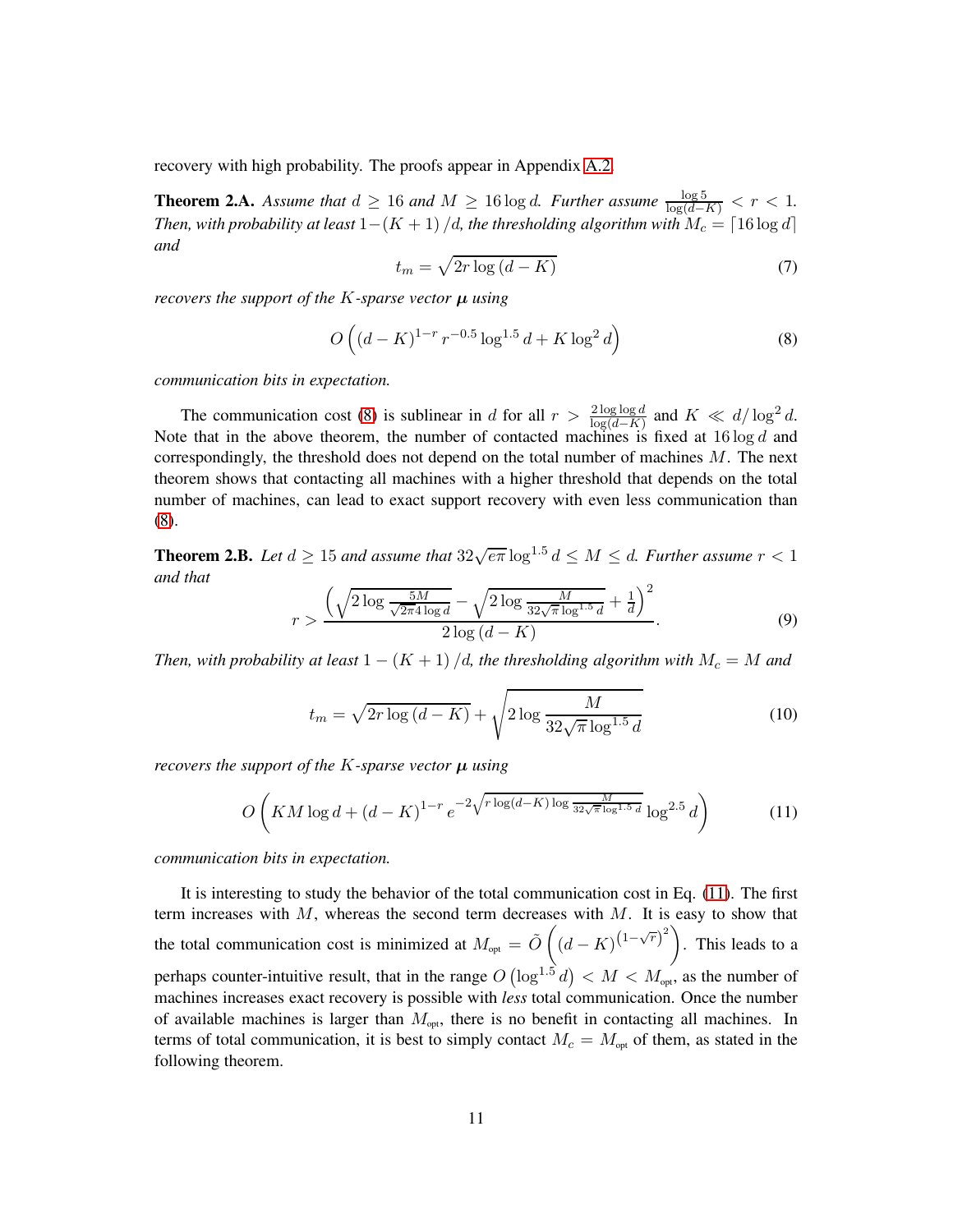recovery with high probability. The proofs appear in Appendix A.2.

**Theorem 2.A.** *Assume that $d \geq 16$ and $M \geq 16 \log d$. Further assume $\frac{\log 5}{\log(d-K)} < r < 1$. Then, with probability at least $1 - (K+1)/d$, the thresholding algorithm with $M_c = \lceil 16 \log d \rceil$ and*

$$t_m = \sqrt{2r \log (d-K)} \tag{7}$$

*recovers the support of the $K$-sparse vector $\boldsymbol{\mu}$ using*

$$O\left( (d-K)^{1-r} r^{-0.5} \log^{1.5} d + K \log^2 d \right) \tag{8}$$

*communication bits in expectation.*

The communication cost (8) is sublinear in $d$ for all $r > \frac{2 \log \log d}{\log(d-K)}$ and $K \ll d/\log^2 d$. Note that in the above theorem, the number of contacted machines is fixed at $16 \log d$ and correspondingly, the threshold does not depend on the total number of machines $M$. The next theorem shows that contacting all machines with a higher threshold that depends on the total number of machines, can lead to exact support recovery with even less communication than (8).

**Theorem 2.B.** *Let $d \geq 15$ and assume that $32\sqrt{e\pi} \log^{1.5} d \leq M \leq d$. Further assume $r < 1$ and that*

$$r > \frac{\left( \sqrt{2 \log \frac{5M}{\sqrt{2\pi} 4 \log d}} - \sqrt{2 \log \frac{M}{32\sqrt{\pi} \log^{1.5} d} + \frac{1}{d}} \right)^2}{2 \log (d-K)}. \tag{9}$$

*Then, with probability at least $1 - (K+1)/d$, the thresholding algorithm with $M_c = M$ and*

$$t_m = \sqrt{2r \log (d-K)} + \sqrt{2 \log \frac{M}{32\sqrt{\pi} \log^{1.5} d}} \tag{10}$$

*recovers the support of the $K$-sparse vector $\boldsymbol{\mu}$ using*

$$O\left( KM \log d + (d-K)^{1-r} e^{-2\sqrt{r \log(d-K) \log \frac{M}{32\sqrt{\pi} \log^{1.5} d}}} \log^{2.5} d \right) \tag{11}$$

*communication bits in expectation.*

It is interesting to study the behavior of the total communication cost in Eq. (11). The first term increases with $M$, whereas the second term decreases with $M$. It is easy to show that the total communication cost is minimized at $M_{\text{opt}} = \tilde{O}\left( (d-K)^{(1-\sqrt{r})^2} \right)$. This leads to a perhaps counter-intuitive result, that in the range $O\left(\log^{1.5} d\right) < M < M_{\text{opt}}$, as the number of machines increases exact recovery is possible with *less* total communication. Once the number of available machines is larger than $M_{\text{opt}}$, there is no benefit in contacting all machines. In terms of total communication, it is best to simply contact $M_c = M_{\text{opt}}$ of them, as stated in the following theorem.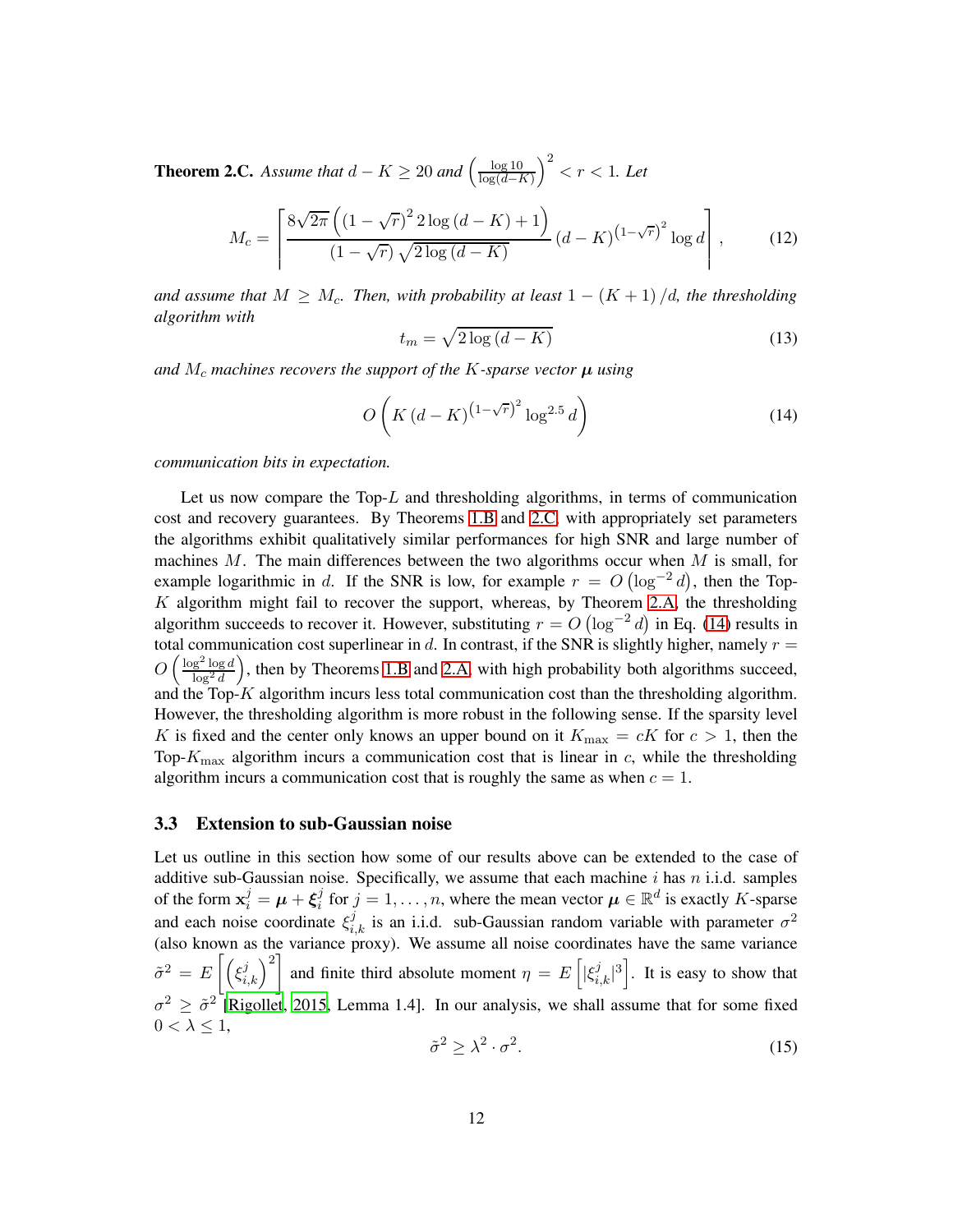**Theorem 2.C.** *Assume that $d - K \geq 20$ and $\left(\frac{\log 10}{\log(d-K)}\right)^2 < r < 1$. Let*

$$M_c = \left\lceil \frac{8\sqrt{2\pi}\left(\left(1-\sqrt{r}\right)^2 2\log\left(d-K\right)+1\right)}{\left(1-\sqrt{r}\right)\sqrt{2\log\left(d-K\right)}} \left(d-K\right)^{\left(1-\sqrt{r}\right)^2} \log d \right\rceil, \tag{12}$$

*and assume that $M \geq M_c$. Then, with probability at least $1 - (K+1)/d$, the thresholding algorithm with*

$$t_m = \sqrt{2\log\left(d-K\right)} \tag{13}$$

*and $M_c$ machines recovers the support of the $K$-sparse vector $\boldsymbol{\mu}$ using*

$$O\left(K\left(d-K\right)^{\left(1-\sqrt{r}\right)^2} \log^{2.5} d\right) \tag{14}$$

*communication bits in expectation.*

Let us now compare the Top-$L$ and thresholding algorithms, in terms of communication cost and recovery guarantees. By Theorems 1.B and 2.C, with appropriately set parameters the algorithms exhibit qualitatively similar performances for high SNR and large number of machines $M$. The main differences between the two algorithms occur when $M$ is small, for example logarithmic in $d$. If the SNR is low, for example $r = O\left(\log^{-2} d\right)$, then the Top-$K$ algorithm might fail to recover the support, whereas, by Theorem 2.A, the thresholding algorithm succeeds to recover it. However, substituting $r = O\left(\log^{-2} d\right)$ in Eq. (14) results in total communication cost superlinear in $d$. In contrast, if the SNR is slightly higher, namely $r = O\left(\frac{\log^2 \log d}{\log^2 d}\right)$, then by Theorems 1.B and 2.A, with high probability both algorithms succeed, and the Top-$K$ algorithm incurs less total communication cost than the thresholding algorithm. However, the thresholding algorithm is more robust in the following sense. If the sparsity level $K$ is fixed and the center only knows an upper bound on it $K_{\max} = cK$ for $c > 1$, then the Top-$K_{\max}$ algorithm incurs a communication cost that is linear in $c$, while the thresholding algorithm incurs a communication cost that is roughly the same as when $c = 1$.

### 3.3 Extension to sub-Gaussian noise

Let us outline in this section how some of our results above can be extended to the case of additive sub-Gaussian noise. Specifically, we assume that each machine $i$ has $n$ i.i.d. samples of the form $\mathbf{x}_i^j = \boldsymbol{\mu} + \boldsymbol{\xi}_i^j$ for $j = 1, \ldots, n$, where the mean vector $\boldsymbol{\mu} \in \mathbb{R}^d$ is exactly $K$-sparse and each noise coordinate $\xi_{i,k}^j$ is an i.i.d. sub-Gaussian random variable with parameter $\sigma^2$ (also known as the variance proxy). We assume all noise coordinates have the same variance $\tilde{\sigma}^2 = E\left[\left(\xi_{i,k}^j\right)^2\right]$ and finite third absolute moment $\eta = E\left[|\xi_{i,k}^j|^3\right]$. It is easy to show that $\sigma^2 \geq \tilde{\sigma}^2$ [Rigollet, 2015, Lemma 1.4]. In our analysis, we shall assume that for some fixed $0 < \lambda \leq 1$,

$$\tilde{\sigma}^2 \geq \lambda^2 \cdot \sigma^2. \tag{15}$$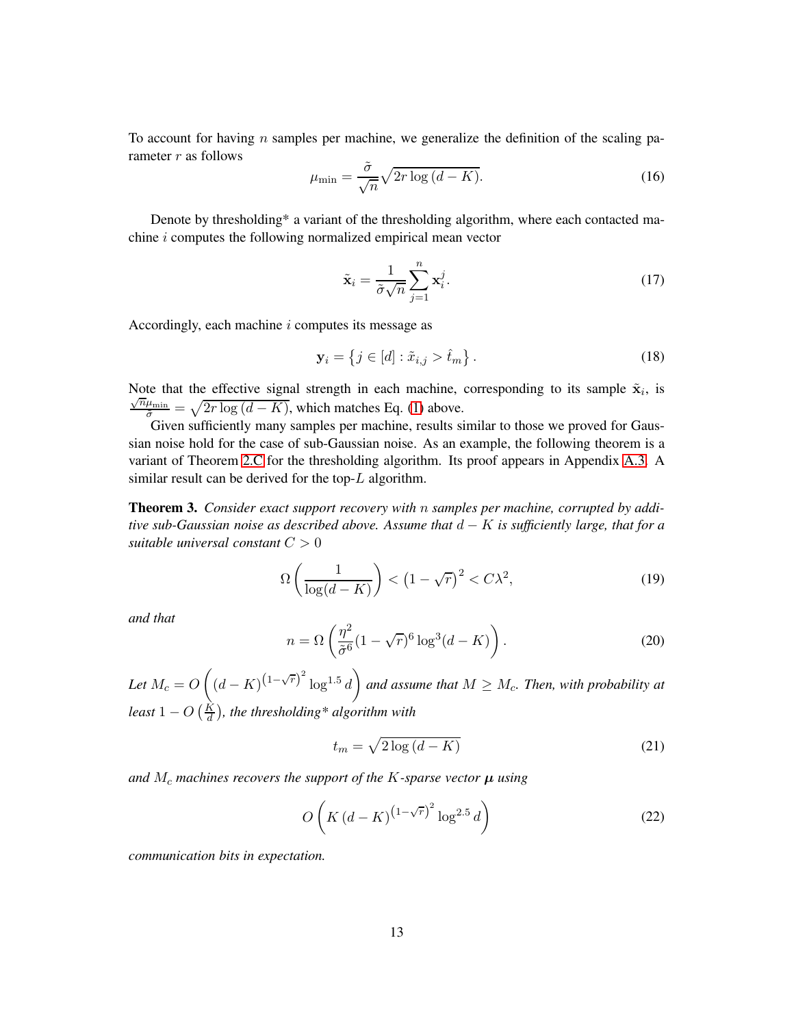To account for having $n$ samples per machine, we generalize the definition of the scaling parameter $r$ as follows

$$\mu_{\min} = \frac{\tilde{\sigma}}{\sqrt{n}} \sqrt{2r \log (d-K)}. \tag{16}$$

Denote by thresholding* a variant of the thresholding algorithm, where each contacted machine $i$ computes the following normalized empirical mean vector

$$\tilde{\mathbf{x}}_i = \frac{1}{\tilde{\sigma}\sqrt{n}} \sum_{j=1}^{n} \mathbf{x}_i^j. \tag{17}$$

Accordingly, each machine $i$ computes its message as

$$\mathbf{y}_i = \left\{ j \in [d] : \tilde{x}_{i,j} > \hat{t}_m \right\}. \tag{18}$$

Note that the effective signal strength in each machine, corresponding to its sample $\tilde{\mathbf{x}}_i$, is $\frac{\sqrt{n}\mu_{\min}}{\tilde{\sigma}} = \sqrt{2r \log (d-K)}$, which matches Eq. (1) above.

Given sufficiently many samples per machine, results similar to those we proved for Gaussian noise hold for the case of sub-Gaussian noise. As an example, the following theorem is a variant of Theorem 2.C for the thresholding algorithm. Its proof appears in Appendix A.3. A similar result can be derived for the top-$L$ algorithm.

**Theorem 3.** *Consider exact support recovery with $n$ samples per machine, corrupted by additive sub-Gaussian noise as described above. Assume that $d-K$ is sufficiently large, that for a suitable universal constant $C > 0$*

$$\Omega\left(\frac{1}{\log(d-K)}\right) < \left(1-\sqrt{r}\right)^2 < C\lambda^2, \tag{19}$$

*and that*

$$n = \Omega\left(\frac{\eta^2}{\tilde{\sigma}^6}(1-\sqrt{r})^6 \log^3(d-K)\right). \tag{20}$$

*Let $M_c = O\left((d-K)^{\left(1-\sqrt{r}\right)^2} \log^{1.5} d\right)$ and assume that $M \geq M_c$. Then, with probability at least $1 - O\left(\frac{K}{d}\right)$, the thresholding\* algorithm with*

$$t_m = \sqrt{2\log (d-K)} \tag{21}$$

*and $M_c$ machines recovers the support of the $K$-sparse vector $\boldsymbol{\mu}$ using*

$$O\left(K\left(d-K\right)^{\left(1-\sqrt{r}\right)^2} \log^{2.5} d\right) \tag{22}$$

*communication bits in expectation.*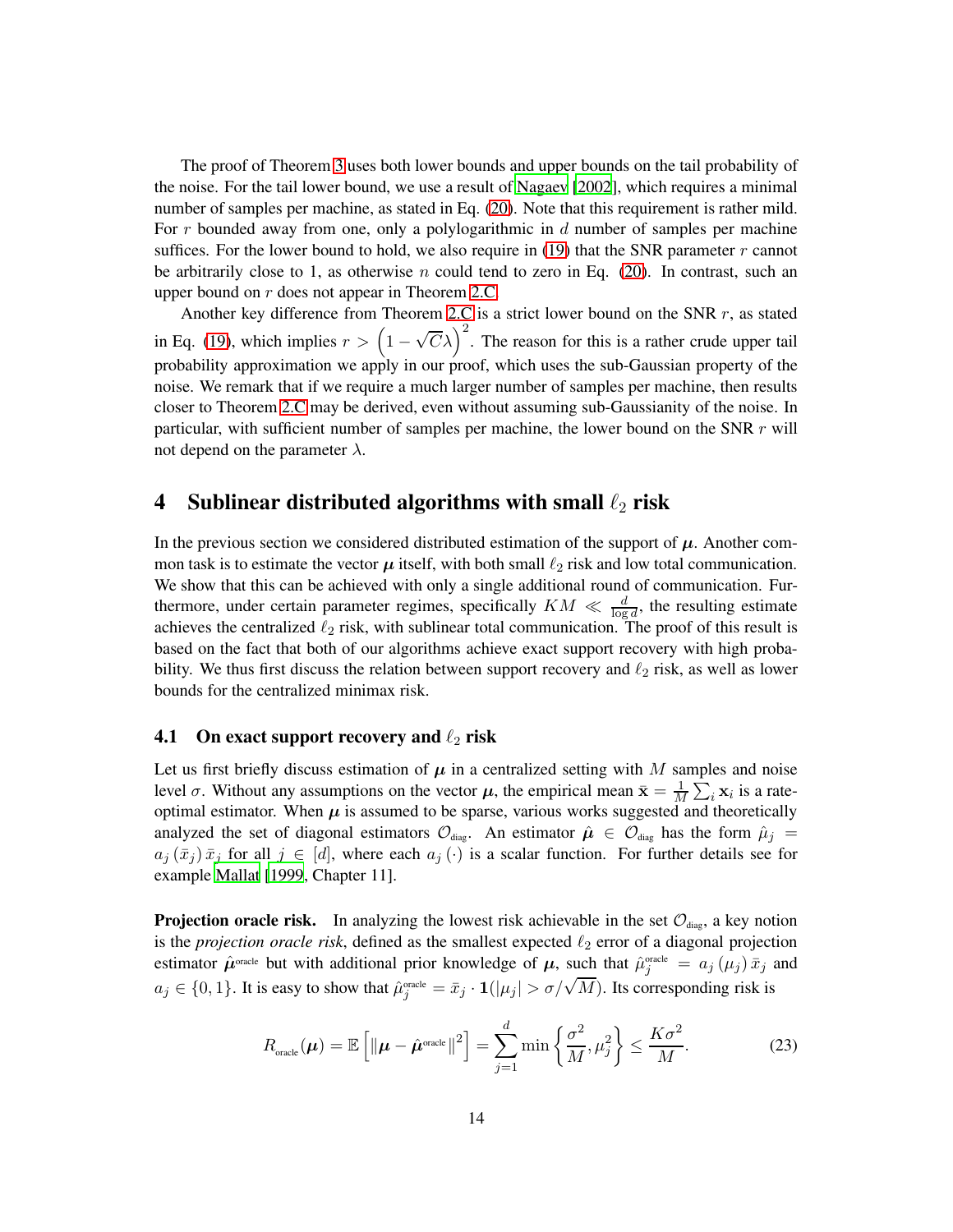The proof of Theorem 3 uses both lower bounds and upper bounds on the tail probability of the noise. For the tail lower bound, we use a result of Nagaev [2002], which requires a minimal number of samples per machine, as stated in Eq. (20). Note that this requirement is rather mild. For $r$ bounded away from one, only a polylogarithmic in $d$ number of samples per machine suffices. For the lower bound to hold, we also require in (19) that the SNR parameter $r$ cannot be arbitrarily close to 1, as otherwise $n$ could tend to zero in Eq. (20). In contrast, such an upper bound on $r$ does not appear in Theorem 2.C.

Another key difference from Theorem 2.C is a strict lower bound on the SNR $r$, as stated in Eq. (19), which implies $r > \left(1 - \sqrt{C}\lambda\right)^2$. The reason for this is a rather crude upper tail probability approximation we apply in our proof, which uses the sub-Gaussian property of the noise. We remark that if we require a much larger number of samples per machine, then results closer to Theorem 2.C may be derived, even without assuming sub-Gaussianity of the noise. In particular, with sufficient number of samples per machine, the lower bound on the SNR $r$ will not depend on the parameter $\lambda$.

# 4 Sublinear distributed algorithms with small $\ell_2$ risk

In the previous section we considered distributed estimation of the support of $\boldsymbol{\mu}$. Another common task is to estimate the vector $\boldsymbol{\mu}$ itself, with both small $\ell_2$ risk and low total communication. We show that this can be achieved with only a single additional round of communication. Furthermore, under certain parameter regimes, specifically $KM \ll \frac{d}{\log d}$, the resulting estimate achieves the centralized $\ell_2$ risk, with sublinear total communication. The proof of this result is based on the fact that both of our algorithms achieve exact support recovery with high probability. We thus first discuss the relation between support recovery and $\ell_2$ risk, as well as lower bounds for the centralized minimax risk.

## 4.1 On exact support recovery and $\ell_2$ risk

Let us first briefly discuss estimation of $\boldsymbol{\mu}$ in a centralized setting with $M$ samples and noise level $\sigma$. Without any assumptions on the vector $\boldsymbol{\mu}$, the empirical mean $\bar{\mathbf{x}} = \frac{1}{M}\sum_i \mathbf{x}_i$ is a rate-optimal estimator. When $\boldsymbol{\mu}$ is assumed to be sparse, various works suggested and theoretically analyzed the set of diagonal estimators $\mathcal{O}_{\text{diag}}$. An estimator $\hat{\boldsymbol{\mu}} \in \mathcal{O}_{\text{diag}}$ has the form $\hat{\mu}_j = a_j(\bar{x}_j)\,\bar{x}_j$ for all $j \in [d]$, where each $a_j(\cdot)$ is a scalar function. For further details see for example Mallat [1999, Chapter 11].

**Projection oracle risk.** In analyzing the lowest risk achievable in the set $\mathcal{O}_{\text{diag}}$, a key notion is the *projection oracle risk*, defined as the smallest expected $\ell_2$ error of a diagonal projection estimator $\hat{\boldsymbol{\mu}}^{\text{oracle}}$ but with additional prior knowledge of $\boldsymbol{\mu}$, such that $\hat{\mu}_j^{\text{oracle}} = a_j(\mu_j)\,\bar{x}_j$ and $a_j \in \{0, 1\}$. It is easy to show that $\hat{\mu}_j^{\text{oracle}} = \bar{x}_j \cdot \mathbf{1}(|\mu_j| > \sigma/\sqrt{M})$. Its corresponding risk is

$$R_{\text{oracle}}(\boldsymbol{\mu}) = \mathbb{E}\left[\|\boldsymbol{\mu} - \hat{\boldsymbol{\mu}}^{\text{oracle}}\|^2\right] = \sum_{j=1}^{d} \min\left\{\frac{\sigma^2}{M}, \mu_j^2\right\} \leq \frac{K\sigma^2}{M}. \tag{23}$$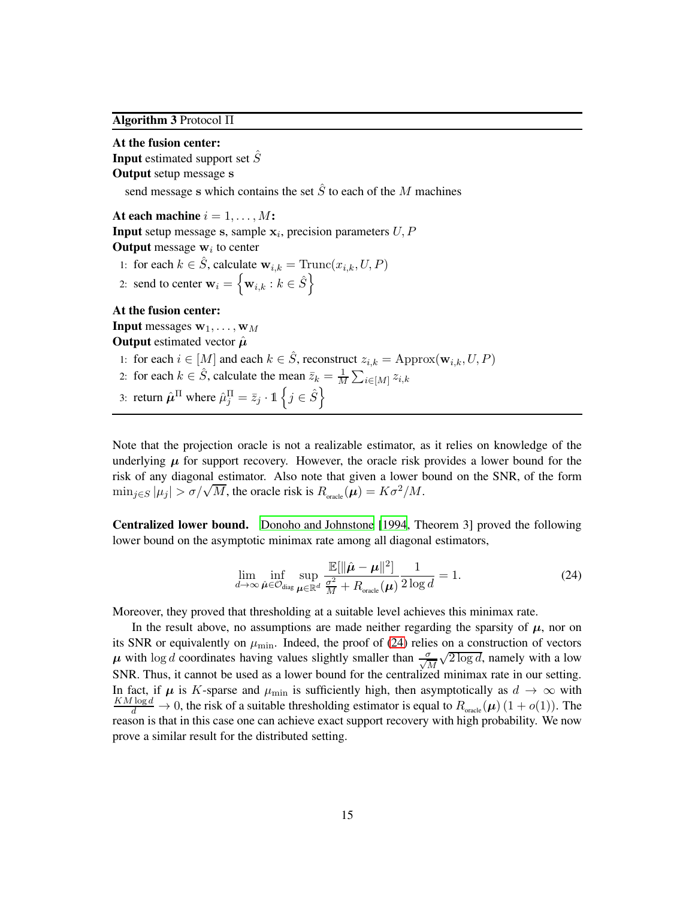**Algorithm 3** Protocol $\Pi$

**At the fusion center:**
**Input** estimated support set $\hat{S}$
**Output** setup message $\mathbf{s}$

send message $\mathbf{s}$ which contains the set $\hat{S}$ to each of the $M$ machines

**At each machine** $i = 1, \ldots, M$**:**
**Input** setup message $\mathbf{s}$, sample $\mathbf{x}_i$, precision parameters $U, P$
**Output** message $\mathbf{w}_i$ to center

1: for each $k \in \hat{S}$, calculate $\mathbf{w}_{i,k} = \text{Trunc}(x_{i,k}, U, P)$
2: send to center $\mathbf{w}_i = \left\{\mathbf{w}_{i,k} : k \in \hat{S}\right\}$

**At the fusion center:**
**Input** messages $\mathbf{w}_1, \ldots, \mathbf{w}_M$
**Output** estimated vector $\hat{\boldsymbol{\mu}}$

1: for each $i \in [M]$ and each $k \in \hat{S}$, reconstruct $z_{i,k} = \text{Approx}(\mathbf{w}_{i,k}, U, P)$
2: for each $k \in \hat{S}$, calculate the mean $\bar{z}_k = \frac{1}{M}\sum_{i \in [M]} z_{i,k}$
3: return $\hat{\boldsymbol{\mu}}^{\Pi}$ where $\hat{\mu}^{\Pi}_j = \bar{z}_j \cdot \mathbb{1}\left\{j \in \hat{S}\right\}$

Note that the projection oracle is not a realizable estimator, as it relies on knowledge of the underlying $\boldsymbol{\mu}$ for support recovery. However, the oracle risk provides a lower bound for the risk of any diagonal estimator. Also note that given a lower bound on the SNR, of the form $\min_{j \in S} |\mu_j| > \sigma/\sqrt{M}$, the oracle risk is $R_{\text{oracle}}(\boldsymbol{\mu}) = K\sigma^2/M$.

**Centralized lower bound.** Donoho and Johnstone [1994, Theorem 3] proved the following lower bound on the asymptotic minimax rate among all diagonal estimators,

$$\lim_{d \to \infty} \inf_{\hat{\boldsymbol{\mu}} \in \mathcal{O}_{\text{diag}}} \sup_{\boldsymbol{\mu} \in \mathbb{R}^d} \frac{\mathbb{E}[\|\hat{\boldsymbol{\mu}} - \boldsymbol{\mu}\|^2]}{\frac{\sigma^2}{M} + R_{\text{oracle}}(\boldsymbol{\mu})} \frac{1}{2\log d} = 1. \tag{24}$$

Moreover, they proved that thresholding at a suitable level achieves this minimax rate.

In the result above, no assumptions are made neither regarding the sparsity of $\boldsymbol{\mu}$, nor on its SNR or equivalently on $\mu_{\min}$. Indeed, the proof of (24) relies on a construction of vectors $\boldsymbol{\mu}$ with $\log d$ coordinates having values slightly smaller than $\frac{\sigma}{\sqrt{M}}\sqrt{2\log d}$, namely with a low SNR. Thus, it cannot be used as a lower bound for the centralized minimax rate in our setting. In fact, if $\boldsymbol{\mu}$ is $K$-sparse and $\mu_{\min}$ is sufficiently high, then asymptotically as $d \to \infty$ with $\frac{KM\log d}{d} \to 0$, the risk of a suitable thresholding estimator is equal to $R_{\text{oracle}}(\boldsymbol{\mu})\,(1 + o(1))$. The reason is that in this case one can achieve exact support recovery with high probability. We now prove a similar result for the distributed setting.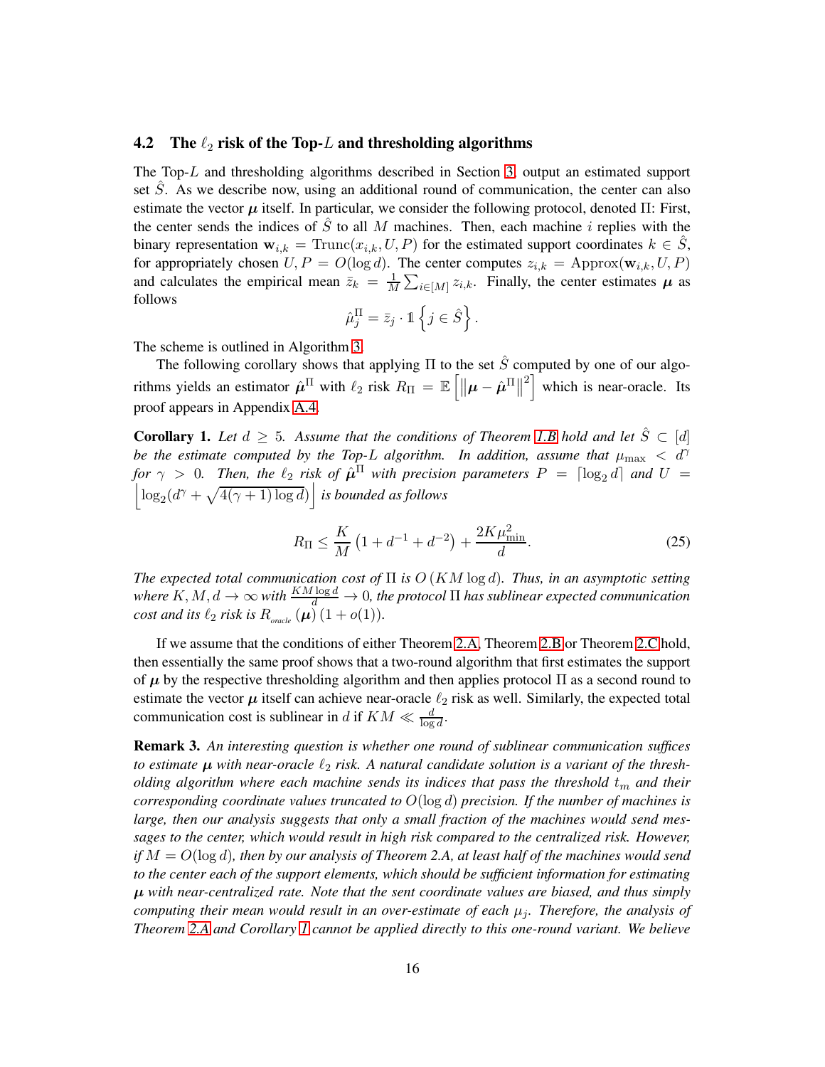### 4.2 The $\ell_2$ risk of the Top-$L$ and thresholding algorithms

The Top-$L$ and thresholding algorithms described in Section 3, output an estimated support set $\hat{S}$. As we describe now, using an additional round of communication, the center can also estimate the vector $\boldsymbol{\mu}$ itself. In particular, we consider the following protocol, denoted $\Pi$: First, the center sends the indices of $\hat{S}$ to all $M$ machines. Then, each machine $i$ replies with the binary representation $\mathbf{w}_{i,k} = \mathrm{Trunc}(x_{i,k}, U, P)$ for the estimated support coordinates $k \in \hat{S}$, for appropriately chosen $U, P = O(\log d)$. The center computes $z_{i,k} = \mathrm{Approx}(\mathbf{w}_{i,k}, U, P)$ and calculates the empirical mean $\bar{z}_k = \frac{1}{M}\sum_{i\in[M]} z_{i,k}$. Finally, the center estimates $\boldsymbol{\mu}$ as follows

$$\hat{\mu}_j^{\Pi} = \bar{z}_j \cdot \mathbb{1}\left\{ j \in \hat{S} \right\}.$$

The scheme is outlined in Algorithm 3.

The following corollary shows that applying $\Pi$ to the set $\hat{S}$ computed by one of our algorithms yields an estimator $\hat{\boldsymbol{\mu}}^{\Pi}$ with $\ell_2$ risk $R_{\Pi} = \mathbb{E}\left[\left\|\boldsymbol{\mu} - \hat{\boldsymbol{\mu}}^{\Pi}\right\|^2\right]$ which is near-oracle. Its proof appears in Appendix A.4.

**Corollary 1.** *Let $d \geq 5$. Assume that the conditions of Theorem 1.B hold and let $\hat{S} \subset [d]$ be the estimate computed by the Top-$L$ algorithm. In addition, assume that $\mu_{\max} < d^{\gamma}$ for $\gamma > 0$. Then, the $\ell_2$ risk of $\hat{\boldsymbol{\mu}}^{\Pi}$ with precision parameters $P = \lceil \log_2 d \rceil$ and $U = \left\lfloor \log_2(d^{\gamma} + \sqrt{4(\gamma+1)\log d}) \right\rfloor$ is bounded as follows*

$$R_{\Pi} \leq \frac{K}{M}\left(1 + d^{-1} + d^{-2}\right) + \frac{2K\mu_{\min}^2}{d}. \tag{25}$$

*The expected total communication cost of $\Pi$ is $O\left(KM\log d\right)$. Thus, in an asymptotic setting where $K, M, d \to \infty$ with $\frac{KM\log d}{d} \to 0$, the protocol $\Pi$ has sublinear expected communication cost and its $\ell_2$ risk is $R_{_{oracle}}\left(\boldsymbol{\mu}\right)(1 + o(1))$.*

If we assume that the conditions of either Theorem 2.A, Theorem 2.B or Theorem 2.C hold, then essentially the same proof shows that a two-round algorithm that first estimates the support of $\boldsymbol{\mu}$ by the respective thresholding algorithm and then applies protocol $\Pi$ as a second round to estimate the vector $\boldsymbol{\mu}$ itself can achieve near-oracle $\ell_2$ risk as well. Similarly, the expected total communication cost is sublinear in $d$ if $KM \ll \frac{d}{\log d}$.

**Remark 3.** *An interesting question is whether one round of sublinear communication suffices to estimate $\boldsymbol{\mu}$ with near-oracle $\ell_2$ risk. A natural candidate solution is a variant of the thresholding algorithm where each machine sends its indices that pass the threshold $t_m$ and their corresponding coordinate values truncated to $O(\log d)$ precision. If the number of machines is large, then our analysis suggests that only a small fraction of the machines would send messages to the center, which would result in high risk compared to the centralized risk. However, if $M = O(\log d)$, then by our analysis of Theorem 2.A, at least half of the machines would send to the center each of the support elements, which should be sufficient information for estimating $\boldsymbol{\mu}$ with near-centralized rate. Note that the sent coordinate values are biased, and thus simply computing their mean would result in an over-estimate of each $\mu_j$. Therefore, the analysis of Theorem 2.A and Corollary 1 cannot be applied directly to this one-round variant. We believe*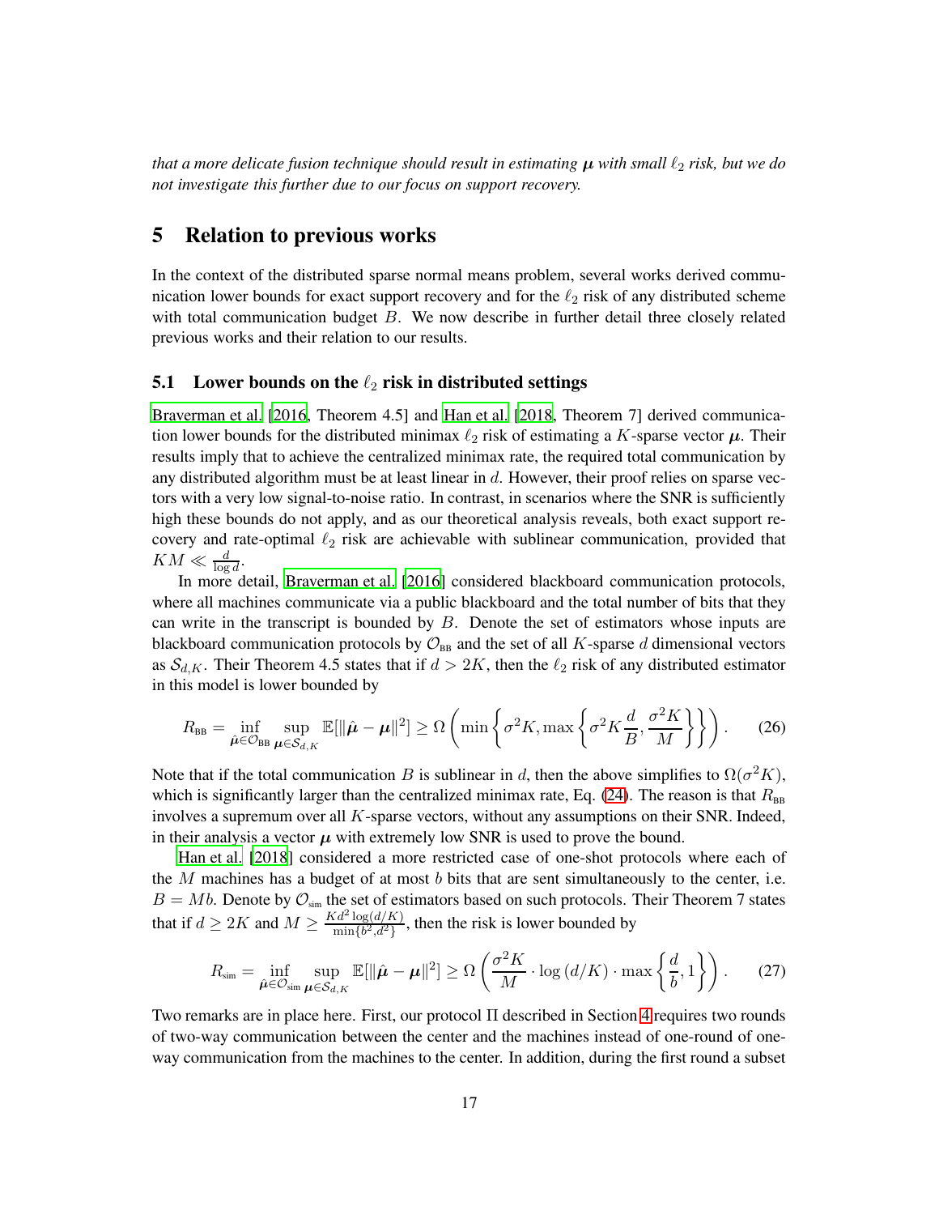*that a more delicate fusion technique should result in estimating $\boldsymbol{\mu}$ with small $\ell_2$ risk, but we do not investigate this further due to our focus on support recovery.*

# 5 Relation to previous works

In the context of the distributed sparse normal means problem, several works derived communication lower bounds for exact support recovery and for the $\ell_2$ risk of any distributed scheme with total communication budget $B$. We now describe in further detail three closely related previous works and their relation to our results.

## 5.1 Lower bounds on the $\ell_2$ risk in distributed settings

Braverman et al. [2016, Theorem 4.5] and Han et al. [2018, Theorem 7] derived communication lower bounds for the distributed minimax $\ell_2$ risk of estimating a $K$-sparse vector $\boldsymbol{\mu}$. Their results imply that to achieve the centralized minimax rate, the required total communication by any distributed algorithm must be at least linear in $d$. However, their proof relies on sparse vectors with a very low signal-to-noise ratio. In contrast, in scenarios where the SNR is sufficiently high these bounds do not apply, and as our theoretical analysis reveals, both exact support recovery and rate-optimal $\ell_2$ risk are achievable with sublinear communication, provided that $KM \ll \frac{d}{\log d}$.

In more detail, Braverman et al. [2016] considered blackboard communication protocols, where all machines communicate via a public blackboard and the total number of bits that they can write in the transcript is bounded by $B$. Denote the set of estimators whose inputs are blackboard communication protocols by $\mathcal{O}_{\text{BB}}$ and the set of all $K$-sparse $d$ dimensional vectors as $\mathcal{S}_{d,K}$. Their Theorem 4.5 states that if $d > 2K$, then the $\ell_2$ risk of any distributed estimator in this model is lower bounded by

$$R_{\text{BB}} = \inf_{\hat{\boldsymbol{\mu}} \in \mathcal{O}_{\text{BB}}} \sup_{\boldsymbol{\mu} \in \mathcal{S}_{d,K}} \mathbb{E}[\|\hat{\boldsymbol{\mu}} - \boldsymbol{\mu}\|^2] \geq \Omega\left(\min\left\{\sigma^2 K, \max\left\{\sigma^2 K \frac{d}{B}, \frac{\sigma^2 K}{M}\right\}\right\}\right). \tag{26}$$

Note that if the total communication $B$ is sublinear in $d$, then the above simplifies to $\Omega(\sigma^2 K)$, which is significantly larger than the centralized minimax rate, Eq. (24). The reason is that $R_{\text{BB}}$ involves a supremum over all $K$-sparse vectors, without any assumptions on their SNR. Indeed, in their analysis a vector $\boldsymbol{\mu}$ with extremely low SNR is used to prove the bound.

Han et al. [2018] considered a more restricted case of one-shot protocols where each of the $M$ machines has a budget of at most $b$ bits that are sent simultaneously to the center, i.e. $B = Mb$. Denote by $\mathcal{O}_{\text{sim}}$ the set of estimators based on such protocols. Their Theorem 7 states that if $d \geq 2K$ and $M \geq \frac{Kd^2 \log(d/K)}{\min\{b^2, d^2\}}$, then the risk is lower bounded by

$$R_{\text{sim}} = \inf_{\hat{\boldsymbol{\mu}} \in \mathcal{O}_{\text{sim}}} \sup_{\boldsymbol{\mu} \in \mathcal{S}_{d,K}} \mathbb{E}[\|\hat{\boldsymbol{\mu}} - \boldsymbol{\mu}\|^2] \geq \Omega\left(\frac{\sigma^2 K}{M} \cdot \log(d/K) \cdot \max\left\{\frac{d}{b}, 1\right\}\right). \tag{27}$$

Two remarks are in place here. First, our protocol $\Pi$ described in Section 4 requires two rounds of two-way communication between the center and the machines instead of one-round of one-way communication from the machines to the center. In addition, during the first round a subset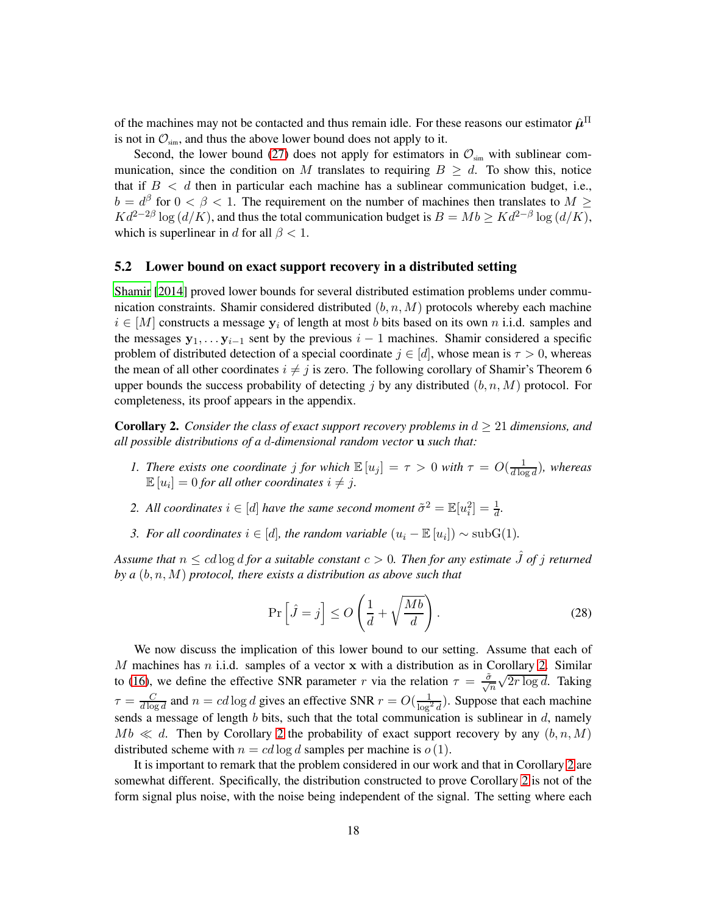of the machines may not be contacted and thus remain idle. For these reasons our estimator $\hat{\boldsymbol{\mu}}^{\Pi}$ is not in $\mathcal{O}_{\text{sim}}$, and thus the above lower bound does not apply to it.

Second, the lower bound (27) does not apply for estimators in $\mathcal{O}_{\text{sim}}$ with sublinear communication, since the condition on $M$ translates to requiring $B \geq d$. To show this, notice that if $B < d$ then in particular each machine has a sublinear communication budget, i.e., $b = d^{\beta}$ for $0 < \beta < 1$. The requirement on the number of machines then translates to $M \geq K d^{2-2\beta} \log(d/K)$, and thus the total communication budget is $B = Mb \geq K d^{2-\beta} \log(d/K)$, which is superlinear in $d$ for all $\beta < 1$.

## 5.2 Lower bound on exact support recovery in a distributed setting

Shamir [2014] proved lower bounds for several distributed estimation problems under communication constraints. Shamir considered distributed $(b, n, M)$ protocols whereby each machine $i \in [M]$ constructs a message $\mathbf{y}_i$ of length at most $b$ bits based on its own $n$ i.i.d. samples and the messages $\mathbf{y}_1, \ldots \mathbf{y}_{i-1}$ sent by the previous $i-1$ machines. Shamir considered a specific problem of distributed detection of a special coordinate $j \in [d]$, whose mean is $\tau > 0$, whereas the mean of all other coordinates $i \neq j$ is zero. The following corollary of Shamir's Theorem 6 upper bounds the success probability of detecting $j$ by any distributed $(b, n, M)$ protocol. For completeness, its proof appears in the appendix.

**Corollary 2.** *Consider the class of exact support recovery problems in $d \geq 21$ dimensions, and all possible distributions of a $d$-dimensional random vector $\mathbf{u}$ such that:*

1. *There exists one coordinate $j$ for which $\mathbb{E}[u_j] = \tau > 0$ with $\tau = O(\frac{1}{d \log d})$, whereas $\mathbb{E}[u_i] = 0$ for all other coordinates $i \neq j$.*
2. *All coordinates $i \in [d]$ have the same second moment $\tilde{\sigma}^2 = \mathbb{E}[u_i^2] = \frac{1}{d}$.*
3. *For all coordinates $i \in [d]$, the random variable $(u_i - \mathbb{E}[u_i]) \sim \text{subG}(1)$.*

*Assume that $n \leq c d \log d$ for a suitable constant $c > 0$. Then for any estimate $\hat{J}$ of $j$ returned by a $(b, n, M)$ protocol, there exists a distribution as above such that*

$$\Pr\left[\hat{J} = j\right] \leq O\left(\frac{1}{d} + \sqrt{\frac{Mb}{d}}\right). \tag{28}$$

We now discuss the implication of this lower bound to our setting. Assume that each of $M$ machines has $n$ i.i.d. samples of a vector $\mathbf{x}$ with a distribution as in Corollary 2. Similar to (16), we define the effective SNR parameter $r$ via the relation $\tau = \frac{\tilde{\sigma}}{\sqrt{n}} \sqrt{2r \log d}$. Taking $\tau = \frac{C}{d \log d}$ and $n = c d \log d$ gives an effective SNR $r = O(\frac{1}{\log^2 d})$. Suppose that each machine sends a message of length $b$ bits, such that the total communication is sublinear in $d$, namely $Mb \ll d$. Then by Corollary 2 the probability of exact support recovery by any $(b, n, M)$ distributed scheme with $n = c d \log d$ samples per machine is $o(1)$.

It is important to remark that the problem considered in our work and that in Corollary 2 are somewhat different. Specifically, the distribution constructed to prove Corollary 2 is not of the form signal plus noise, with the noise being independent of the signal. The setting where each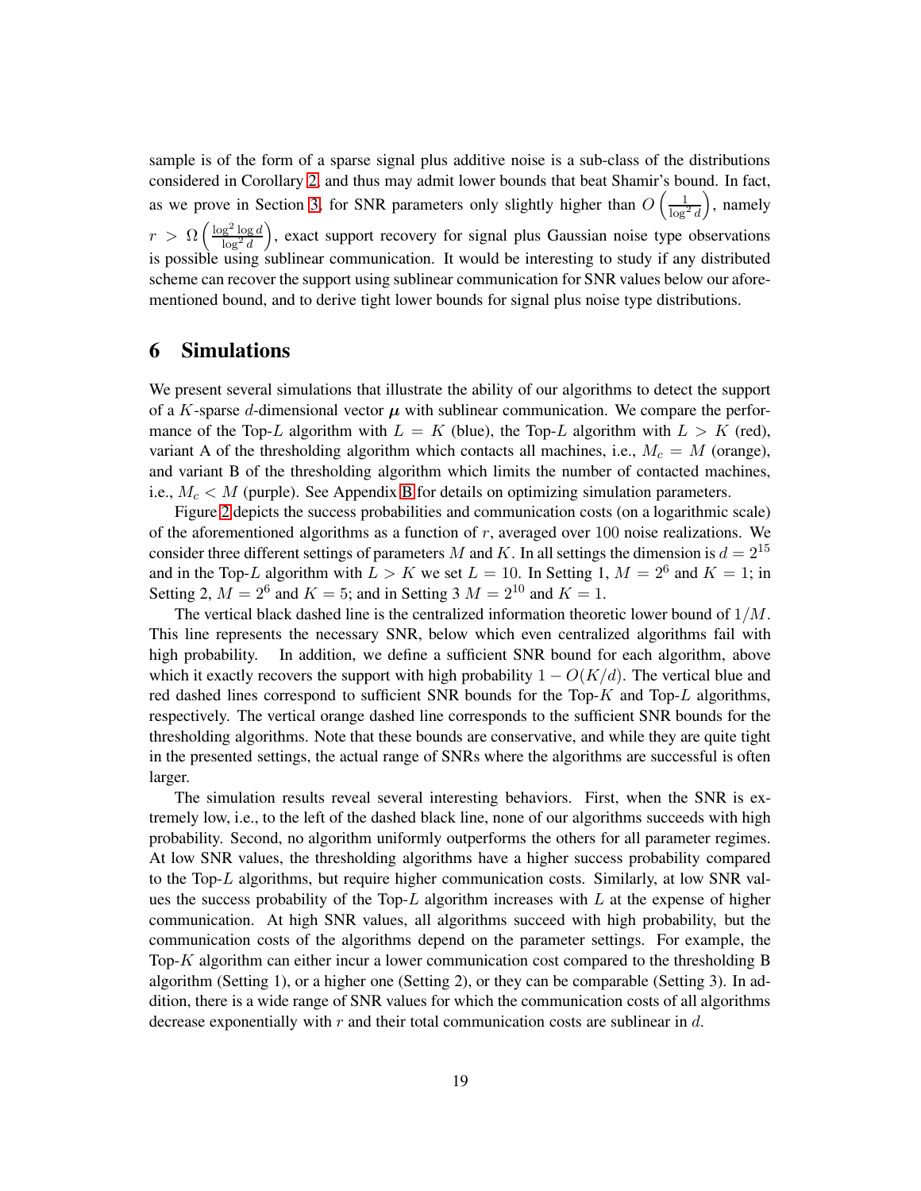sample is of the form of a sparse signal plus additive noise is a sub-class of the distributions considered in Corollary 2, and thus may admit lower bounds that beat Shamir's bound. In fact, as we prove in Section 3, for SNR parameters only slightly higher than $O\left(\frac{1}{\log^2 d}\right)$, namely $r > \Omega\left(\frac{\log^2 \log d}{\log^2 d}\right)$, exact support recovery for signal plus Gaussian noise type observations is possible using sublinear communication. It would be interesting to study if any distributed scheme can recover the support using sublinear communication for SNR values below our aforementioned bound, and to derive tight lower bounds for signal plus noise type distributions.

# 6 Simulations

We present several simulations that illustrate the ability of our algorithms to detect the support of a $K$-sparse $d$-dimensional vector $\boldsymbol{\mu}$ with sublinear communication. We compare the performance of the Top-$L$ algorithm with $L = K$ (blue), the Top-$L$ algorithm with $L > K$ (red), variant A of the thresholding algorithm which contacts all machines, i.e., $M_c = M$ (orange), and variant B of the thresholding algorithm which limits the number of contacted machines, i.e., $M_c < M$ (purple). See Appendix B for details on optimizing simulation parameters.

Figure 2 depicts the success probabilities and communication costs (on a logarithmic scale) of the aforementioned algorithms as a function of $r$, averaged over 100 noise realizations. We consider three different settings of parameters $M$ and $K$. In all settings the dimension is $d = 2^{15}$ and in the Top-$L$ algorithm with $L > K$ we set $L = 10$. In Setting 1, $M = 2^6$ and $K = 1$; in Setting 2, $M = 2^6$ and $K = 5$; and in Setting 3 $M = 2^{10}$ and $K = 1$.

The vertical black dashed line is the centralized information theoretic lower bound of $1/M$. This line represents the necessary SNR, below which even centralized algorithms fail with high probability. In addition, we define a sufficient SNR bound for each algorithm, above which it exactly recovers the support with high probability $1 - O(K/d)$. The vertical blue and red dashed lines correspond to sufficient SNR bounds for the Top-$K$ and Top-$L$ algorithms, respectively. The vertical orange dashed line corresponds to the sufficient SNR bounds for the thresholding algorithms. Note that these bounds are conservative, and while they are quite tight in the presented settings, the actual range of SNRs where the algorithms are successful is often larger.

The simulation results reveal several interesting behaviors. First, when the SNR is extremely low, i.e., to the left of the dashed black line, none of our algorithms succeeds with high probability. Second, no algorithm uniformly outperforms the others for all parameter regimes. At low SNR values, the thresholding algorithms have a higher success probability compared to the Top-$L$ algorithms, but require higher communication costs. Similarly, at low SNR values the success probability of the Top-$L$ algorithm increases with $L$ at the expense of higher communication. At high SNR values, all algorithms succeed with high probability, but the communication costs of the algorithms depend on the parameter settings. For example, the Top-$K$ algorithm can either incur a lower communication cost compared to the thresholding B algorithm (Setting 1), or a higher one (Setting 2), or they can be comparable (Setting 3). In addition, there is a wide range of SNR values for which the communication costs of all algorithms decrease exponentially with $r$ and their total communication costs are sublinear in $d$.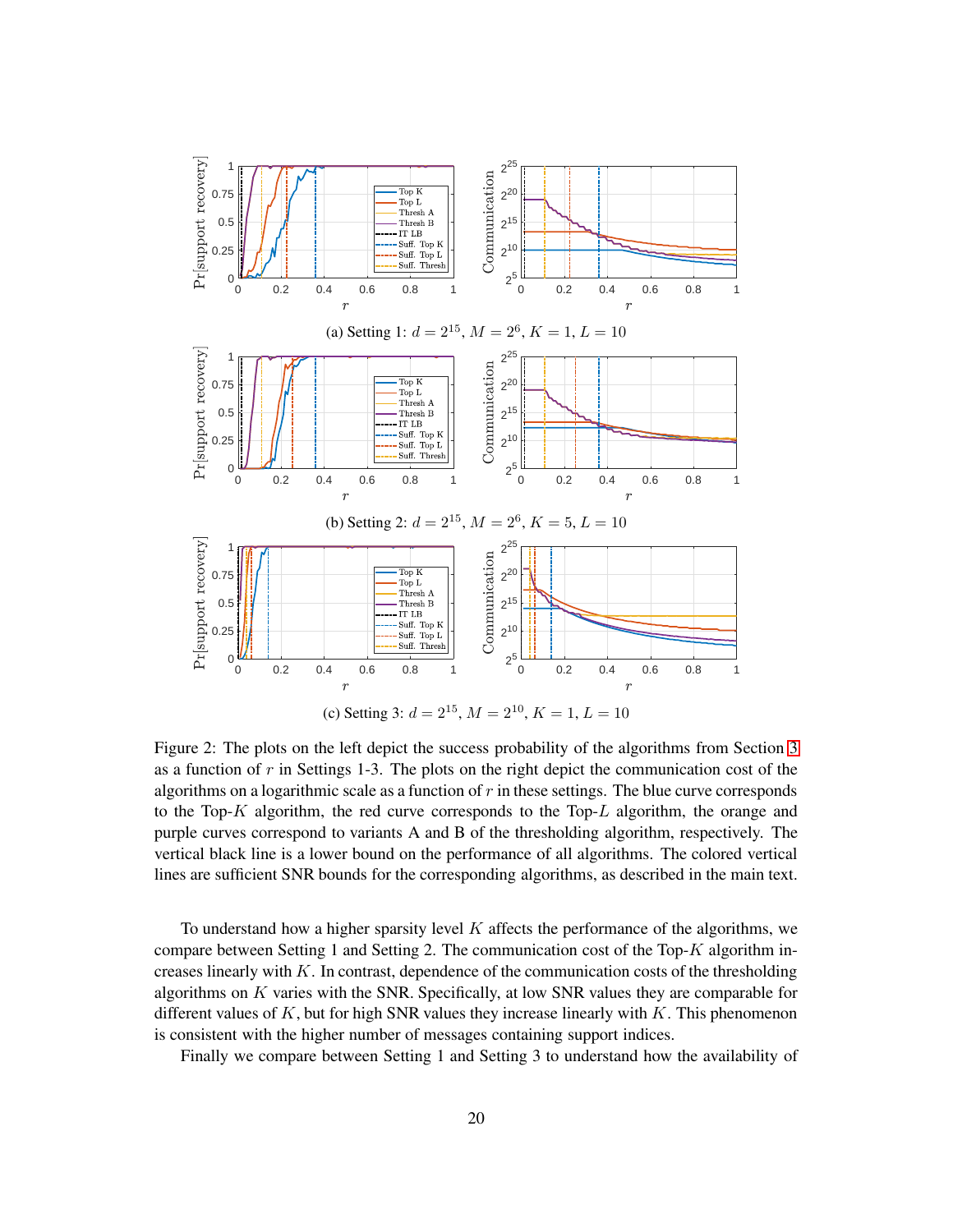(a) Setting 1: $d = 2^{15}$, $M = 2^6$, $K = 1$, $L = 10$

(b) Setting 2: $d = 2^{15}$, $M = 2^6$, $K = 5$, $L = 10$

(c) Setting 3: $d = 2^{15}$, $M = 2^{10}$, $K = 1$, $L = 10$

Figure 2: The plots on the left depict the success probability of the algorithms from Section 3 as a function of $r$ in Settings 1-3. The plots on the right depict the communication cost of the algorithms on a logarithmic scale as a function of $r$ in these settings. The blue curve corresponds to the Top-$K$ algorithm, the red curve corresponds to the Top-$L$ algorithm, the orange and purple curves correspond to variants A and B of the thresholding algorithm, respectively. The vertical black line is a lower bound on the performance of all algorithms. The colored vertical lines are sufficient SNR bounds for the corresponding algorithms, as described in the main text.

To understand how a higher sparsity level $K$ affects the performance of the algorithms, we compare between Setting 1 and Setting 2. The communication cost of the Top-$K$ algorithm increases linearly with $K$. In contrast, dependence of the communication costs of the thresholding algorithms on $K$ varies with the SNR. Specifically, at low SNR values they are comparable for different values of $K$, but for high SNR values they increase linearly with $K$. This phenomenon is consistent with the higher number of messages containing support indices.

Finally we compare between Setting 1 and Setting 3 to understand how the availability of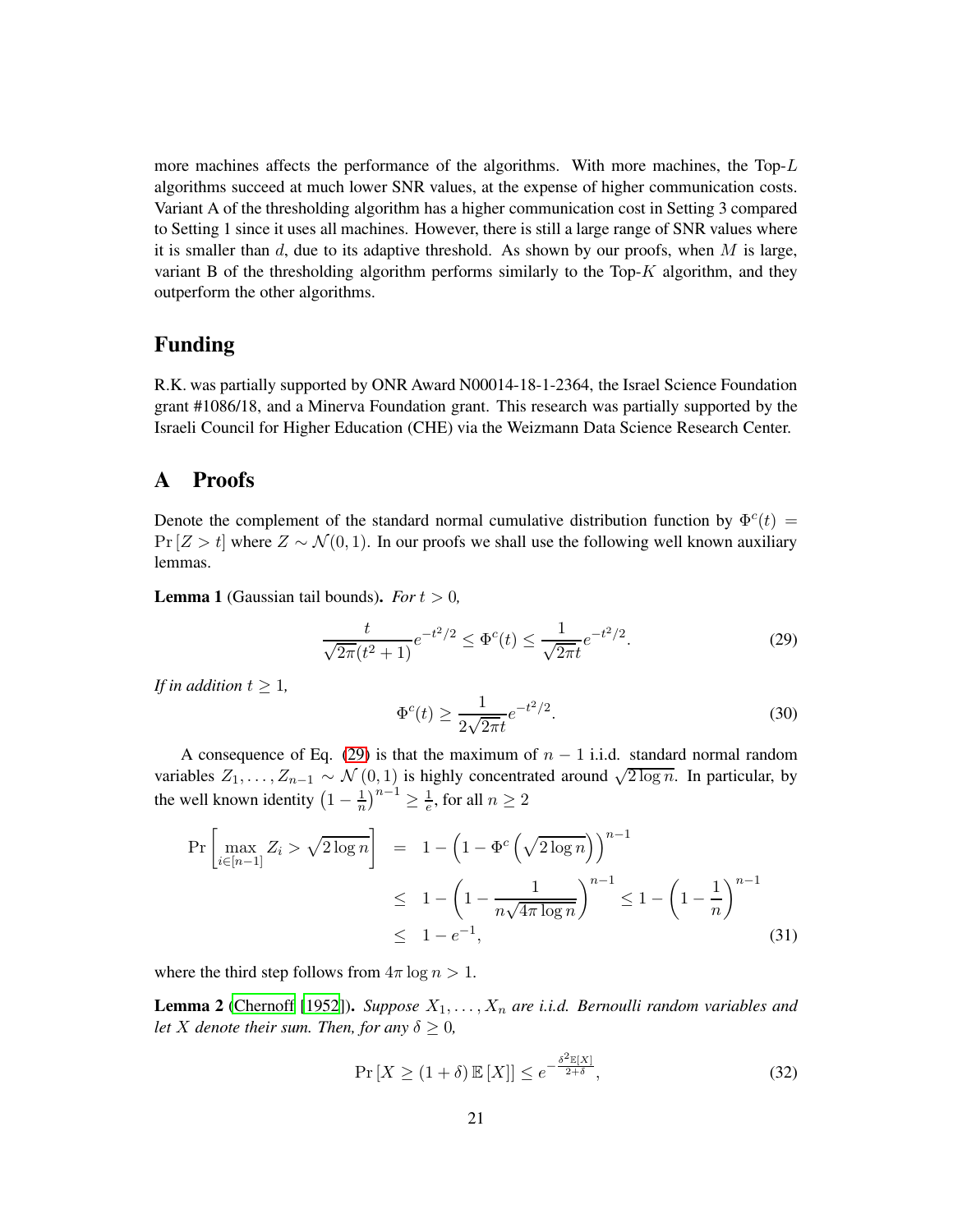more machines affects the performance of the algorithms. With more machines, the Top-$L$ algorithms succeed at much lower SNR values, at the expense of higher communication costs. Variant A of the thresholding algorithm has a higher communication cost in Setting 3 compared to Setting 1 since it uses all machines. However, there is still a large range of SNR values where it is smaller than $d$, due to its adaptive threshold. As shown by our proofs, when $M$ is large, variant B of the thresholding algorithm performs similarly to the Top-$K$ algorithm, and they outperform the other algorithms.

## Funding

R.K. was partially supported by ONR Award N00014-18-1-2364, the Israel Science Foundation grant #1086/18, and a Minerva Foundation grant. This research was partially supported by the Israeli Council for Higher Education (CHE) via the Weizmann Data Science Research Center.

## A Proofs

Denote the complement of the standard normal cumulative distribution function by $\Phi^c(t) = \Pr[Z > t]$ where $Z \sim \mathcal{N}(0,1)$. In our proofs we shall use the following well known auxiliary lemmas.

**Lemma 1** (Gaussian tail bounds). *For $t > 0$,*

$$\frac{t}{\sqrt{2\pi}(t^2+1)} e^{-t^2/2} \leq \Phi^c(t) \leq \frac{1}{\sqrt{2\pi}t} e^{-t^2/2}. \tag{29}$$

*If in addition $t \geq 1$,*

$$\Phi^c(t) \geq \frac{1}{2\sqrt{2\pi}t} e^{-t^2/2}. \tag{30}$$

A consequence of Eq. (29) is that the maximum of $n-1$ i.i.d. standard normal random variables $Z_1, \ldots, Z_{n-1} \sim \mathcal{N}(0,1)$ is highly concentrated around $\sqrt{2\log n}$. In particular, by the well known identity $\left(1 - \frac{1}{n}\right)^{n-1} \geq \frac{1}{e}$, for all $n \geq 2$

$$\begin{aligned}
\Pr\left[\max_{i\in[n-1]} Z_i > \sqrt{2\log n}\right] &= 1 - \left(1 - \Phi^c\left(\sqrt{2\log n}\right)\right)^{n-1} \\
&\leq 1 - \left(1 - \frac{1}{n\sqrt{4\pi \log n}}\right)^{n-1} \leq 1 - \left(1 - \frac{1}{n}\right)^{n-1} \\
&\leq 1 - e^{-1},
\end{aligned} \tag{31}$$

where the third step follows from $4\pi \log n > 1$.

**Lemma 2** (Chernoff [1952]). *Suppose $X_1, \ldots, X_n$ are i.i.d. Bernoulli random variables and let $X$ denote their sum. Then, for any $\delta \geq 0$,*

$$\Pr\left[X \geq (1+\delta)\,\mathbb{E}[X]\right] \leq e^{-\frac{\delta^2 \mathbb{E}[X]}{2+\delta}}, \tag{32}$$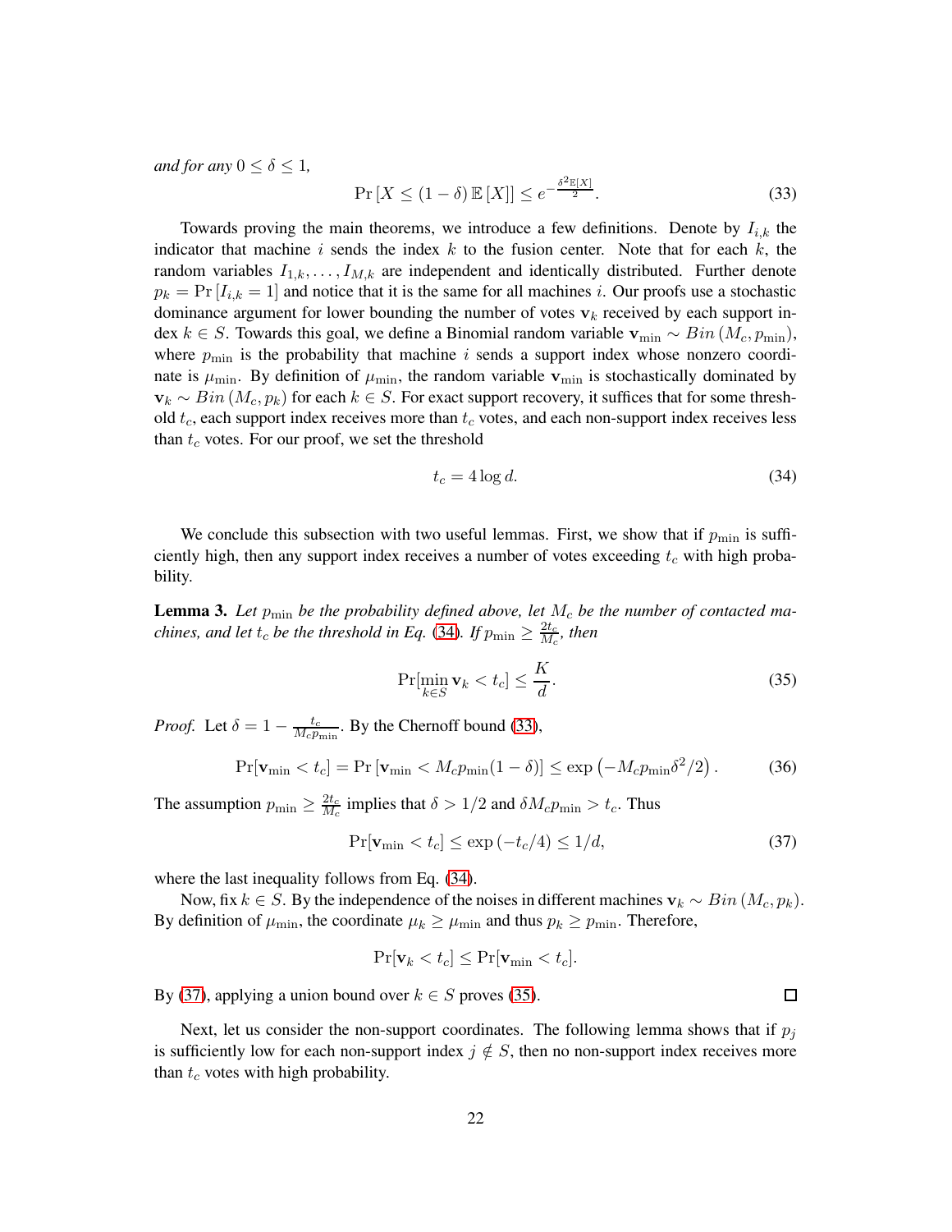*and for any* $0 \leq \delta \leq 1$*,*

$$\Pr\left[X \leq (1-\delta)\,\mathbb{E}\left[X\right]\right] \leq e^{-\frac{\delta^2 \mathbb{E}[X]}{2}}. \tag{33}$$

Towards proving the main theorems, we introduce a few definitions. Denote by $I_{i,k}$ the indicator that machine $i$ sends the index $k$ to the fusion center. Note that for each $k$, the random variables $I_{1,k}, \ldots, I_{M,k}$ are independent and identically distributed. Further denote $p_k = \Pr\left[I_{i,k} = 1\right]$ and notice that it is the same for all machines $i$. Our proofs use a stochastic dominance argument for lower bounding the number of votes $\mathbf{v}_k$ received by each support index $k \in S$. Towards this goal, we define a Binomial random variable $\mathbf{v}_{\min} \sim Bin\left(M_c, p_{\min}\right)$, where $p_{\min}$ is the probability that machine $i$ sends a support index whose nonzero coordinate is $\mu_{\min}$. By definition of $\mu_{\min}$, the random variable $\mathbf{v}_{\min}$ is stochastically dominated by $\mathbf{v}_k \sim Bin\left(M_c, p_k\right)$ for each $k \in S$. For exact support recovery, it suffices that for some threshold $t_c$, each support index receives more than $t_c$ votes, and each non-support index receives less than $t_c$ votes. For our proof, we set the threshold

$$t_c = 4 \log d. \tag{34}$$

We conclude this subsection with two useful lemmas. First, we show that if $p_{\min}$ is sufficiently high, then any support index receives a number of votes exceeding $t_c$ with high probability.

**Lemma 3.** *Let* $p_{\min}$ *be the probability defined above, let* $M_c$ *be the number of contacted machines, and let* $t_c$ *be the threshold in Eq. (34). If* $p_{\min} \geq \frac{2t_c}{M_c}$*, then*

$$\Pr[\min_{k \in S} \mathbf{v}_k < t_c] \leq \frac{K}{d}. \tag{35}$$

*Proof.* Let $\delta = 1 - \frac{t_c}{M_c p_{\min}}$. By the Chernoff bound (33),

$$\Pr[\mathbf{v}_{\min} < t_c] = \Pr\left[\mathbf{v}_{\min} < M_c p_{\min}(1-\delta)\right] \leq \exp\left(-M_c p_{\min} \delta^2/2\right). \tag{36}$$

The assumption $p_{\min} \geq \frac{2t_c}{M_c}$ implies that $\delta > 1/2$ and $\delta M_c p_{\min} > t_c$. Thus

$$\Pr[\mathbf{v}_{\min} < t_c] \leq \exp\left(-t_c/4\right) \leq 1/d, \tag{37}$$

where the last inequality follows from Eq. (34).

Now, fix $k \in S$. By the independence of the noises in different machines $\mathbf{v}_k \sim Bin\left(M_c, p_k\right)$. By definition of $\mu_{\min}$, the coordinate $\mu_k \geq \mu_{\min}$ and thus $p_k \geq p_{\min}$. Therefore,

$$\Pr[\mathbf{v}_k < t_c] \leq \Pr[\mathbf{v}_{\min} < t_c].$$

By (37), applying a union bound over $k \in S$ proves (35). $\square$

Next, let us consider the non-support coordinates. The following lemma shows that if $p_j$ is sufficiently low for each non-support index $j \notin S$, then no non-support index receives more than $t_c$ votes with high probability.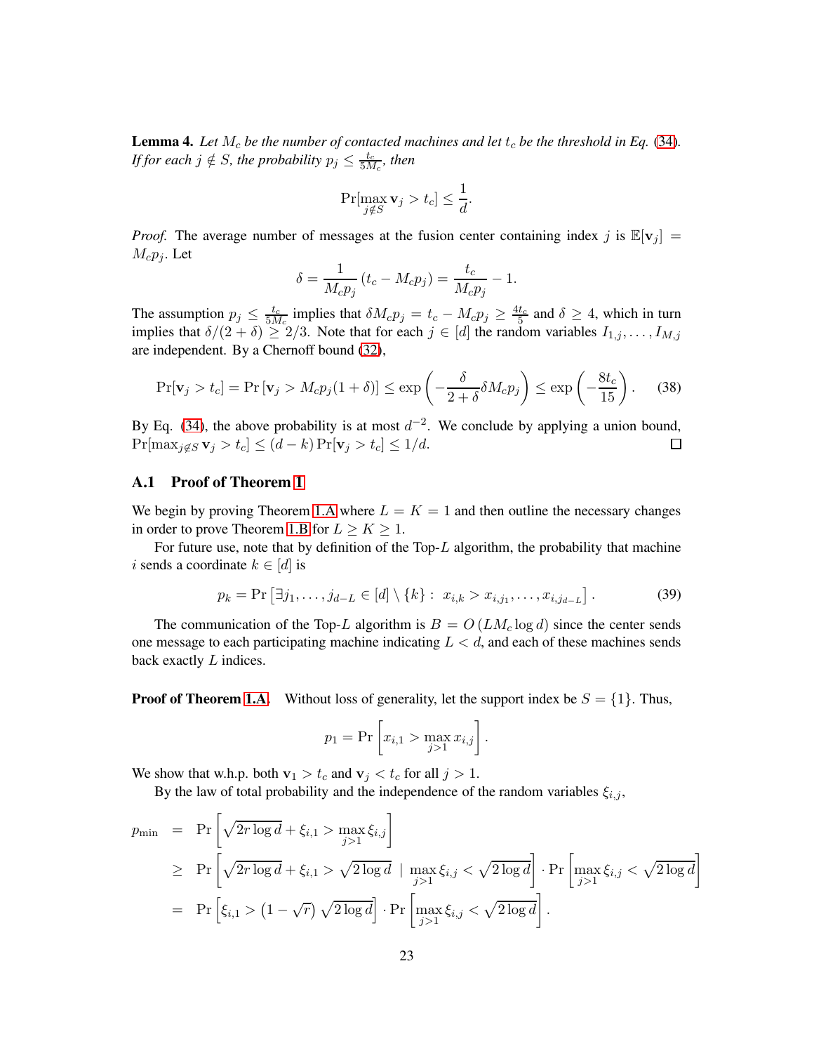**Lemma 4.** *Let $M_c$ be the number of contacted machines and let $t_c$ be the threshold in Eq. (34). If for each $j \notin S$, the probability $p_j \leq \frac{t_c}{5M_c}$, then*

$$\Pr[\max_{j \notin S} \mathbf{v}_j > t_c] \leq \frac{1}{d}.$$

*Proof.* The average number of messages at the fusion center containing index $j$ is $\mathbb{E}[\mathbf{v}_j] = M_c p_j$. Let

$$\delta = \frac{1}{M_c p_j}\left(t_c - M_c p_j\right) = \frac{t_c}{M_c p_j} - 1.$$

The assumption $p_j \leq \frac{t_c}{5M_c}$ implies that $\delta M_c p_j = t_c - M_c p_j \geq \frac{4t_c}{5}$ and $\delta \geq 4$, which in turn implies that $\delta/(2+\delta) \geq 2/3$. Note that for each $j \in [d]$ the random variables $I_{1,j}, \ldots, I_{M,j}$ are independent. By a Chernoff bound (32),

$$\Pr[\mathbf{v}_j > t_c] = \Pr\left[\mathbf{v}_j > M_c p_j(1+\delta)\right] \leq \exp\left(-\frac{\delta}{2+\delta}\delta M_c p_j\right) \leq \exp\left(-\frac{8t_c}{15}\right). \tag{38}$$

By Eq. (34), the above probability is at most $d^{-2}$. We conclude by applying a union bound, $\Pr[\max_{j \notin S} \mathbf{v}_j > t_c] \leq (d-k)\Pr[\mathbf{v}_j > t_c] \leq 1/d$. $\square$

## A.1 Proof of Theorem 1

We begin by proving Theorem 1.A where $L = K = 1$ and then outline the necessary changes in order to prove Theorem 1.B for $L \geq K \geq 1$.

For future use, note that by definition of the Top-$L$ algorithm, the probability that machine $i$ sends a coordinate $k \in [d]$ is

$$p_k = \Pr\left[\exists j_1, \ldots, j_{d-L} \in [d] \setminus \{k\} : \; x_{i,k} > x_{i,j_1}, \ldots, x_{i,j_{d-L}}\right]. \tag{39}$$

The communication of the Top-$L$ algorithm is $B = O\left(LM_c \log d\right)$ since the center sends one message to each participating machine indicating $L < d$, and each of these machines sends back exactly $L$ indices.

**Proof of Theorem 1.A.** Without loss of generality, let the support index be $S = \{1\}$. Thus,

$$p_1 = \Pr\left[x_{i,1} > \max_{j>1} x_{i,j}\right].$$

We show that w.h.p. both $\mathbf{v}_1 > t_c$ and $\mathbf{v}_j < t_c$ for all $j > 1$.

By the law of total probability and the independence of the random variables $\xi_{i,j}$,

$$\begin{aligned}
p_{\min} &= \Pr\left[\sqrt{2r\log d} + \xi_{i,1} > \max_{j>1} \xi_{i,j}\right] \\
&\geq \Pr\left[\sqrt{2r\log d} + \xi_{i,1} > \sqrt{2\log d} \;\mid\; \max_{j>1} \xi_{i,j} < \sqrt{2\log d}\right] \cdot \Pr\left[\max_{j>1} \xi_{i,j} < \sqrt{2\log d}\right] \\
&= \Pr\left[\xi_{i,1} > \left(1 - \sqrt{r}\right)\sqrt{2\log d}\right] \cdot \Pr\left[\max_{j>1} \xi_{i,j} < \sqrt{2\log d}\right].
\end{aligned}$$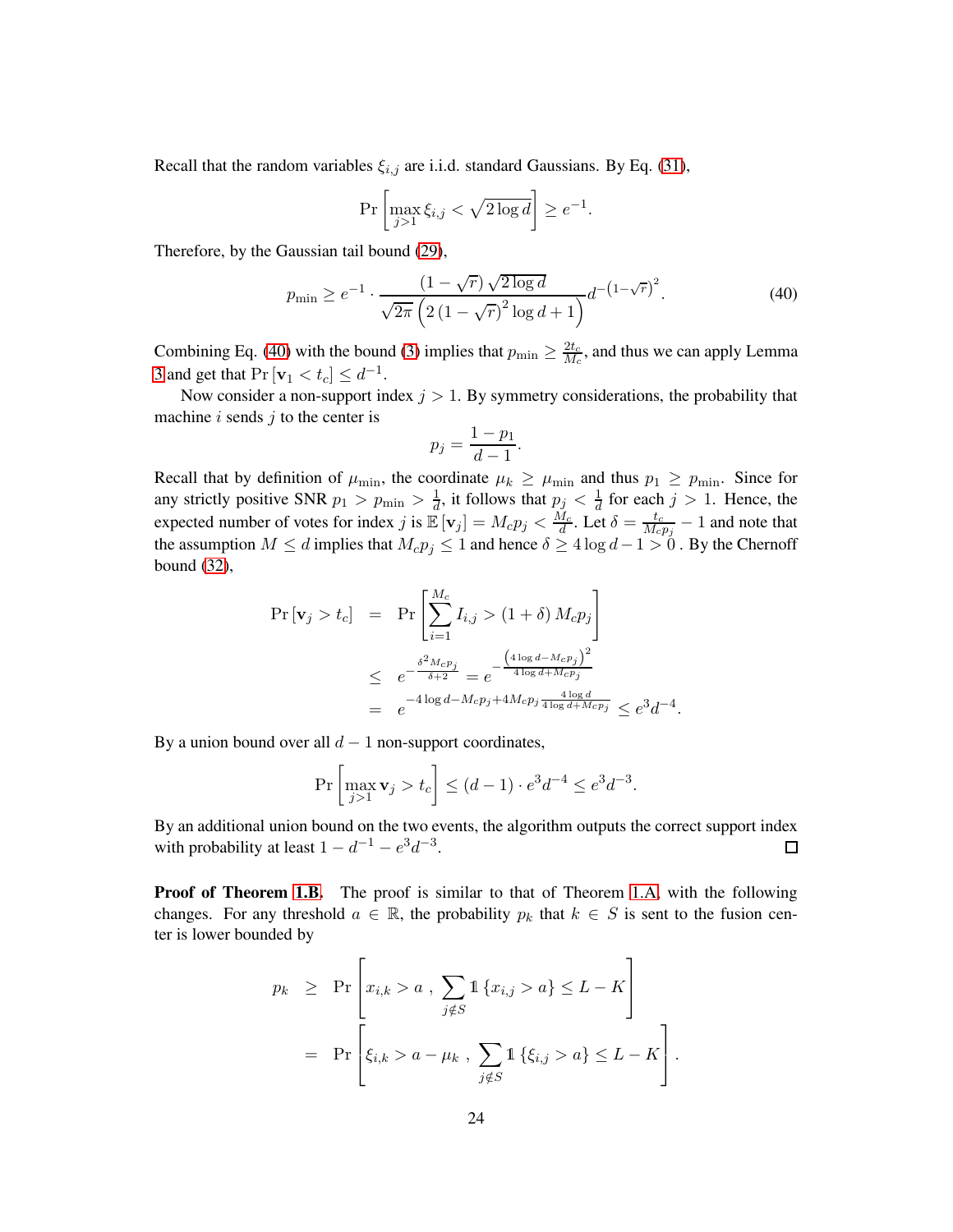Recall that the random variables $\xi_{i,j}$ are i.i.d. standard Gaussians. By Eq. (31),

$$\Pr\left[\max_{j>1} \xi_{i,j} < \sqrt{2\log d}\right] \geq e^{-1}.$$

Therefore, by the Gaussian tail bound (29),

$$p_{\min} \geq e^{-1} \cdot \frac{\left(1-\sqrt{r}\right)\sqrt{2\log d}}{\sqrt{2\pi}\left(2\left(1-\sqrt{r}\right)^2 \log d + 1\right)} d^{-\left(1-\sqrt{r}\right)^2}. \tag{40}$$

Combining Eq. (40) with the bound (3) implies that $p_{\min} \geq \frac{2t_c}{M_c}$, and thus we can apply Lemma 3 and get that $\Pr\left[\mathbf{v}_1 < t_c\right] \leq d^{-1}$.

Now consider a non-support index $j > 1$. By symmetry considerations, the probability that machine $i$ sends $j$ to the center is

$$p_j = \frac{1-p_1}{d-1}.$$

Recall that by definition of $\mu_{\min}$, the coordinate $\mu_k \geq \mu_{\min}$ and thus $p_1 \geq p_{\min}$. Since for any strictly positive SNR $p_1 > p_{\min} > \frac{1}{d}$, it follows that $p_j < \frac{1}{d}$ for each $j > 1$. Hence, the expected number of votes for index $j$ is $\mathbb{E}\left[\mathbf{v}_j\right] = M_c p_j < \frac{M_c}{d}$. Let $\delta = \frac{t_c}{M_c p_j} - 1$ and note that the assumption $M \leq d$ implies that $M_c p_j \leq 1$ and hence $\delta \geq 4\log d - 1 > 0$ . By the Chernoff bound (32),

$$\begin{aligned}
\Pr\left[\mathbf{v}_j > t_c\right] &= \Pr\left[\sum_{i=1}^{M_c} I_{i,j} > (1+\delta) M_c p_j\right] \\
&\leq e^{-\frac{\delta^2 M_c p_j}{\delta+2}} = e^{-\frac{\left(4\log d - M_c p_j\right)^2}{4\log d + M_c p_j}} \\
&= e^{-4\log d - M_c p_j + 4 M_c p_j \frac{4\log d}{4\log d + M_c p_j}} \leq e^3 d^{-4}.
\end{aligned}$$

By a union bound over all $d-1$ non-support coordinates,

$$\Pr\left[\max_{j>1} \mathbf{v}_j > t_c\right] \leq (d-1) \cdot e^3 d^{-4} \leq e^3 d^{-3}.$$

By an additional union bound on the two events, the algorithm outputs the correct support index with probability at least $1 - d^{-1} - e^3 d^{-3}$. □

**Proof of Theorem 1.B.** The proof is similar to that of Theorem 1.A, with the following changes. For any threshold $a \in \mathbb{R}$, the probability $p_k$ that $k \in S$ is sent to the fusion center is lower bounded by

$$\begin{aligned}
p_k &\geq \Pr\left[x_{i,k} > a \ , \ \sum_{j \notin S} \mathbb{1}\left\{x_{i,j} > a\right\} \leq L - K\right] \\
&= \Pr\left[\xi_{i,k} > a - \mu_k \ , \ \sum_{j \notin S} \mathbb{1}\left\{\xi_{i,j} > a\right\} \leq L - K\right].
\end{aligned}$$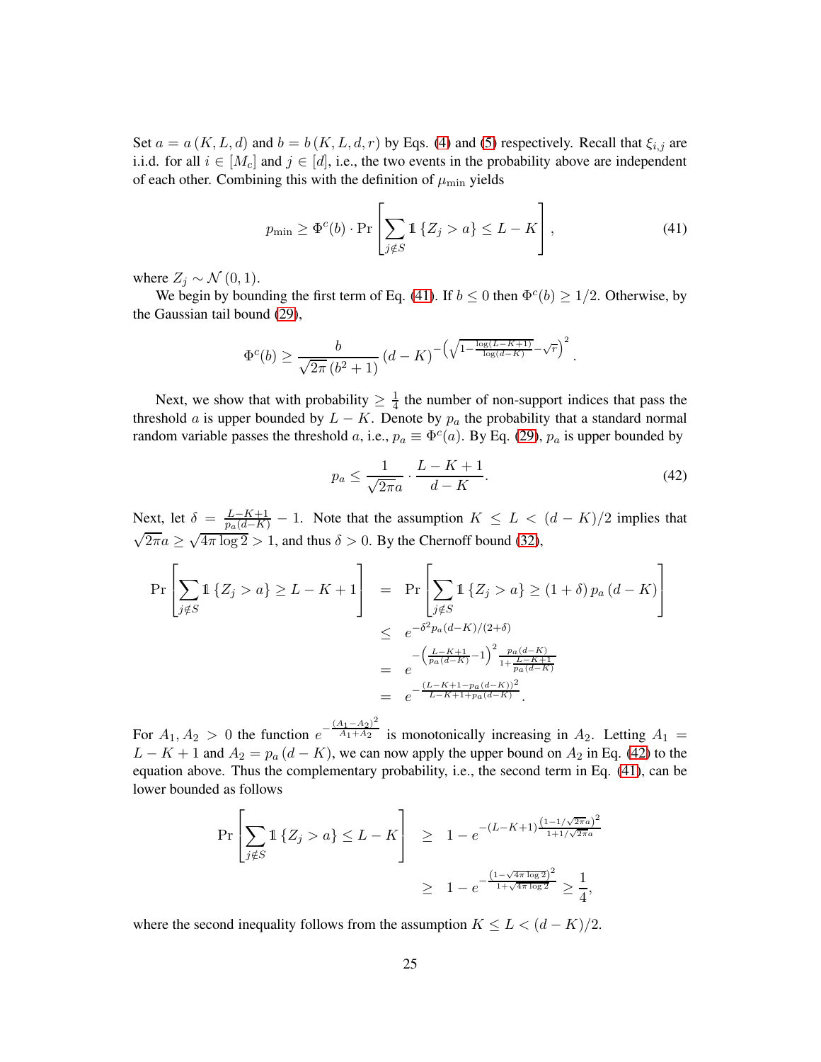Set $a = a(K, L, d)$ and $b = b(K, L, d, r)$ by Eqs. (4) and (5) respectively. Recall that $\xi_{i,j}$ are i.i.d. for all $i \in [M_c]$ and $j \in [d]$, i.e., the two events in the probability above are independent of each other. Combining this with the definition of $\mu_{\min}$ yields

$$p_{\min} \geq \Phi^c(b) \cdot \Pr\left[\sum_{j \notin S} \mathbb{1}\left\{Z_j > a\right\} \leq L - K\right], \tag{41}$$

where $Z_j \sim \mathcal{N}(0, 1)$.

We begin by bounding the first term of Eq. (41). If $b \leq 0$ then $\Phi^c(b) \geq 1/2$. Otherwise, by the Gaussian tail bound (29),

$$\Phi^c(b) \geq \frac{b}{\sqrt{2\pi}\left(b^2 + 1\right)} (d - K)^{-\left(\sqrt{1 - \frac{\log(L-K+1)}{\log(d-K)}} - \sqrt{r}\right)^2}.$$

Next, we show that with probability $\geq \frac{1}{4}$ the number of non-support indices that pass the threshold $a$ is upper bounded by $L - K$. Denote by $p_a$ the probability that a standard normal random variable passes the threshold $a$, i.e., $p_a \equiv \Phi^c(a)$. By Eq. (29), $p_a$ is upper bounded by

$$p_a \leq \frac{1}{\sqrt{2\pi}a} \cdot \frac{L - K + 1}{d - K}. \tag{42}$$

Next, let $\delta = \frac{L-K+1}{p_a(d-K)} - 1$. Note that the assumption $K \leq L < (d - K)/2$ implies that $\sqrt{2\pi}a \geq \sqrt{4\pi \log 2} > 1$, and thus $\delta > 0$. By the Chernoff bound (32),

$$\begin{aligned}
\Pr\left[\sum_{j \notin S} \mathbb{1}\left\{Z_j > a\right\} \geq L - K + 1\right] &= \Pr\left[\sum_{j \notin S} \mathbb{1}\left\{Z_j > a\right\} \geq (1 + \delta)\, p_a\,(d - K)\right] \\
&\leq e^{-\delta^2 p_a (d-K)/(2+\delta)} \\
&= e^{-\left(\frac{L-K+1}{p_a(d-K)} - 1\right)^2 \frac{p_a(d-K)}{1 + \frac{L-K+1}{p_a(d-K)}}} \\
&= e^{-\frac{(L-K+1-p_a(d-K))^2}{L-K+1+p_a(d-K)}}.
\end{aligned}$$

For $A_1, A_2 > 0$ the function $e^{-\frac{(A_1 - A_2)^2}{A_1 + A_2}}$ is monotonically increasing in $A_2$. Letting $A_1 = L - K + 1$ and $A_2 = p_a(d - K)$, we can now apply the upper bound on $A_2$ in Eq. (42) to the equation above. Thus the complementary probability, i.e., the second term in Eq. (41), can be lower bounded as follows

$$\begin{aligned}
\Pr\left[\sum_{j \notin S} \mathbb{1}\left\{Z_j > a\right\} \leq L - K\right] &\geq 1 - e^{-(L-K+1)\frac{\left(1 - 1/\sqrt{2\pi}a\right)^2}{1 + 1/\sqrt{2\pi}a}} \\
&\geq 1 - e^{-\frac{\left(1 - \sqrt{4\pi \log 2}\right)^2}{1 + \sqrt{4\pi \log 2}}} \geq \frac{1}{4},
\end{aligned}$$

where the second inequality follows from the assumption $K \leq L < (d - K)/2$.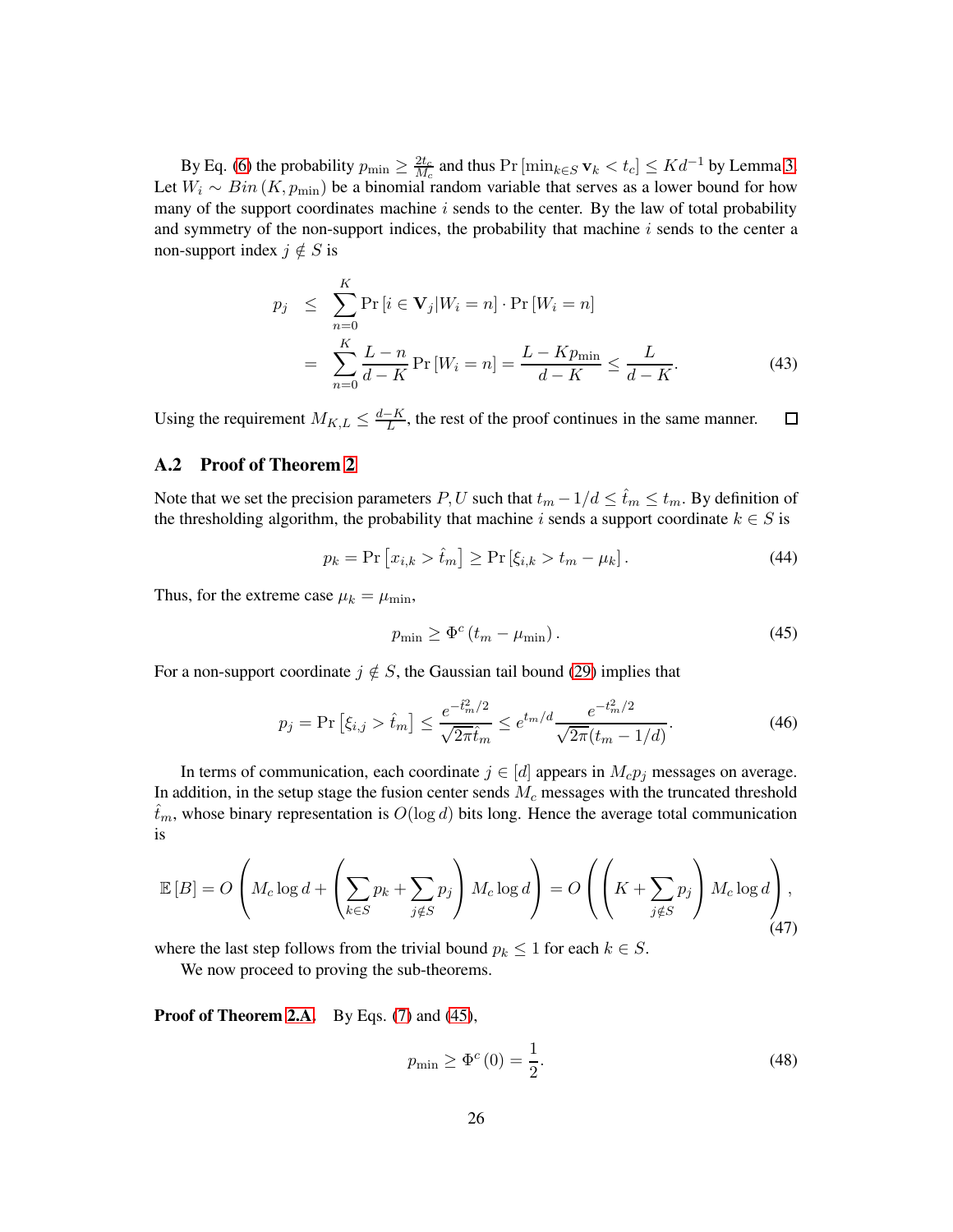By Eq. (6) the probability $p_{\min} \geq \frac{2t_c}{M_c}$ and thus $\Pr\left[\min_{k\in S} \mathbf{v}_k < t_c\right] \leq Kd^{-1}$ by Lemma 3. Let $W_i \sim Bin\left(K, p_{\min}\right)$ be a binomial random variable that serves as a lower bound for how many of the support coordinates machine $i$ sends to the center. By the law of total probability and symmetry of the non-support indices, the probability that machine $i$ sends to the center a non-support index $j \notin S$ is

$$
\begin{aligned}
p_j &\leq \sum_{n=0}^{K} \Pr\left[i \in \mathbf{V}_j | W_i = n\right] \cdot \Pr\left[W_i = n\right] \\
&= \sum_{n=0}^{K} \frac{L-n}{d-K} \Pr\left[W_i = n\right] = \frac{L - K p_{\min}}{d-K} \leq \frac{L}{d-K}. \qquad (43)
\end{aligned}
$$

Using the requirement $M_{K,L} \leq \frac{d-K}{L}$, the rest of the proof continues in the same manner. □

## A.2 Proof of Theorem 2

Note that we set the precision parameters $P, U$ such that $t_m - 1/d \leq \hat{t}_m \leq t_m$. By definition of the thresholding algorithm, the probability that machine $i$ sends a support coordinate $k \in S$ is

$$
p_k = \Pr\left[x_{i,k} > \hat{t}_m\right] \geq \Pr\left[\xi_{i,k} > t_m - \mu_k\right]. \qquad (44)
$$

Thus, for the extreme case $\mu_k = \mu_{\min}$,

$$
p_{\min} \geq \Phi^c\left(t_m - \mu_{\min}\right). \qquad (45)
$$

For a non-support coordinate $j \notin S$, the Gaussian tail bound (29) implies that

$$
p_j = \Pr\left[\xi_{i,j} > \hat{t}_m\right] \leq \frac{e^{-\hat{t}_m^2/2}}{\sqrt{2\pi}\hat{t}_m} \leq e^{t_m/d} \frac{e^{-t_m^2/2}}{\sqrt{2\pi}(t_m - 1/d)}. \qquad (46)
$$

In terms of communication, each coordinate $j \in [d]$ appears in $M_c p_j$ messages on average. In addition, in the setup stage the fusion center sends $M_c$ messages with the truncated threshold $\hat{t}_m$, whose binary representation is $O(\log d)$ bits long. Hence the average total communication is

$$
\mathbb{E}\left[B\right] = O\left(M_c \log d + \left(\sum_{k\in S} p_k + \sum_{j\notin S} p_j\right) M_c \log d\right) = O\left(\left(K + \sum_{j\notin S} p_j\right) M_c \log d\right), \qquad (47)
$$

where the last step follows from the trivial bound $p_k \leq 1$ for each $k \in S$.

We now proceed to proving the sub-theorems.

**Proof of Theorem 2.A.** By Eqs. (7) and (45),

$$
p_{\min} \geq \Phi^c\left(0\right) = \frac{1}{2}. \qquad (48)
$$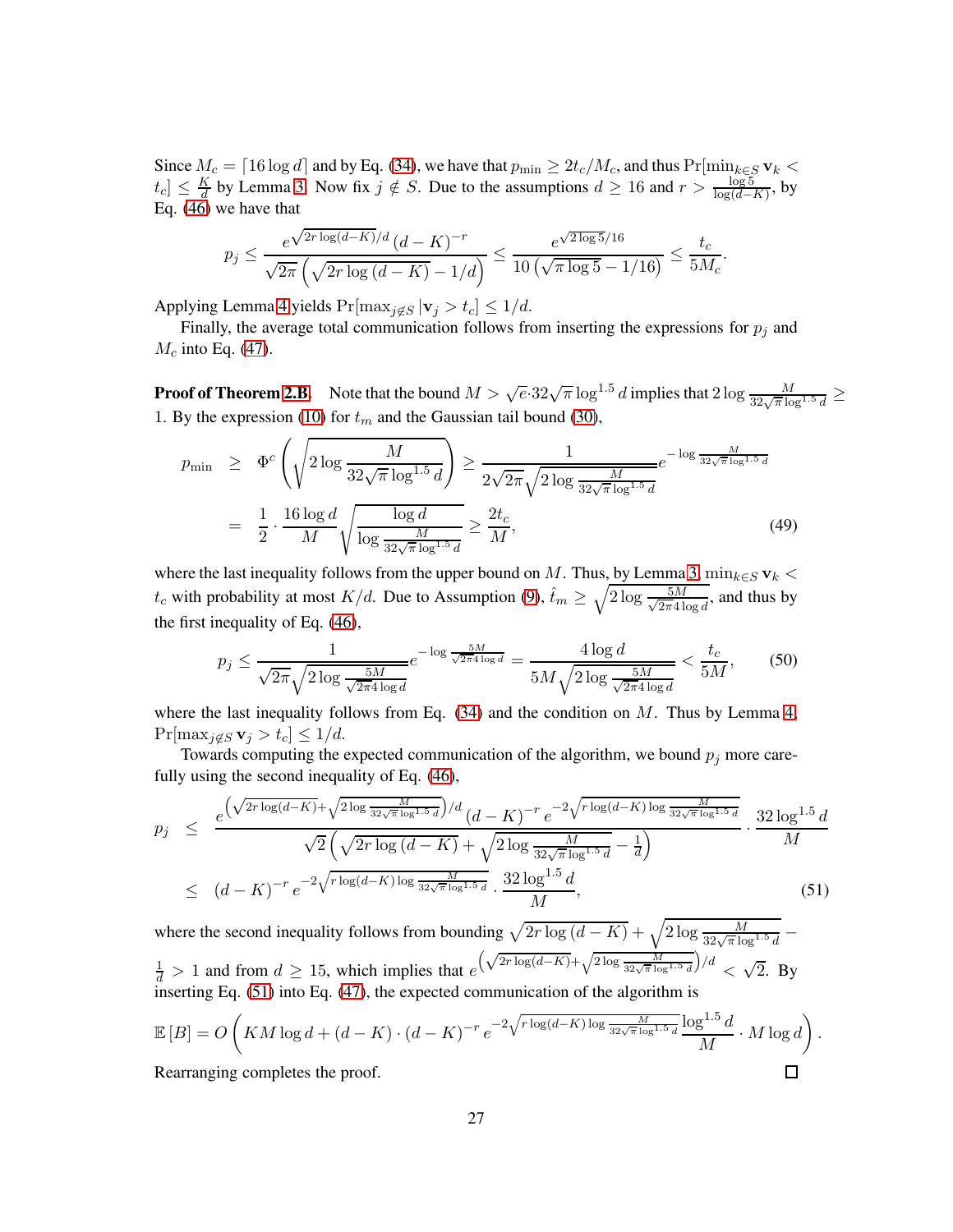Since $M_c = \lceil 16 \log d \rceil$ and by Eq. (34), we have that $p_{\min} \geq 2t_c/M_c$, and thus $\Pr[\min_{k\in S} \mathbf{v}_k < t_c] \leq \frac{K}{d}$ by Lemma 3. Now fix $j \notin S$. Due to the assumptions $d \geq 16$ and $r > \frac{\log 5}{\log(d-K)}$, by Eq. (46) we have that

$$p_j \leq \frac{e^{\sqrt{2r\log(d-K)}/d}\,(d-K)^{-r}}{\sqrt{2\pi}\left(\sqrt{2r\log\left(d-K\right)}-1/d\right)} \leq \frac{e^{\sqrt{2\log 5}/16}}{10\left(\sqrt{\pi\log 5}-1/16\right)} \leq \frac{t_c}{5M_c}.$$

Applying Lemma 4 yields $\Pr[\max_{j\notin S} |\mathbf{v}_j > t_c] \leq 1/d$.

Finally, the average total communication follows from inserting the expressions for $p_j$ and $M_c$ into Eq. (47).

**Proof of Theorem 2.B.** Note that the bound $M > \sqrt{e}\cdot 32\sqrt{\pi}\log^{1.5} d$ implies that $2\log\frac{M}{32\sqrt{\pi}\log^{1.5}d} \geq 1$. By the expression (10) for $t_m$ and the Gaussian tail bound (30),

$$\begin{aligned}
p_{\min} &\geq \Phi^c\left(\sqrt{2\log\frac{M}{32\sqrt{\pi}\log^{1.5}d}}\right) \geq \frac{1}{2\sqrt{2\pi}\sqrt{2\log\frac{M}{32\sqrt{\pi}\log^{1.5}d}}}e^{-\log\frac{M}{32\sqrt{\pi}\log^{1.5}d}} \\
&= \frac{1}{2}\cdot\frac{16\log d}{M}\sqrt{\frac{\log d}{\log\frac{M}{32\sqrt{\pi}\log^{1.5}d}}} \geq \frac{2t_c}{M},
\end{aligned} \tag{49}$$

where the last inequality follows from the upper bound on $M$. Thus, by Lemma 3, $\min_{k\in S}\mathbf{v}_k < t_c$ with probability at most $K/d$. Due to Assumption (9), $\hat{t}_m \geq \sqrt{2\log\frac{5M}{\sqrt{2\pi}4\log d}}$, and thus by the first inequality of Eq. (46),

$$p_j \leq \frac{1}{\sqrt{2\pi}\sqrt{2\log\frac{5M}{\sqrt{2\pi}4\log d}}}e^{-\log\frac{5M}{\sqrt{2\pi}4\log d}} = \frac{4\log d}{5M\sqrt{2\log\frac{5M}{\sqrt{2\pi}4\log d}}} < \frac{t_c}{5M}, \tag{50}$$

where the last inequality follows from Eq. (34) and the condition on $M$. Thus by Lemma 4, $\Pr[\max_{j\notin S}\mathbf{v}_j > t_c] \leq 1/d$.

Towards computing the expected communication of the algorithm, we bound $p_j$ more carefully using the second inequality of Eq. (46),

$$\begin{aligned}
p_j &\leq \frac{e^{\left(\sqrt{2r\log(d-K)}+\sqrt{2\log\frac{M}{32\sqrt{\pi}\log^{1.5}d}}\right)/d}(d-K)^{-r}\,e^{-2\sqrt{r\log(d-K)\log\frac{M}{32\sqrt{\pi}\log^{1.5}d}}}}{\sqrt{2}\left(\sqrt{2r\log\left(d-K\right)}+\sqrt{2\log\frac{M}{32\sqrt{\pi}\log^{1.5}d}}-\frac{1}{d}\right)}\cdot\frac{32\log^{1.5}d}{M} \\
&\leq (d-K)^{-r}\,e^{-2\sqrt{r\log(d-K)\log\frac{M}{32\sqrt{\pi}\log^{1.5}d}}}\cdot\frac{32\log^{1.5}d}{M},
\end{aligned} \tag{51}$$

where the second inequality follows from bounding $\sqrt{2r\log\left(d-K\right)}+\sqrt{2\log\frac{M}{32\sqrt{\pi}\log^{1.5}d}}-\frac{1}{d} > 1$ and from $d \geq 15$, which implies that $e^{\left(\sqrt{2r\log(d-K)}+\sqrt{2\log\frac{M}{32\sqrt{\pi}\log^{1.5}d}}\right)/d} < \sqrt{2}$. By inserting Eq. (51) into Eq. (47), the expected communication of the algorithm is

$$\mathbb{E}\left[B\right] = O\left(KM\log d + (d-K)\cdot(d-K)^{-r}\,e^{-2\sqrt{r\log(d-K)\log\frac{M}{32\sqrt{\pi}\log^{1.5}d}}}\frac{\log^{1.5}d}{M}\cdot M\log d\right).$$

Rearranging completes the proof. $\square$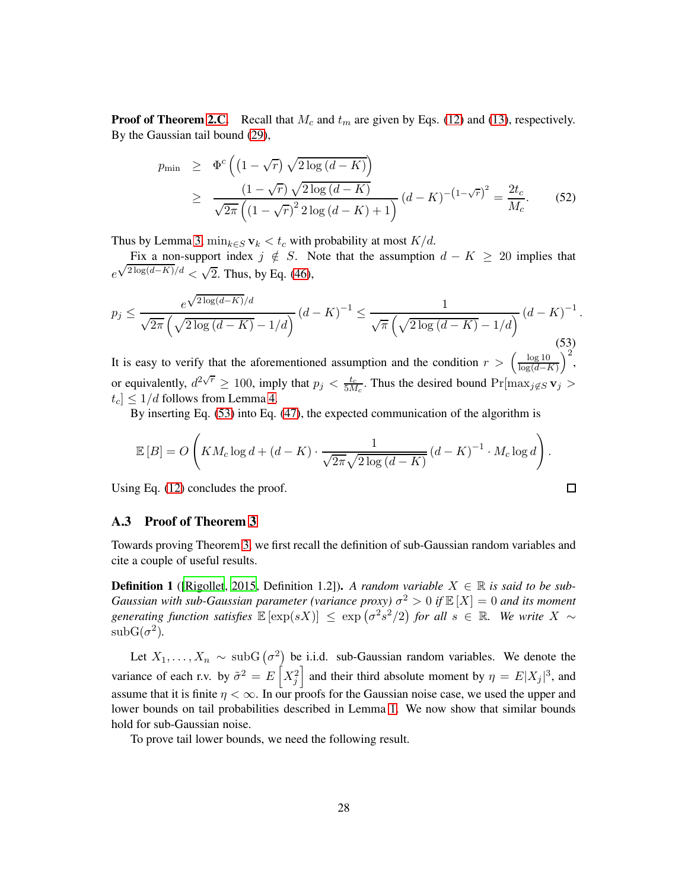**Proof of Theorem 2.C.** Recall that $M_c$ and $t_m$ are given by Eqs. (12) and (13), respectively. By the Gaussian tail bound (29),

$$
\begin{aligned}
p_{\min} &\geq \Phi^c\left(\left(1-\sqrt{r}\right)\sqrt{2\log\left(d-K\right)}\right) \\
&\geq \frac{\left(1-\sqrt{r}\right)\sqrt{2\log\left(d-K\right)}}{\sqrt{2\pi}\left(\left(1-\sqrt{r}\right)^2 2\log\left(d-K\right)+1\right)}\left(d-K\right)^{-\left(1-\sqrt{r}\right)^2} = \frac{2t_c}{M_c}. \qquad (52)
\end{aligned}
$$

Thus by Lemma 3, $\min_{k\in S}\mathbf{v}_k < t_c$ with probability at most $K/d$.

Fix a non-support index $j \notin S$. Note that the assumption $d-K \geq 20$ implies that $e^{\sqrt{2\log(d-K)}/d} < \sqrt{2}$. Thus, by Eq. (46),

$$
p_j \leq \frac{e^{\sqrt{2\log(d-K)}/d}}{\sqrt{2\pi}\left(\sqrt{2\log\left(d-K\right)}-1/d\right)}\left(d-K\right)^{-1} \leq \frac{1}{\sqrt{\pi}\left(\sqrt{2\log\left(d-K\right)}-1/d\right)}\left(d-K\right)^{-1}. \qquad (53)
$$

It is easy to verify that the aforementioned assumption and the condition $r > \left(\frac{\log 10}{\log(d-K)}\right)^2$, or equivalently, $d^{2\sqrt{r}} \geq 100$, imply that $p_j < \frac{t_c}{5M_c}$. Thus the desired bound $\Pr[\max_{j\notin S}\mathbf{v}_j > t_c] \leq 1/d$ follows from Lemma 4.

By inserting Eq. (53) into Eq. (47), the expected communication of the algorithm is

$$
\mathbb{E}\left[B\right] = O\left(KM_c\log d + (d-K)\cdot\frac{1}{\sqrt{2\pi}\sqrt{2\log\left(d-K\right)}}\left(d-K\right)^{-1}\cdot M_c\log d\right).
$$

Using Eq. (12) concludes the proof. ◻

## A.3 Proof of Theorem 3

Towards proving Theorem 3, we first recall the definition of sub-Gaussian random variables and cite a couple of useful results.

**Definition 1** ([Rigollet, 2015, Definition 1.2]). *A random variable $X \in \mathbb{R}$ is said to be sub-Gaussian with sub-Gaussian parameter (variance proxy) $\sigma^2 > 0$ if $\mathbb{E}\left[X\right] = 0$ and its moment generating function satisfies $\mathbb{E}\left[\exp(sX)\right] \leq \exp\left(\sigma^2 s^2/2\right)$ for all $s \in \mathbb{R}$. We write $X \sim \mathrm{subG}(\sigma^2)$.*

Let $X_1,\ldots,X_n \sim \mathrm{subG}\left(\sigma^2\right)$ be i.i.d. sub-Gaussian random variables. We denote the variance of each r.v. by $\tilde{\sigma}^2 = E\left[X_j^2\right]$ and their third absolute moment by $\eta = E|X_j|^3$, and assume that it is finite $\eta < \infty$. In our proofs for the Gaussian noise case, we used the upper and lower bounds on tail probabilities described in Lemma 1. We now show that similar bounds hold for sub-Gaussian noise.

To prove tail lower bounds, we need the following result.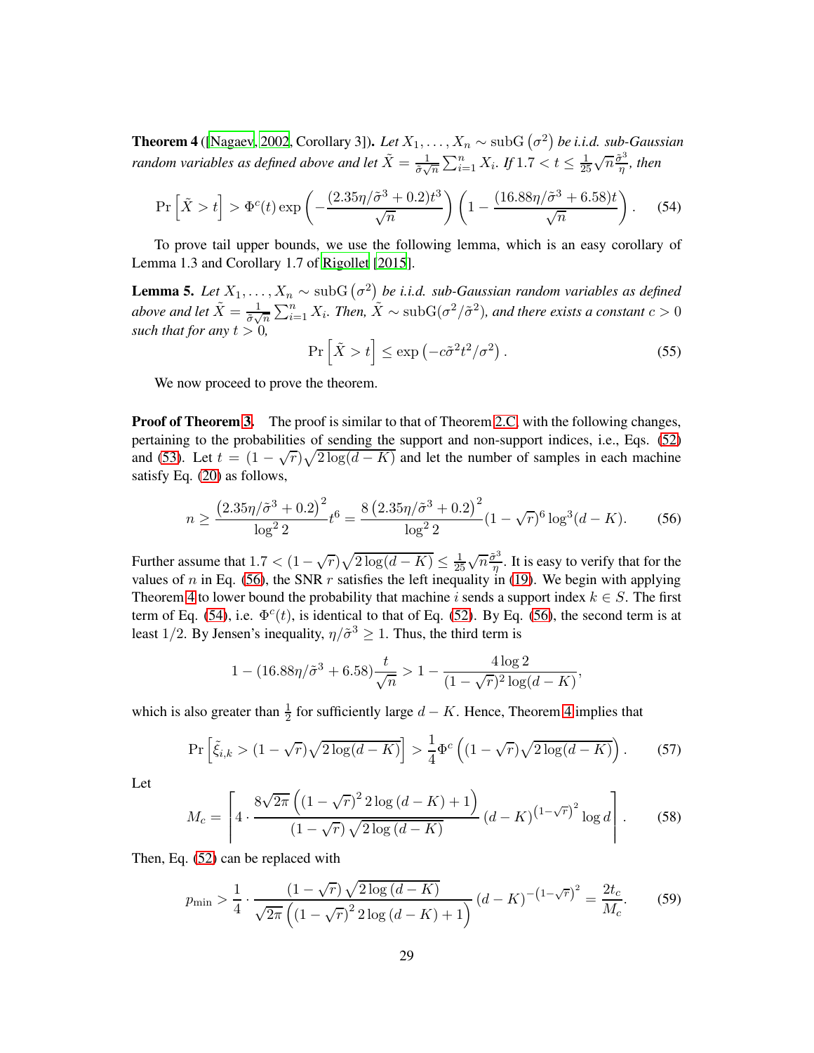**Theorem 4** ([Nagaev, 2002, Corollary 3])**.** *Let $X_1, \ldots, X_n \sim \mathrm{subG}\left(\sigma^2\right)$ be i.i.d. sub-Gaussian random variables as defined above and let $\tilde{X} = \frac{1}{\tilde{\sigma}\sqrt{n}} \sum_{i=1}^n X_i$. If $1.7 < t \le \frac{1}{25}\sqrt{n}\frac{\tilde{\sigma}^3}{\eta}$, then*

$$\Pr\left[\tilde{X} > t\right] > \Phi^c(t) \exp\left(-\frac{(2.35\eta/\tilde{\sigma}^3 + 0.2)t^3}{\sqrt{n}}\right)\left(1 - \frac{(16.88\eta/\tilde{\sigma}^3 + 6.58)t}{\sqrt{n}}\right). \tag{54}$$

To prove tail upper bounds, we use the following lemma, which is an easy corollary of Lemma 1.3 and Corollary 1.7 of Rigollet [2015].

**Lemma 5.** *Let $X_1, \ldots, X_n \sim \mathrm{subG}\left(\sigma^2\right)$ be i.i.d. sub-Gaussian random variables as defined above and let $\tilde{X} = \frac{1}{\tilde{\sigma}\sqrt{n}} \sum_{i=1}^n X_i$. Then, $\tilde{X} \sim \mathrm{subG}(\sigma^2/\tilde{\sigma}^2)$, and there exists a constant $c > 0$ such that for any $t > 0$,*

$$\Pr\left[\tilde{X} > t\right] \le \exp\left(-c\tilde{\sigma}^2 t^2/\sigma^2\right). \tag{55}$$

We now proceed to prove the theorem.

**Proof of Theorem 3.** The proof is similar to that of Theorem 2.C, with the following changes, pertaining to the probabilities of sending the support and non-support indices, i.e., Eqs. (52) and (53). Let $t = (1-\sqrt{r})\sqrt{2\log(d-K)}$ and let the number of samples in each machine satisfy Eq. (20) as follows,

$$n \ge \frac{\left(2.35\eta/\tilde{\sigma}^3 + 0.2\right)^2}{\log^2 2} t^6 = \frac{8\left(2.35\eta/\tilde{\sigma}^3 + 0.2\right)^2}{\log^2 2}(1-\sqrt{r})^6 \log^3(d-K). \tag{56}$$

Further assume that $1.7 < (1-\sqrt{r})\sqrt{2\log(d-K)} \le \frac{1}{25}\sqrt{n}\frac{\tilde{\sigma}^3}{\eta}$. It is easy to verify that for the values of $n$ in Eq. (56), the SNR $r$ satisfies the left inequality in (19). We begin with applying Theorem 4 to lower bound the probability that machine $i$ sends a support index $k \in S$. The first term of Eq. (54), i.e. $\Phi^c(t)$, is identical to that of Eq. (52). By Eq. (56), the second term is at least $1/2$. By Jensen's inequality, $\eta/\tilde{\sigma}^3 \ge 1$. Thus, the third term is

$$1 - (16.88\eta/\tilde{\sigma}^3 + 6.58)\frac{t}{\sqrt{n}} > 1 - \frac{4\log 2}{(1-\sqrt{r})^2\log(d-K)},$$

which is also greater than $\frac{1}{2}$ for sufficiently large $d-K$. Hence, Theorem 4 implies that

$$\Pr\left[\tilde{\xi}_{i,k} > (1-\sqrt{r})\sqrt{2\log(d-K)}\right] > \frac{1}{4}\Phi^c\left((1-\sqrt{r})\sqrt{2\log(d-K)}\right). \tag{57}$$

Let

$$M_c = \left\lceil 4 \cdot \frac{8\sqrt{2\pi}\left((1-\sqrt{r})^2 2\log(d-K) + 1\right)}{(1-\sqrt{r})\sqrt{2\log(d-K)}}(d-K)^{(1-\sqrt{r})^2}\log d\right\rceil. \tag{58}$$

Then, Eq. (52) can be replaced with

$$p_{\min} > \frac{1}{4} \cdot \frac{(1-\sqrt{r})\sqrt{2\log(d-K)}}{\sqrt{2\pi}\left((1-\sqrt{r})^2 2\log(d-K) + 1\right)}(d-K)^{-(1-\sqrt{r})^2} = \frac{2t_c}{M_c}. \tag{59}$$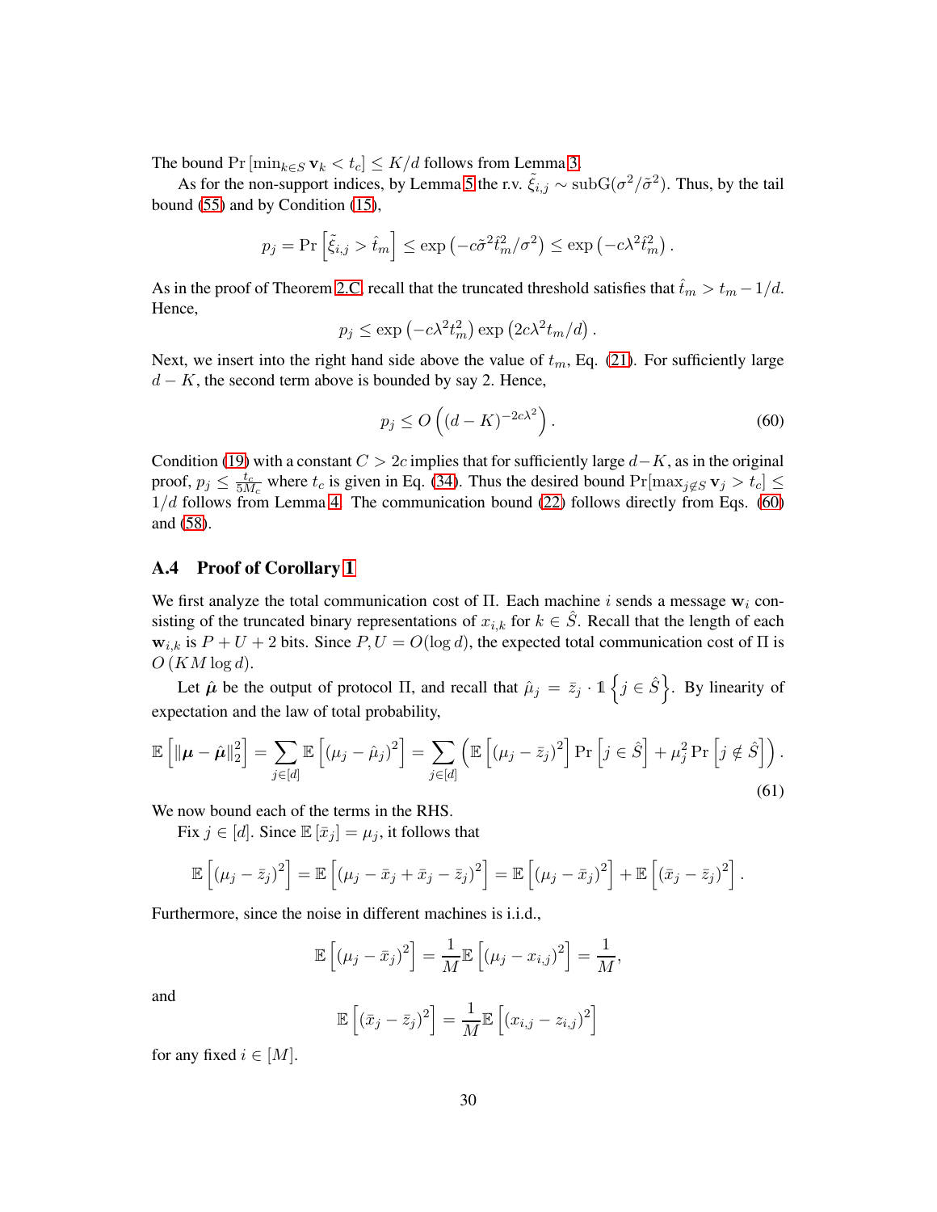The bound $\Pr\left[\min_{k\in S} \mathbf{v}_k < t_c\right] \leq K/d$ follows from Lemma 3.

As for the non-support indices, by Lemma 5 the r.v. $\tilde{\xi}_{i,j} \sim \mathrm{subG}(\sigma^2/\tilde{\sigma}^2)$. Thus, by the tail bound (55) and by Condition (15),

$$
p_j = \Pr\left[\tilde{\xi}_{i,j} > \hat{t}_m\right] \leq \exp\left(-c\tilde{\sigma}^2\hat{t}_m^2/\sigma^2\right) \leq \exp\left(-c\lambda^2\hat{t}_m^2\right).
$$

As in the proof of Theorem 2.C, recall that the truncated threshold satisfies that $\hat{t}_m > t_m - 1/d$. Hence,

$$
p_j \leq \exp\left(-c\lambda^2 t_m^2\right)\exp\left(2c\lambda^2 t_m/d\right).
$$

Next, we insert into the right hand side above the value of $t_m$, Eq. (21). For sufficiently large $d-K$, the second term above is bounded by say 2. Hence,

$$
p_j \leq O\left((d-K)^{-2c\lambda^2}\right). \tag{60}
$$

Condition (19) with a constant $C > 2c$ implies that for sufficiently large $d-K$, as in the original proof, $p_j \leq \frac{t_c}{5M_c}$ where $t_c$ is given in Eq. (34). Thus the desired bound $\Pr[\max_{j\notin S} \mathbf{v}_j > t_c] \leq 1/d$ follows from Lemma 4. The communication bound (22) follows directly from Eqs. (60) and (58).

## A.4 Proof of Corollary 1

We first analyze the total communication cost of $\Pi$. Each machine $i$ sends a message $\mathbf{w}_i$ consisting of the truncated binary representations of $x_{i,k}$ for $k \in \hat{S}$. Recall that the length of each $\mathbf{w}_{i,k}$ is $P+U+2$ bits. Since $P, U = O(\log d)$, the expected total communication cost of $\Pi$ is $O\left(KM\log d\right)$.

Let $\hat{\boldsymbol{\mu}}$ be the output of protocol $\Pi$, and recall that $\hat{\mu}_j = \bar{z}_j \cdot \mathbb{1}\left\{j \in \hat{S}\right\}$. By linearity of expectation and the law of total probability,

$$
\mathbb{E}\left[\|\boldsymbol{\mu} - \hat{\boldsymbol{\mu}}\|_2^2\right] = \sum_{j\in[d]} \mathbb{E}\left[(\mu_j - \hat{\mu}_j)^2\right] = \sum_{j\in[d]} \left(\mathbb{E}\left[(\mu_j - \bar{z}_j)^2\right]\Pr\left[j \in \hat{S}\right] + \mu_j^2 \Pr\left[j \notin \hat{S}\right]\right). \tag{61}
$$

We now bound each of the terms in the RHS.

Fix $j \in [d]$. Since $\mathbb{E}\left[\bar{x}_j\right] = \mu_j$, it follows that

$$
\mathbb{E}\left[(\mu_j - \bar{z}_j)^2\right] = \mathbb{E}\left[(\mu_j - \bar{x}_j + \bar{x}_j - \bar{z}_j)^2\right] = \mathbb{E}\left[(\mu_j - \bar{x}_j)^2\right] + \mathbb{E}\left[(\bar{x}_j - \bar{z}_j)^2\right].
$$

Furthermore, since the noise in different machines is i.i.d.,

$$
\mathbb{E}\left[(\mu_j - \bar{x}_j)^2\right] = \frac{1}{M}\mathbb{E}\left[(\mu_j - x_{i,j})^2\right] = \frac{1}{M},
$$

and

$$
\mathbb{E}\left[(\bar{x}_j - \bar{z}_j)^2\right] = \frac{1}{M}\mathbb{E}\left[(x_{i,j} - z_{i,j})^2\right]
$$

for any fixed $i \in [M]$.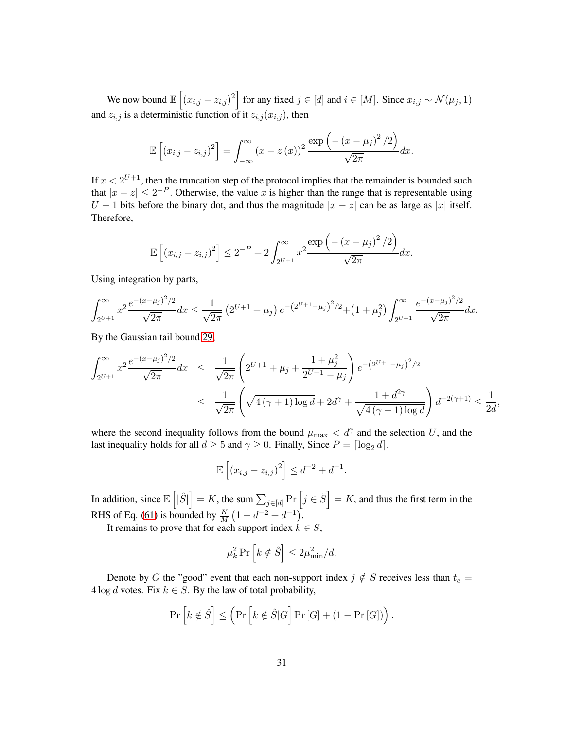We now bound $\mathbb{E}\left[(x_{i,j} - z_{i,j})^2\right]$ for any fixed $j \in [d]$ and $i \in [M]$. Since $x_{i,j} \sim \mathcal{N}(\mu_j, 1)$ and $z_{i,j}$ is a deterministic function of it $z_{i,j}(x_{i,j})$, then

$$\mathbb{E}\left[(x_{i,j} - z_{i,j})^2\right] = \int_{-\infty}^{\infty} (x - z(x))^2 \frac{\exp\left(-(x-\mu_j)^2/2\right)}{\sqrt{2\pi}} dx.$$

If $x < 2^{U+1}$, then the truncation step of the protocol implies that the remainder is bounded such that $|x - z| \leq 2^{-P}$. Otherwise, the value $x$ is higher than the range that is representable using $U+1$ bits before the binary dot, and thus the magnitude $|x - z|$ can be as large as $|x|$ itself. Therefore,

$$\mathbb{E}\left[(x_{i,j} - z_{i,j})^2\right] \leq 2^{-P} + 2\int_{2^{U+1}}^{\infty} x^2 \frac{\exp\left(-(x-\mu_j)^2/2\right)}{\sqrt{2\pi}} dx.$$

Using integration by parts,

$$\int_{2^{U+1}}^{\infty} x^2 \frac{e^{-(x-\mu_j)^2/2}}{\sqrt{2\pi}} dx \leq \frac{1}{\sqrt{2\pi}}\left(2^{U+1} + \mu_j\right) e^{-\left(2^{U+1}-\mu_j\right)^2/2} + \left(1+\mu_j^2\right)\int_{2^{U+1}}^{\infty} \frac{e^{-(x-\mu_j)^2/2}}{\sqrt{2\pi}} dx.$$

By the Gaussian tail bound 29,

$$\begin{aligned}
\int_{2^{U+1}}^{\infty} x^2 \frac{e^{-(x-\mu_j)^2/2}}{\sqrt{2\pi}} dx &\leq \frac{1}{\sqrt{2\pi}}\left(2^{U+1} + \mu_j + \frac{1+\mu_j^2}{2^{U+1}-\mu_j}\right) e^{-\left(2^{U+1}-\mu_j\right)^2/2} \\
&\leq \frac{1}{\sqrt{2\pi}}\left(\sqrt{4(\gamma+1)\log d} + 2d^{\gamma} + \frac{1+d^{2\gamma}}{\sqrt{4(\gamma+1)\log d}}\right) d^{-2(\gamma+1)} \leq \frac{1}{2d},
\end{aligned}$$

where the second inequality follows from the bound $\mu_{\max} < d^{\gamma}$ and the selection $U$, and the last inequality holds for all $d \geq 5$ and $\gamma \geq 0$. Finally, Since $P = \lceil \log_2 d \rceil$,

$$\mathbb{E}\left[(x_{i,j} - z_{i,j})^2\right] \leq d^{-2} + d^{-1}.$$

In addition, since $\mathbb{E}\left[|\hat{S}|\right] = K$, the sum $\sum_{j \in [d]} \Pr\left[j \in \hat{S}\right] = K$, and thus the first term in the RHS of Eq. (61) is bounded by $\frac{K}{M}\left(1 + d^{-2} + d^{-1}\right)$.

It remains to prove that for each support index $k \in S$,

$$\mu_k^2 \Pr\left[k \notin \hat{S}\right] \leq 2\mu_{\min}^2/d.$$

Denote by $G$ the "good" event that each non-support index $j \notin S$ receives less than $t_c = 4\log d$ votes. Fix $k \in S$. By the law of total probability,

$$\Pr\left[k \notin \hat{S}\right] \leq \left(\Pr\left[k \notin \hat{S} | G\right] \Pr[G] + (1 - \Pr[G])\right).$$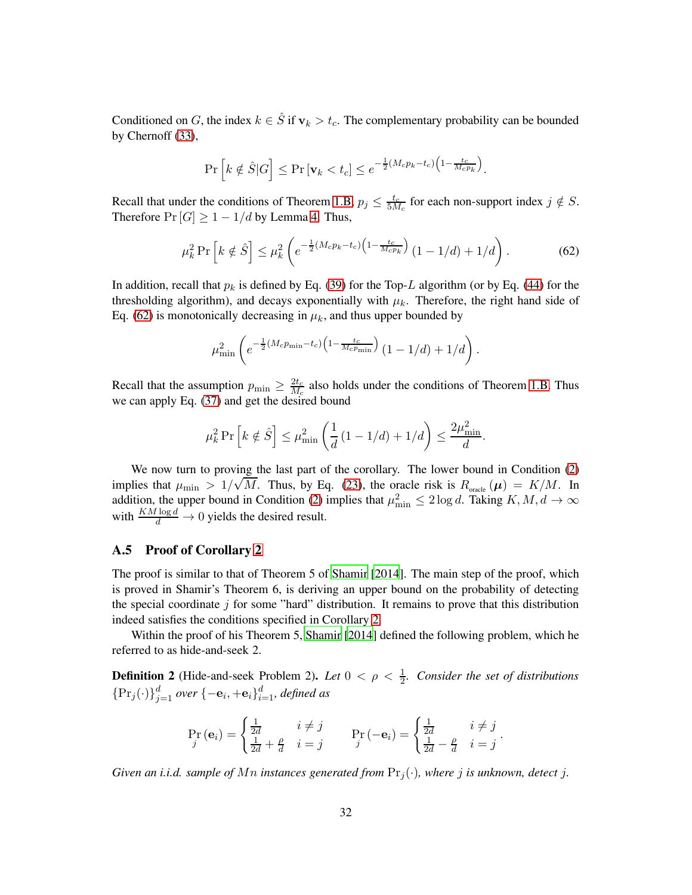Conditioned on $G$, the index $k \in \hat{S}$ if $\mathbf{v}_k > t_c$. The complementary probability can be bounded by Chernoff (33),

$$\Pr\left[k \notin \hat{S} | G\right] \leq \Pr\left[\mathbf{v}_k < t_c\right] \leq e^{-\frac{1}{2}(M_c p_k - t_c)\left(1 - \frac{t_c}{M_c p_k}\right)}.$$

Recall that under the conditions of Theorem 1.B, $p_j \leq \frac{t_c}{5M_c}$ for each non-support index $j \notin S$. Therefore $\Pr[G] \geq 1 - 1/d$ by Lemma 4. Thus,

$$\mu_k^2 \Pr\left[k \notin \hat{S}\right] \leq \mu_k^2 \left(e^{-\frac{1}{2}(M_c p_k - t_c)\left(1 - \frac{t_c}{M_c p_k}\right)} (1 - 1/d) + 1/d\right). \tag{62}$$

In addition, recall that $p_k$ is defined by Eq. (39) for the Top-$L$ algorithm (or by Eq. (44) for the thresholding algorithm), and decays exponentially with $\mu_k$. Therefore, the right hand side of Eq. (62) is monotonically decreasing in $\mu_k$, and thus upper bounded by

$$\mu_{\min}^2 \left(e^{-\frac{1}{2}(M_c p_{\min} - t_c)\left(1 - \frac{t_c}{M_c p_{\min}}\right)} (1 - 1/d) + 1/d\right).$$

Recall that the assumption $p_{\min} \geq \frac{2t_c}{M_c}$ also holds under the conditions of Theorem 1.B. Thus we can apply Eq. (37) and get the desired bound

$$\mu_k^2 \Pr\left[k \notin \hat{S}\right] \leq \mu_{\min}^2 \left(\frac{1}{d}(1 - 1/d) + 1/d\right) \leq \frac{2\mu_{\min}^2}{d}.$$

We now turn to proving the last part of the corollary. The lower bound in Condition (2) implies that $\mu_{\min} > 1/\sqrt{M}$. Thus, by Eq. (23), the oracle risk is $R_{\text{oracle}}(\boldsymbol{\mu}) = K/M$. In addition, the upper bound in Condition (2) implies that $\mu_{\min}^2 \leq 2\log d$. Taking $K, M, d \to \infty$ with $\frac{KM\log d}{d} \to 0$ yields the desired result.

## A.5 Proof of Corollary 2

The proof is similar to that of Theorem 5 of Shamir [2014]. The main step of the proof, which is proved in Shamir's Theorem 6, is deriving an upper bound on the probability of detecting the special coordinate $j$ for some "hard" distribution. It remains to prove that this distribution indeed satisfies the conditions specified in Corollary 2.

Within the proof of his Theorem 5, Shamir [2014] defined the following problem, which he referred to as hide-and-seek 2.

**Definition 2** (Hide-and-seek Problem 2)**.** *Let $0 < \rho < \frac{1}{2}$. Consider the set of distributions $\{\Pr_j(\cdot)\}_{j=1}^d$ over $\{-\mathbf{e}_i, +\mathbf{e}_i\}_{i=1}^d$, defined as*

$$\Pr_j(\mathbf{e}_i) = \begin{cases} \frac{1}{2d} & i \neq j \\ \frac{1}{2d} + \frac{\rho}{d} & i = j \end{cases} \qquad \Pr_j(-\mathbf{e}_i) = \begin{cases} \frac{1}{2d} & i \neq j \\ \frac{1}{2d} - \frac{\rho}{d} & i = j \end{cases}.$$

*Given an i.i.d. sample of $Mn$ instances generated from $\Pr_j(\cdot)$, where $j$ is unknown, detect $j$.*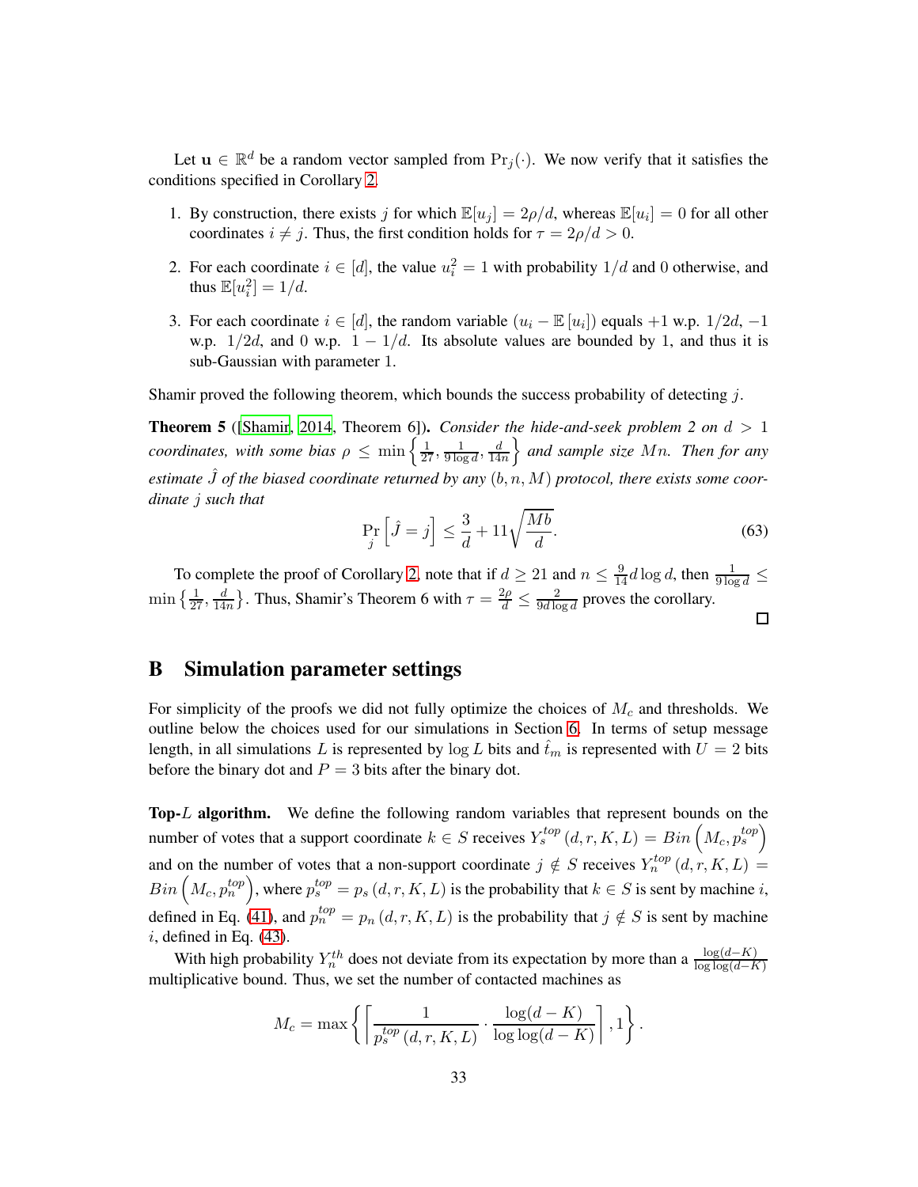Let $\mathbf{u} \in \mathbb{R}^d$ be a random vector sampled from $\Pr_j(\cdot)$. We now verify that it satisfies the conditions specified in Corollary 2.

1. By construction, there exists $j$ for which $\mathbb{E}[u_j] = 2\rho/d$, whereas $\mathbb{E}[u_i] = 0$ for all other coordinates $i \neq j$. Thus, the first condition holds for $\tau = 2\rho/d > 0$.
2. For each coordinate $i \in [d]$, the value $u_i^2 = 1$ with probability $1/d$ and 0 otherwise, and thus $\mathbb{E}[u_i^2] = 1/d$.
3. For each coordinate $i \in [d]$, the random variable $(u_i - \mathbb{E}[u_i])$ equals $+1$ w.p. $1/2d$, $-1$ w.p. $1/2d$, and 0 w.p. $1 - 1/d$. Its absolute values are bounded by 1, and thus it is sub-Gaussian with parameter 1.

Shamir proved the following theorem, which bounds the success probability of detecting $j$.

**Theorem 5** ([Shamir, 2014, Theorem 6])**.** *Consider the hide-and-seek problem 2 on $d > 1$ coordinates, with some bias $\rho \leq \min\left\{\frac{1}{27}, \frac{1}{9\log d}, \frac{d}{14n}\right\}$ and sample size $Mn$. Then for any estimate $\hat{J}$ of the biased coordinate returned by any $(b, n, M)$ protocol, there exists some coordinate $j$ such that*

$$\Pr_j\left[\hat{J} = j\right] \leq \frac{3}{d} + 11\sqrt{\frac{Mb}{d}}. \tag{63}$$

To complete the proof of Corollary 2, note that if $d \geq 21$ and $n \leq \frac{9}{14} d \log d$, then $\frac{1}{9\log d} \leq \min\left\{\frac{1}{27}, \frac{d}{14n}\right\}$. Thus, Shamir's Theorem 6 with $\tau = \frac{2\rho}{d} \leq \frac{2}{9d\log d}$ proves the corollary. ☐

# B Simulation parameter settings

For simplicity of the proofs we did not fully optimize the choices of $M_c$ and thresholds. We outline below the choices used for our simulations in Section 6. In terms of setup message length, in all simulations $L$ is represented by $\log L$ bits and $\hat{t}_m$ is represented with $U = 2$ bits before the binary dot and $P = 3$ bits after the binary dot.

**Top-$L$ algorithm.** We define the following random variables that represent bounds on the number of votes that a support coordinate $k \in S$ receives $Y_s^{top}(d, r, K, L) = Bin\left(M_c, p_s^{top}\right)$ and on the number of votes that a non-support coordinate $j \notin S$ receives $Y_n^{top}(d, r, K, L) = Bin\left(M_c, p_n^{top}\right)$, where $p_s^{top} = p_s(d, r, K, L)$ is the probability that $k \in S$ is sent by machine $i$, defined in Eq. (41), and $p_n^{top} = p_n(d, r, K, L)$ is the probability that $j \notin S$ is sent by machine $i$, defined in Eq. (43).

With high probability $Y_n^{th}$ does not deviate from its expectation by more than a $\frac{\log(d-K)}{\log\log(d-K)}$ multiplicative bound. Thus, we set the number of contacted machines as

$$M_c = \max\left\{\left\lceil \frac{1}{p_s^{top}(d, r, K, L)} \cdot \frac{\log(d-K)}{\log\log(d-K)} \right\rceil, 1\right\}.$$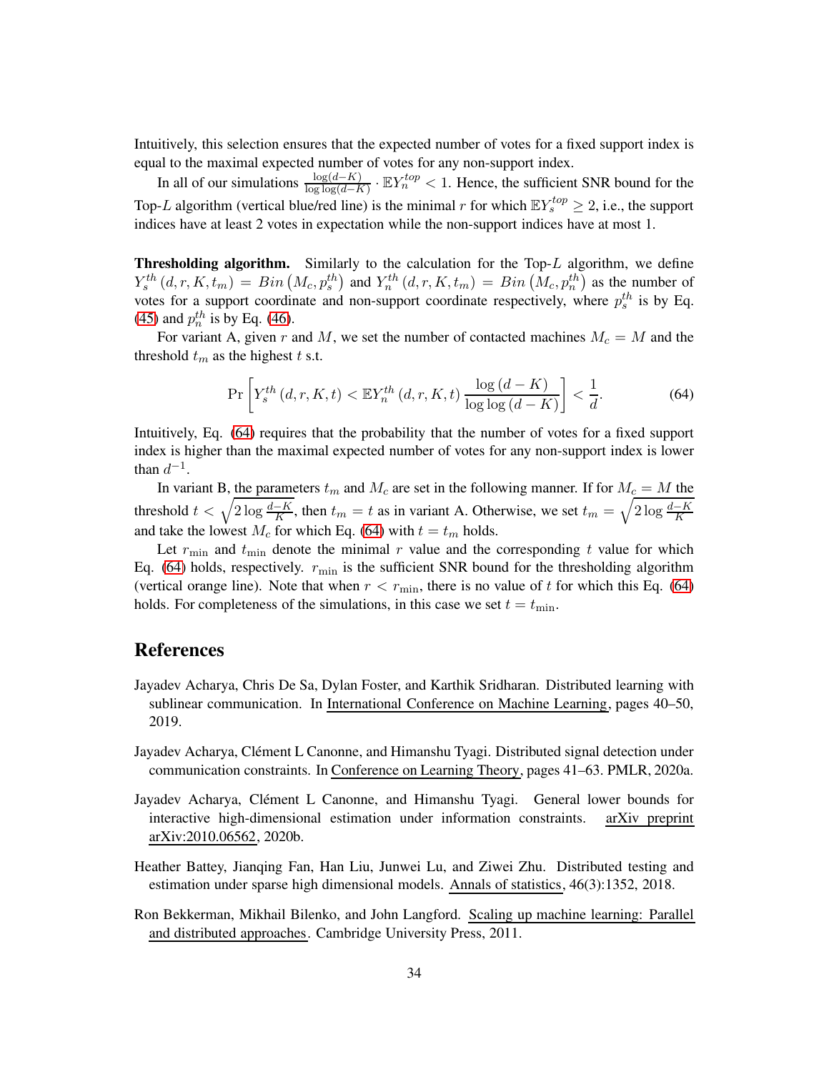Intuitively, this selection ensures that the expected number of votes for a fixed support index is equal to the maximal expected number of votes for any non-support index.

In all of our simulations $\frac{\log(d-K)}{\log\log(d-K)} \cdot \mathbb{E}Y_n^{top} < 1$. Hence, the sufficient SNR bound for the Top-$L$ algorithm (vertical blue/red line) is the minimal $r$ for which $\mathbb{E}Y_s^{top} \geq 2$, i.e., the support indices have at least 2 votes in expectation while the non-support indices have at most 1.

**Thresholding algorithm.** Similarly to the calculation for the Top-$L$ algorithm, we define $Y_s^{th}(d, r, K, t_m) = Bin\left(M_c, p_s^{th}\right)$ and $Y_n^{th}(d, r, K, t_m) = Bin\left(M_c, p_n^{th}\right)$ as the number of votes for a support coordinate and non-support coordinate respectively, where $p_s^{th}$ is by Eq. (45) and $p_n^{th}$ is by Eq. (46).

For variant A, given $r$ and $M$, we set the number of contacted machines $M_c = M$ and the threshold $t_m$ as the highest $t$ s.t.

$$\Pr\left[Y_s^{th}(d, r, K, t) < \mathbb{E}Y_n^{th}(d, r, K, t)\frac{\log(d-K)}{\log\log(d-K)}\right] < \frac{1}{d}. \tag{64}$$

Intuitively, Eq. (64) requires that the probability that the number of votes for a fixed support index is higher than the maximal expected number of votes for any non-support index is lower than $d^{-1}$.

In variant B, the parameters $t_m$ and $M_c$ are set in the following manner. If for $M_c = M$ the threshold $t < \sqrt{2\log\frac{d-K}{K}}$, then $t_m = t$ as in variant A. Otherwise, we set $t_m = \sqrt{2\log\frac{d-K}{K}}$ and take the lowest $M_c$ for which Eq. (64) with $t = t_m$ holds.

Let $r_{\min}$ and $t_{\min}$ denote the minimal $r$ value and the corresponding $t$ value for which Eq. (64) holds, respectively. $r_{\min}$ is the sufficient SNR bound for the thresholding algorithm (vertical orange line). Note that when $r < r_{\min}$, there is no value of $t$ for which this Eq. (64) holds. For completeness of the simulations, in this case we set $t = t_{\min}$.

## References

Jayadev Acharya, Chris De Sa, Dylan Foster, and Karthik Sridharan. Distributed learning with sublinear communication. In International Conference on Machine Learning, pages 40–50, 2019.

Jayadev Acharya, Clément L Canonne, and Himanshu Tyagi. Distributed signal detection under communication constraints. In Conference on Learning Theory, pages 41–63. PMLR, 2020a.

Jayadev Acharya, Clément L Canonne, and Himanshu Tyagi. General lower bounds for interactive high-dimensional estimation under information constraints. arXiv preprint arXiv:2010.06562, 2020b.

Heather Battey, Jianqing Fan, Han Liu, Junwei Lu, and Ziwei Zhu. Distributed testing and estimation under sparse high dimensional models. Annals of statistics, 46(3):1352, 2018.

Ron Bekkerman, Mikhail Bilenko, and John Langford. Scaling up machine learning: Parallel and distributed approaches. Cambridge University Press, 2011.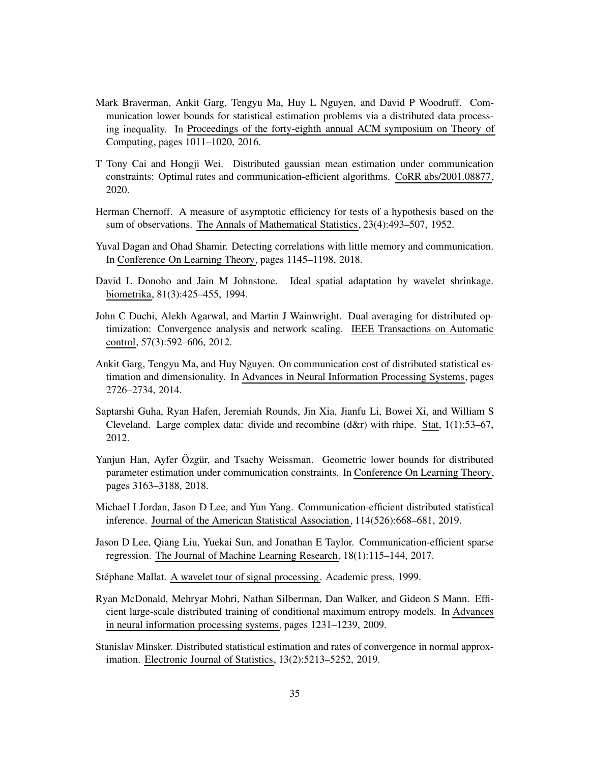Mark Braverman, Ankit Garg, Tengyu Ma, Huy L Nguyen, and David P Woodruff. Communication lower bounds for statistical estimation problems via a distributed data processing inequality. In Proceedings of the forty-eighth annual ACM symposium on Theory of Computing, pages 1011–1020, 2016.

T Tony Cai and Hongji Wei. Distributed gaussian mean estimation under communication constraints: Optimal rates and communication-efficient algorithms. CoRR abs/2001.08877, 2020.

Herman Chernoff. A measure of asymptotic efficiency for tests of a hypothesis based on the sum of observations. The Annals of Mathematical Statistics, 23(4):493–507, 1952.

Yuval Dagan and Ohad Shamir. Detecting correlations with little memory and communication. In Conference On Learning Theory, pages 1145–1198, 2018.

David L Donoho and Jain M Johnstone. Ideal spatial adaptation by wavelet shrinkage. biometrika, 81(3):425–455, 1994.

John C Duchi, Alekh Agarwal, and Martin J Wainwright. Dual averaging for distributed optimization: Convergence analysis and network scaling. IEEE Transactions on Automatic control, 57(3):592–606, 2012.

Ankit Garg, Tengyu Ma, and Huy Nguyen. On communication cost of distributed statistical estimation and dimensionality. In Advances in Neural Information Processing Systems, pages 2726–2734, 2014.

Saptarshi Guha, Ryan Hafen, Jeremiah Rounds, Jin Xia, Jianfu Li, Bowei Xi, and William S Cleveland. Large complex data: divide and recombine (d&r) with rhipe. Stat, 1(1):53–67, 2012.

Yanjun Han, Ayfer Özgür, and Tsachy Weissman. Geometric lower bounds for distributed parameter estimation under communication constraints. In Conference On Learning Theory, pages 3163–3188, 2018.

Michael I Jordan, Jason D Lee, and Yun Yang. Communication-efficient distributed statistical inference. Journal of the American Statistical Association, 114(526):668–681, 2019.

Jason D Lee, Qiang Liu, Yuekai Sun, and Jonathan E Taylor. Communication-efficient sparse regression. The Journal of Machine Learning Research, 18(1):115–144, 2017.

Stéphane Mallat. A wavelet tour of signal processing. Academic press, 1999.

Ryan McDonald, Mehryar Mohri, Nathan Silberman, Dan Walker, and Gideon S Mann. Efficient large-scale distributed training of conditional maximum entropy models. In Advances in neural information processing systems, pages 1231–1239, 2009.

Stanislav Minsker. Distributed statistical estimation and rates of convergence in normal approximation. Electronic Journal of Statistics, 13(2):5213–5252, 2019.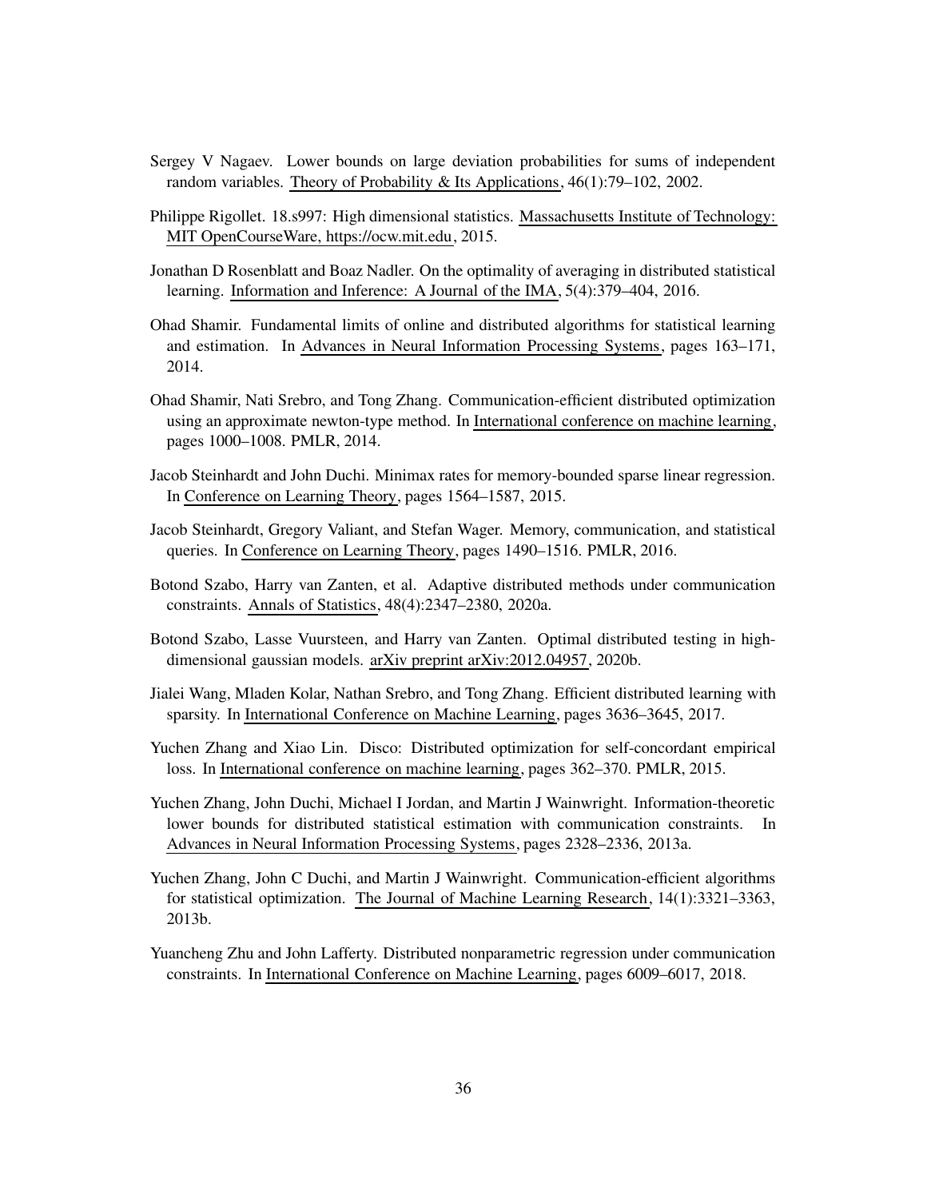Sergey V Nagaev. Lower bounds on large deviation probabilities for sums of independent random variables. Theory of Probability & Its Applications, 46(1):79–102, 2002.

Philippe Rigollet. 18.s997: High dimensional statistics. Massachusetts Institute of Technology: MIT OpenCourseWare, https://ocw.mit.edu, 2015.

Jonathan D Rosenblatt and Boaz Nadler. On the optimality of averaging in distributed statistical learning. Information and Inference: A Journal of the IMA, 5(4):379–404, 2016.

Ohad Shamir. Fundamental limits of online and distributed algorithms for statistical learning and estimation. In Advances in Neural Information Processing Systems, pages 163–171, 2014.

Ohad Shamir, Nati Srebro, and Tong Zhang. Communication-efficient distributed optimization using an approximate newton-type method. In International conference on machine learning, pages 1000–1008. PMLR, 2014.

Jacob Steinhardt and John Duchi. Minimax rates for memory-bounded sparse linear regression. In Conference on Learning Theory, pages 1564–1587, 2015.

Jacob Steinhardt, Gregory Valiant, and Stefan Wager. Memory, communication, and statistical queries. In Conference on Learning Theory, pages 1490–1516. PMLR, 2016.

Botond Szabo, Harry van Zanten, et al. Adaptive distributed methods under communication constraints. Annals of Statistics, 48(4):2347–2380, 2020a.

Botond Szabo, Lasse Vuursteen, and Harry van Zanten. Optimal distributed testing in high-dimensional gaussian models. arXiv preprint arXiv:2012.04957, 2020b.

Jialei Wang, Mladen Kolar, Nathan Srebro, and Tong Zhang. Efficient distributed learning with sparsity. In International Conference on Machine Learning, pages 3636–3645, 2017.

Yuchen Zhang and Xiao Lin. Disco: Distributed optimization for self-concordant empirical loss. In International conference on machine learning, pages 362–370. PMLR, 2015.

Yuchen Zhang, John Duchi, Michael I Jordan, and Martin J Wainwright. Information-theoretic lower bounds for distributed statistical estimation with communication constraints. In Advances in Neural Information Processing Systems, pages 2328–2336, 2013a.

Yuchen Zhang, John C Duchi, and Martin J Wainwright. Communication-efficient algorithms for statistical optimization. The Journal of Machine Learning Research, 14(1):3321–3363, 2013b.

Yuancheng Zhu and John Lafferty. Distributed nonparametric regression under communication constraints. In International Conference on Machine Learning, pages 6009–6017, 2018.